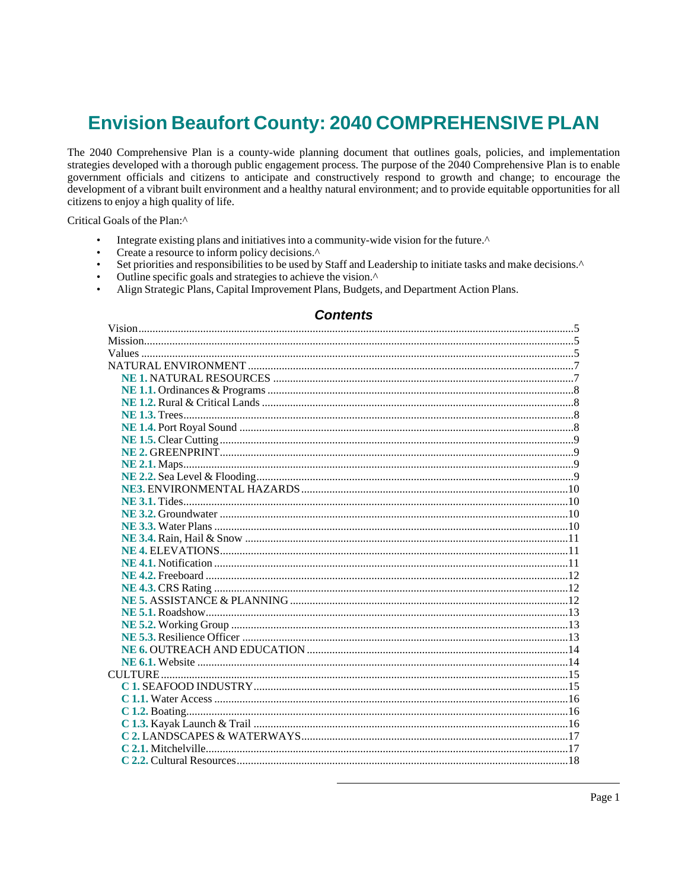# Envision Beaufort County: 2040 COMPREHENSIVE PLAN

The 2040 Comprehensive Plan is a county-wide planning document that outlines goals, policies, and implementation strategies developed with a thorough public engagement process. The purpose of the 2040 Comprehensive Plan is to enable government officials and citizens to anticipate and constructively respond to growth and change; to encourage the development of a vibrant built environment and a healthy natural environment; and to provide equitable opportunities for all citizens to enjoy a high quality of life.

Critical Goals of the Plan:^

- Integrate existing plans and initiatives into a community-wide vision for the future.^
- Create a resource to inform policy decisions.^
- Set priorities and responsibilities to be used by Staff and Leadership to initiate tasks and make decisions.^
- Outline specific goals and strategies to achieve the vision.^
- Align Strategic Plans, Capital Improvement Plans, Budgets, and Department Action Plans.

## Contents

Vision....5
Mission....5
Values....5
NATURAL ENVIRONMENT....7
- **NE 1.** NATURAL RESOURCES....7
- **NE 1.1.** Ordinances & Programs....8
- **NE 1.2.** Rural & Critical Lands....8
- **NE 1.3.** Trees....8
- **NE 1.4.** Port Royal Sound....8
- **NE 1.5.** Clear Cutting....9
- **NE 2.** GREENPRINT....9
- **NE 2.1.** Maps....9
- **NE 2.2.** Sea Level & Flooding....9
- **NE3.** ENVIRONMENTAL HAZARDS....10
- **NE 3.1.** Tides....10
- **NE 3.2.** Groundwater....10
- **NE 3.3.** Water Plans....10
- **NE 3.4.** Rain, Hail & Snow....11
- **NE 4.** ELEVATIONS....11
- **NE 4.1.** Notification....11
- **NE 4.2.** Freeboard....12
- **NE 4.3.** CRS Rating....12
- **NE 5.** ASSISTANCE & PLANNING....12
- **NE 5.1.** Roadshow....13
- **NE 5.2.** Working Group....13
- **NE 5.3.** Resilience Officer....13
- **NE 6.** OUTREACH AND EDUCATION....14
- **NE 6.1.** Website....14

CULTURE....15
- **C 1.** SEAFOOD INDUSTRY....15
- **C 1.1.** Water Access....16
- **C 1.2.** Boating....16
- **C 1.3.** Kayak Launch & Trail....16
- **C 2.** LANDSCAPES & WATERWAYS....17
- **C 2.1.** Mitchelville....17
- **C 2.2.** Cultural Resources....18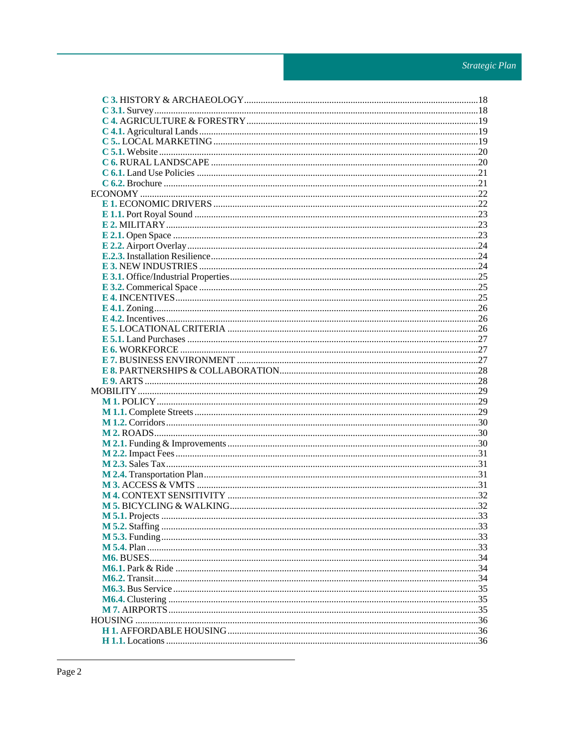C 3. HISTORY & ARCHAEOLOGY .......... 18
C 3.1. Survey .......... 18
C 4. AGRICULTURE & FORESTRY .......... 19
C 4.1. Agricultural Lands .......... 19
C 5.. LOCAL MARKETING .......... 19
C 5.1. Website .......... 20
C 6. RURAL LANDSCAPE .......... 20
C 6.1. Land Use Policies .......... 21
C 6.2. Brochure .......... 21
ECONOMY .......... 22
E 1. ECONOMIC DRIVERS .......... 22
E 1.1. Port Royal Sound .......... 23
E 2. MILITARY .......... 23
E 2.1. Open Space .......... 23
E 2.2. Airport Overlay .......... 24
E.2.3. Installation Resilience .......... 24
E 3. NEW INDUSTRIES .......... 24
E 3.1. Office/Industrial Properties .......... 25
E 3.2. Commerical Space .......... 25
E 4. INCENTIVES .......... 25
E 4.1. Zoning .......... 26
E 4.2. Incentives .......... 26
E 5. LOCATIONAL CRITERIA .......... 26
E 5.1. Land Purchases .......... 27
E 6. WORKFORCE .......... 27
E 7. BUSINESS ENVIRONMENT .......... 27
E 8. PARTNERSHIPS & COLLABORATION .......... 28
E 9. ARTS .......... 28
MOBILITY .......... 29
M 1. POLICY .......... 29
M 1.1. Complete Streets .......... 29
M 1.2. Corridors .......... 30
M 2. ROADS .......... 30
M 2.1. Funding & Improvements .......... 30
M 2.2. Impact Fees .......... 31
M 2.3. Sales Tax .......... 31
M 2.4. Transportation Plan .......... 31
M 3. ACCESS & VMTS .......... 31
M 4. CONTEXT SENSITIVITY .......... 32
M 5. BICYCLING & WALKING .......... 32
M 5.1. Projects .......... 33
M 5.2. Staffing .......... 33
M 5.3. Funding .......... 33
M 5.4. Plan .......... 33
M6. BUSES .......... 34
M6.1. Park & Ride .......... 34
M6.2. Transit .......... 34
M6.3. Bus Service .......... 35
M6.4. Clustering .......... 35
M 7. AIRPORTS .......... 35
HOUSING .......... 36
H 1. AFFORDABLE HOUSING .......... 36
H 1.1. Locations .......... 36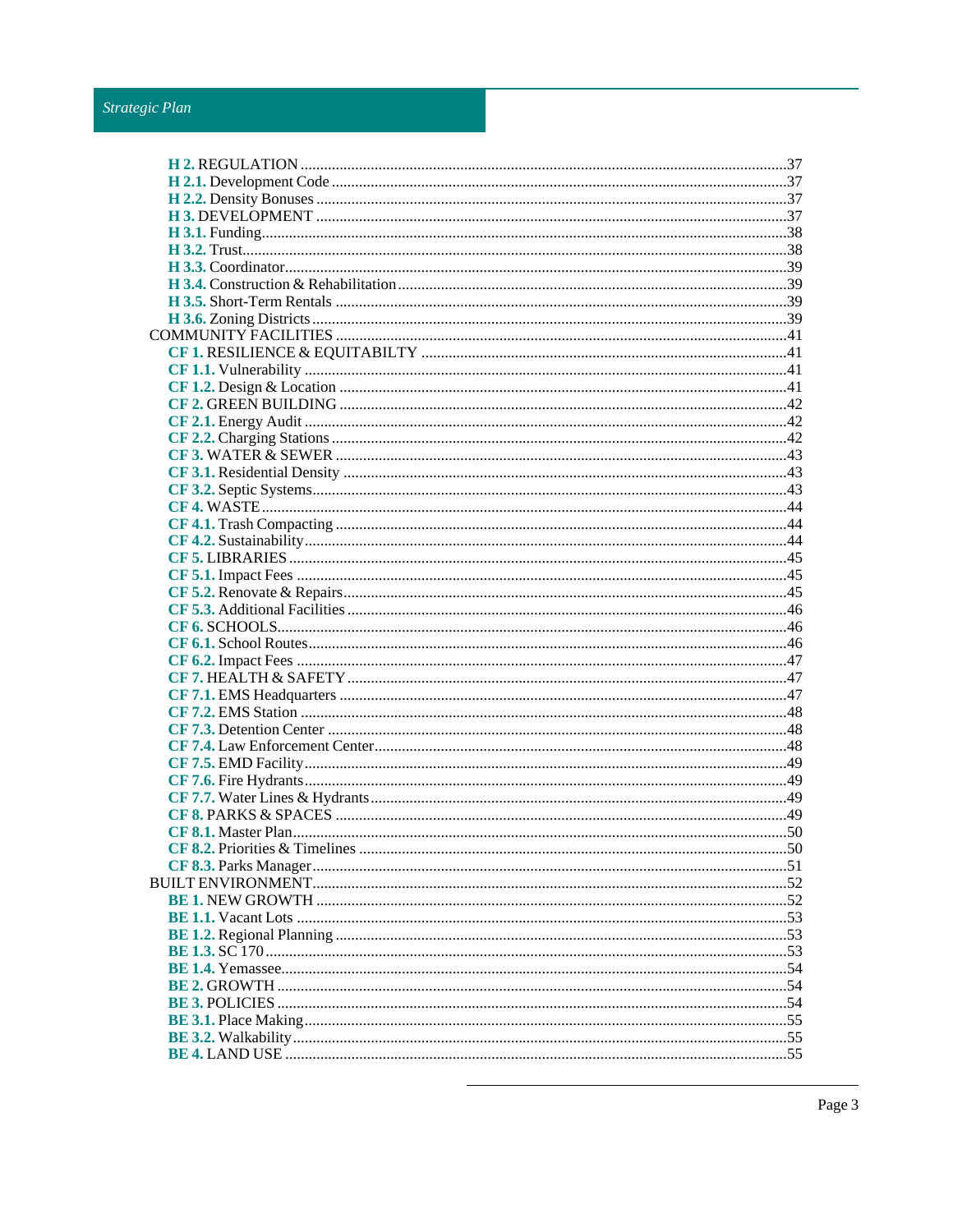**H 2.** REGULATION ....................................................................................................37
**H 2.1.** Development Code .........................................................................................37
**H 2.2.** Density Bonuses .............................................................................................37
**H 3.** DEVELOPMENT ...............................................................................................37
**H 3.1.** Funding...........................................................................................................38
**H 3.2.** Trust................................................................................................................38
**H 3.3.** Coordinator.....................................................................................................39
**H 3.4.** Construction & Rehabilitation.......................................................................39
**H 3.5.** Short-Term Rentals .........................................................................................39
**H 3.6.** Zoning Districts..............................................................................................39
COMMUNITY FACILITIES ........................................................................................41
**CF 1.** RESILIENCE & EQUITABILTY .................................................................41
**CF 1.1.** Vulnerability .................................................................................................41
**CF 1.2.** Design & Location ........................................................................................41
**CF 2.** GREEN BUILDING ........................................................................................42
**CF 2.1.** Energy Audit .................................................................................................42
**CF 2.2.** Charging Stations ..........................................................................................42
**CF 3.** WATER & SEWER ........................................................................................43
**CF 3.1.** Residential Density .......................................................................................43
**CF 3.2.** Septic Systems...............................................................................................43
**CF 4.** WASTE............................................................................................................44
**CF 4.1.** Trash Compacting .........................................................................................44
**CF 4.2.** Sustainability.................................................................................................44
**CF 5.** LIBRARIES .....................................................................................................45
**CF 5.1.** Impact Fees ...................................................................................................45
**CF 5.2.** Renovate & Repairs.......................................................................................45
**CF 5.3.** Additional Facilities ......................................................................................46
**CF 6.** SCHOOLS........................................................................................................46
**CF 6.1.** School Routes................................................................................................46
**CF 6.2.** Impact Fees ...................................................................................................47
**CF 7.** HEALTH & SAFETY .....................................................................................47
**CF 7.1.** EMS Headquarters ........................................................................................47
**CF 7.2.** EMS Station ..................................................................................................48
**CF 7.3.** Detention Center ...........................................................................................48
**CF 7.4.** Law Enforcement Center...............................................................................48
**CF 7.5.** EMD Facility.................................................................................................49
**CF 7.6.** Fire Hydrants.................................................................................................49
**CF 7.7.** Water Lines & Hydrants................................................................................49
**CF 8.** PARKS & SPACES .........................................................................................49
**CF 8.1.** Master Plan....................................................................................................50
**CF 8.2.** Priorities & Timelines ...................................................................................50
**CF 8.3.** Parks Manager...............................................................................................51
BUILT ENVIRONMENT...............................................................................................52
**BE 1.** NEW GROWTH ..............................................................................................52
**BE 1.1.** Vacant Lots ...................................................................................................53
**BE 1.2.** Regional Planning .........................................................................................53
**BE 1.3.** SC 170 ...........................................................................................................53
**BE 1.4.** Yemassee.......................................................................................................54
**BE 2.** GROWTH ........................................................................................................54
**BE 3.** POLICIES ........................................................................................................54
**BE 3.1.** Place Making.................................................................................................55
**BE 3.2.** Walkability....................................................................................................55
**BE 4.** LAND USE .......................................................................................................55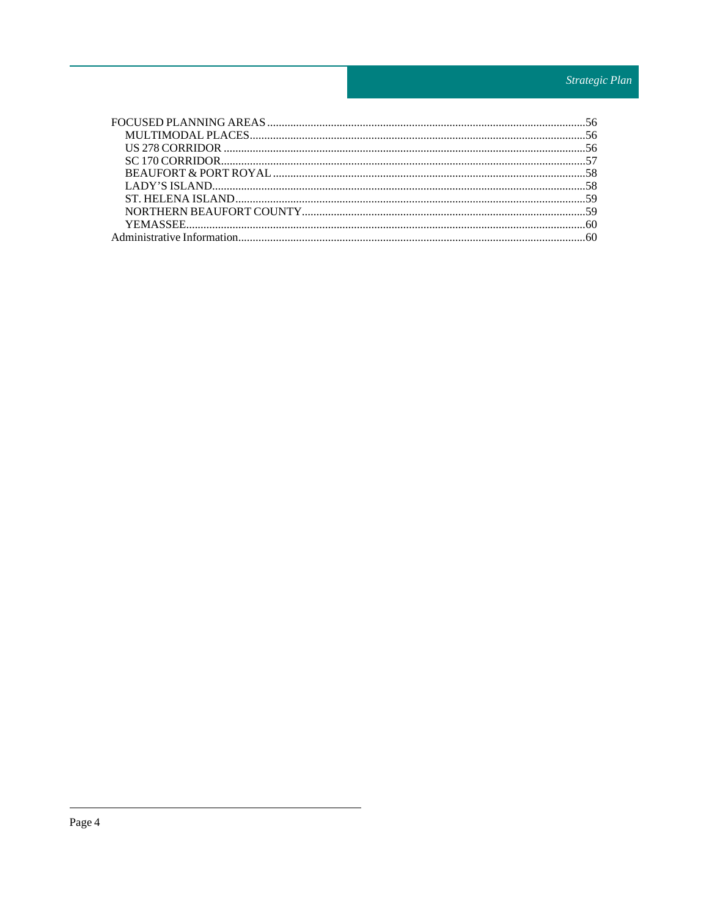FOCUSED PLANNING AREAS ............................................................................................................56
  MULTIMODAL PLACES..................................................................................................................56
  US 278 CORRIDOR ..........................................................................................................................56
  SC 170 CORRIDOR...........................................................................................................................57
  BEAUFORT & PORT ROYAL ..........................................................................................................58
  LADY'S ISLAND................................................................................................................................58
  ST. HELENA ISLAND.......................................................................................................................59
  NORTHERN BEAUFORT COUNTY.................................................................................................59
  YEMASSEE........................................................................................................................................60
Administrative Information......................................................................................................................60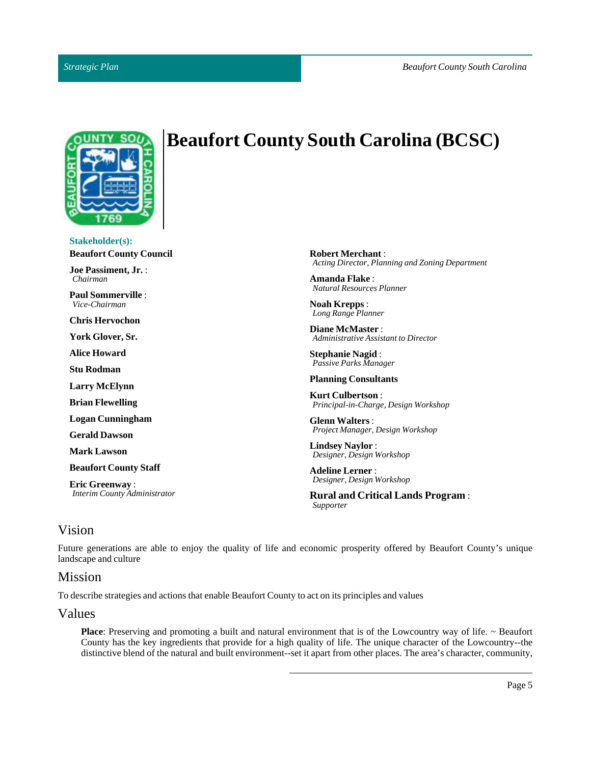# Beaufort County South Carolina (BCSC)

**Stakeholder(s):**

**Beaufort County Council**

**Joe Passiment, Jr.** :
*Chairman*

**Paul Sommerville** :
*Vice-Chairman*

**Chris Hervochon**

**York Glover, Sr.**

**Alice Howard**

**Stu Rodman**

**Larry McElynn**

**Brian Flewelling**

**Logan Cunningham**

**Gerald Dawson**

**Mark Lawson**

**Beaufort County Staff**

**Eric Greenway** :
*Interim County Administrator*

**Robert Merchant** :
*Acting Director, Planning and Zoning Department*

**Amanda Flake** :
*Natural Resources Planner*

**Noah Krepps** :
*Long Range Planner*

**Diane McMaster** :
*Administrative Assistant to Director*

**Stephanie Nagid** :
*Passive Parks Manager*

**Planning Consultants**

**Kurt Culbertson** :
*Principal-in-Charge, Design Workshop*

**Glenn Walters** :
*Project Manager, Design Workshop*

**Lindsey Naylor** :
*Designer, Design Workshop*

**Adeline Lerner** :
*Designer, Design Workshop*

**Rural and Critical Lands Program** :
*Supporter*

## Vision

Future generations are able to enjoy the quality of life and economic prosperity offered by Beaufort County's unique landscape and culture

## Mission

To describe strategies and actions that enable Beaufort County to act on its principles and values

## Values

**Place**: Preserving and promoting a built and natural environment that is of the Lowcountry way of life. ~ Beaufort County has the key ingredients that provide for a high quality of life. The unique character of the Lowcountry--the distinctive blend of the natural and built environment--set it apart from other places. The area's character, community,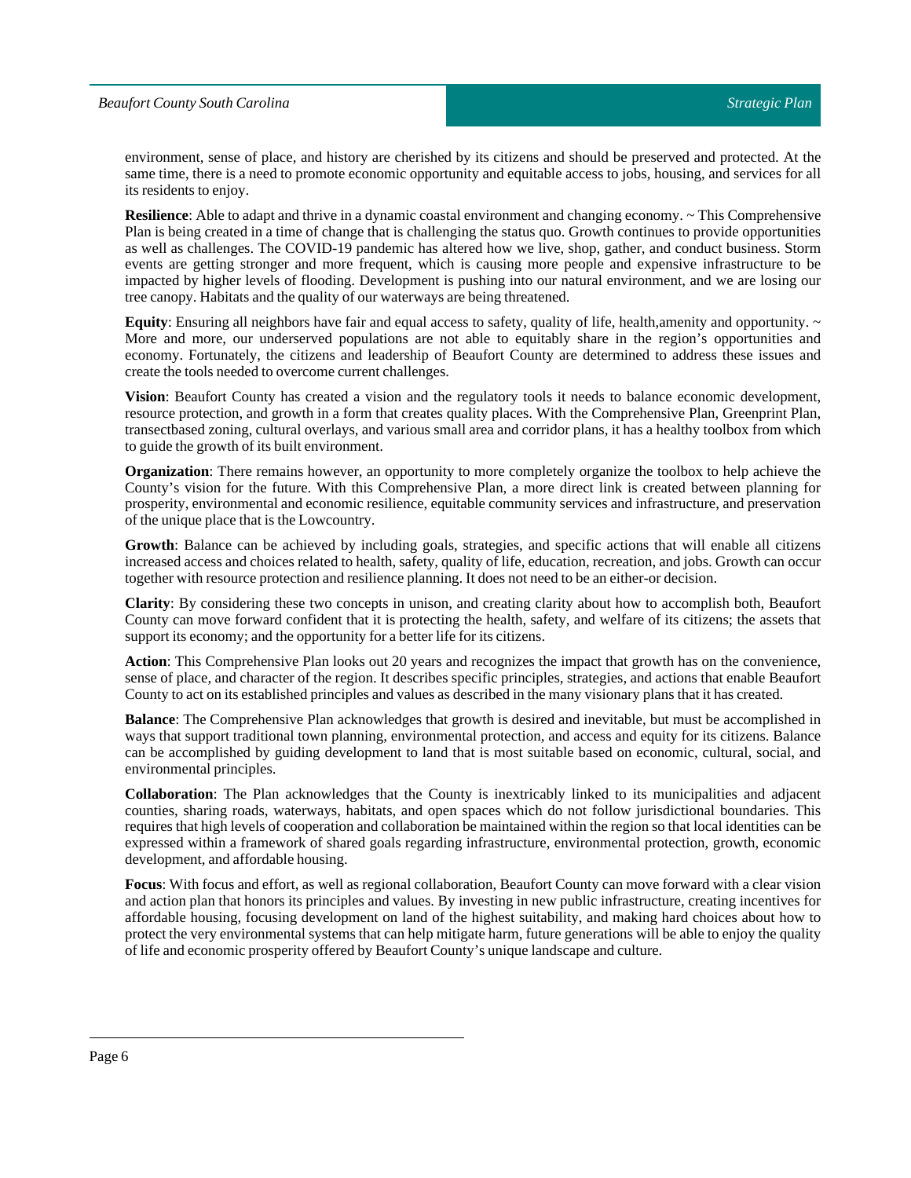environment, sense of place, and history are cherished by its citizens and should be preserved and protected. At the same time, there is a need to promote economic opportunity and equitable access to jobs, housing, and services for all its residents to enjoy.

**Resilience**: Able to adapt and thrive in a dynamic coastal environment and changing economy. ~ This Comprehensive Plan is being created in a time of change that is challenging the status quo. Growth continues to provide opportunities as well as challenges. The COVID-19 pandemic has altered how we live, shop, gather, and conduct business. Storm events are getting stronger and more frequent, which is causing more people and expensive infrastructure to be impacted by higher levels of flooding. Development is pushing into our natural environment, and we are losing our tree canopy. Habitats and the quality of our waterways are being threatened.

**Equity**: Ensuring all neighbors have fair and equal access to safety, quality of life, health,amenity and opportunity. ~ More and more, our underserved populations are not able to equitably share in the region's opportunities and economy. Fortunately, the citizens and leadership of Beaufort County are determined to address these issues and create the tools needed to overcome current challenges.

**Vision**: Beaufort County has created a vision and the regulatory tools it needs to balance economic development, resource protection, and growth in a form that creates quality places. With the Comprehensive Plan, Greenprint Plan, transectbased zoning, cultural overlays, and various small area and corridor plans, it has a healthy toolbox from which to guide the growth of its built environment.

**Organization**: There remains however, an opportunity to more completely organize the toolbox to help achieve the County's vision for the future. With this Comprehensive Plan, a more direct link is created between planning for prosperity, environmental and economic resilience, equitable community services and infrastructure, and preservation of the unique place that is the Lowcountry.

**Growth**: Balance can be achieved by including goals, strategies, and specific actions that will enable all citizens increased access and choices related to health, safety, quality of life, education, recreation, and jobs. Growth can occur together with resource protection and resilience planning. It does not need to be an either-or decision.

**Clarity**: By considering these two concepts in unison, and creating clarity about how to accomplish both, Beaufort County can move forward confident that it is protecting the health, safety, and welfare of its citizens; the assets that support its economy; and the opportunity for a better life for its citizens.

**Action**: This Comprehensive Plan looks out 20 years and recognizes the impact that growth has on the convenience, sense of place, and character of the region. It describes specific principles, strategies, and actions that enable Beaufort County to act on its established principles and values as described in the many visionary plans that it has created.

**Balance**: The Comprehensive Plan acknowledges that growth is desired and inevitable, but must be accomplished in ways that support traditional town planning, environmental protection, and access and equity for its citizens. Balance can be accomplished by guiding development to land that is most suitable based on economic, cultural, social, and environmental principles.

**Collaboration**: The Plan acknowledges that the County is inextricably linked to its municipalities and adjacent counties, sharing roads, waterways, habitats, and open spaces which do not follow jurisdictional boundaries. This requires that high levels of cooperation and collaboration be maintained within the region so that local identities can be expressed within a framework of shared goals regarding infrastructure, environmental protection, growth, economic development, and affordable housing.

**Focus**: With focus and effort, as well as regional collaboration, Beaufort County can move forward with a clear vision and action plan that honors its principles and values. By investing in new public infrastructure, creating incentives for affordable housing, focusing development on land of the highest suitability, and making hard choices about how to protect the very environmental systems that can help mitigate harm, future generations will be able to enjoy the quality of life and economic prosperity offered by Beaufort County's unique landscape and culture.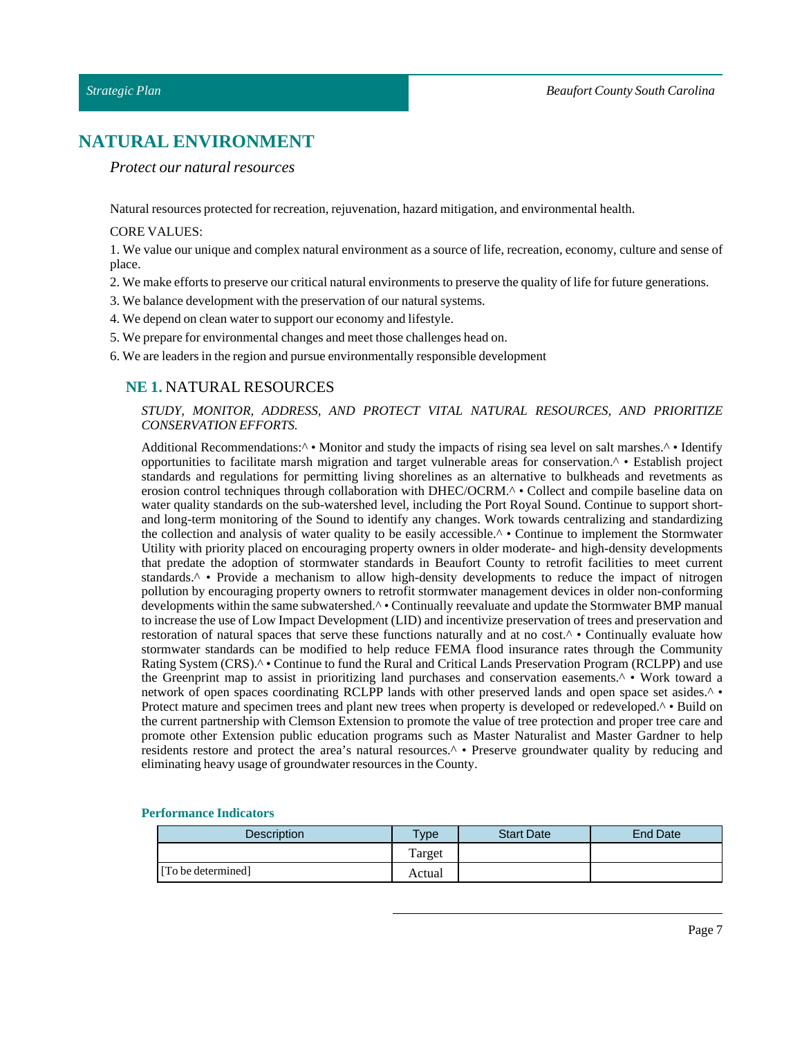# NATURAL ENVIRONMENT

*Protect our natural resources*

Natural resources protected for recreation, rejuvenation, hazard mitigation, and environmental health.

CORE VALUES:

1. We value our unique and complex natural environment as a source of life, recreation, economy, culture and sense of place.
2. We make efforts to preserve our critical natural environments to preserve the quality of life for future generations.
3. We balance development with the preservation of our natural systems.
4. We depend on clean water to support our economy and lifestyle.
5. We prepare for environmental changes and meet those challenges head on.
6. We are leaders in the region and pursue environmentally responsible development

## NE 1. NATURAL RESOURCES

*STUDY, MONITOR, ADDRESS, AND PROTECT VITAL NATURAL RESOURCES, AND PRIORITIZE CONSERVATION EFFORTS.*

Additional Recommendations:^ • Monitor and study the impacts of rising sea level on salt marshes.^ • Identify opportunities to facilitate marsh migration and target vulnerable areas for conservation.^ • Establish project standards and regulations for permitting living shorelines as an alternative to bulkheads and revetments as erosion control techniques through collaboration with DHEC/OCRM.^ • Collect and compile baseline data on water quality standards on the sub-watershed level, including the Port Royal Sound. Continue to support short- and long-term monitoring of the Sound to identify any changes. Work towards centralizing and standardizing the collection and analysis of water quality to be easily accessible.^ • Continue to implement the Stormwater Utility with priority placed on encouraging property owners in older moderate- and high-density developments that predate the adoption of stormwater standards in Beaufort County to retrofit facilities to meet current standards.^ • Provide a mechanism to allow high-density developments to reduce the impact of nitrogen pollution by encouraging property owners to retrofit stormwater management devices in older non-conforming developments within the same subwatershed.^ • Continually reevaluate and update the Stormwater BMP manual to increase the use of Low Impact Development (LID) and incentivize preservation of trees and preservation and restoration of natural spaces that serve these functions naturally and at no cost.^ • Continually evaluate how stormwater standards can be modified to help reduce FEMA flood insurance rates through the Community Rating System (CRS).^ • Continue to fund the Rural and Critical Lands Preservation Program (RCLPP) and use the Greenprint map to assist in prioritizing land purchases and conservation easements.^ • Work toward a network of open spaces coordinating RCLPP lands with other preserved lands and open space set asides.^ • Protect mature and specimen trees and plant new trees when property is developed or redeveloped.^ • Build on the current partnership with Clemson Extension to promote the value of tree protection and proper tree care and promote other Extension public education programs such as Master Naturalist and Master Gardner to help residents restore and protect the area's natural resources.^ • Preserve groundwater quality by reducing and eliminating heavy usage of groundwater resources in the County.

**Performance Indicators**

| Description | Type | Start Date | End Date |
|---|---|---|---|
| | Target | | |
| [To be determined] | Actual | | |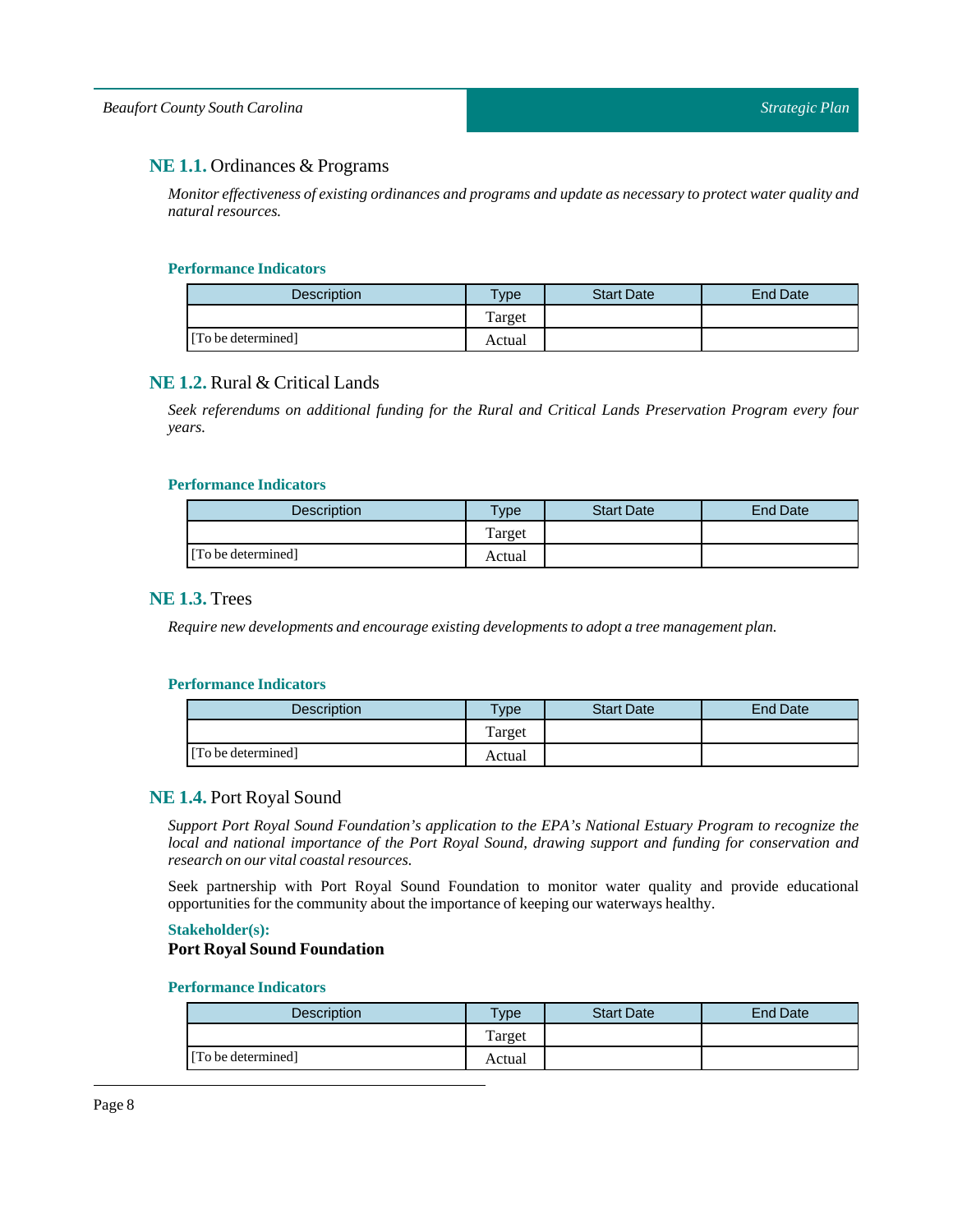### NE 1.1. Ordinances & Programs

*Monitor effectiveness of existing ordinances and programs and update as necessary to protect water quality and natural resources.*

#### Performance Indicators

| Description | Type | Start Date | End Date |
|---|---|---|---|
| | Target | | |
| [To be determined] | Actual | | |

### NE 1.2. Rural & Critical Lands

*Seek referendums on additional funding for the Rural and Critical Lands Preservation Program every four years.*

#### Performance Indicators

| Description | Type | Start Date | End Date |
|---|---|---|---|
| | Target | | |
| [To be determined] | Actual | | |

### NE 1.3. Trees

*Require new developments and encourage existing developments to adopt a tree management plan.*

#### Performance Indicators

| Description | Type | Start Date | End Date |
|---|---|---|---|
| | Target | | |
| [To be determined] | Actual | | |

### NE 1.4. Port Royal Sound

*Support Port Royal Sound Foundation's application to the EPA's National Estuary Program to recognize the local and national importance of the Port Royal Sound, drawing support and funding for conservation and research on our vital coastal resources.*

Seek partnership with Port Royal Sound Foundation to monitor water quality and provide educational opportunities for the community about the importance of keeping our waterways healthy.

#### Stakeholder(s):

**Port Royal Sound Foundation**

#### Performance Indicators

| Description | Type | Start Date | End Date |
|---|---|---|---|
| | Target | | |
| [To be determined] | Actual | | |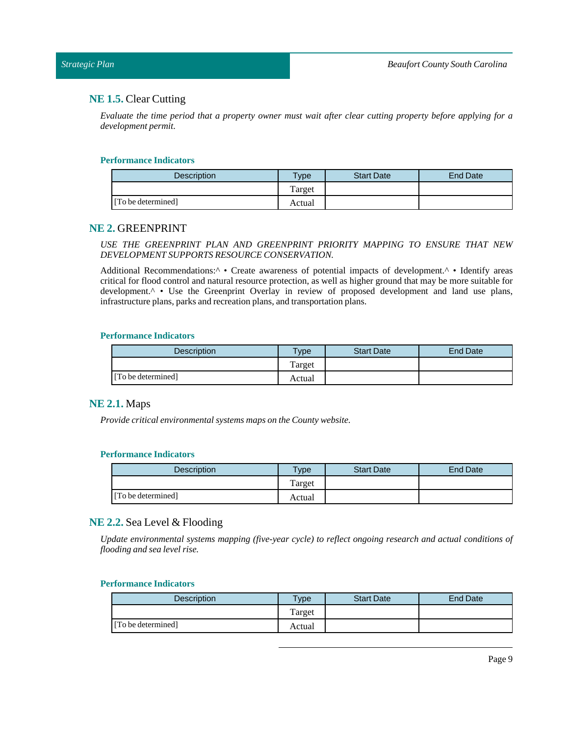## **NE 1.5.** Clear Cutting

*Evaluate the time period that a property owner must wait after clear cutting property before applying for a development permit.*

#### Performance Indicators

| Description | Type | Start Date | End Date |
|---|---|---|---|
| | Target | | |
| [To be determined] | Actual | | |

## **NE 2.** GREENPRINT

*USE THE GREENPRINT PLAN AND GREENPRINT PRIORITY MAPPING TO ENSURE THAT NEW DEVELOPMENT SUPPORTS RESOURCE CONSERVATION.*

Additional Recommendations:^ • Create awareness of potential impacts of development.^ • Identify areas critical for flood control and natural resource protection, as well as higher ground that may be more suitable for development.^ • Use the Greenprint Overlay in review of proposed development and land use plans, infrastructure plans, parks and recreation plans, and transportation plans.

#### Performance Indicators

| Description | Type | Start Date | End Date |
|---|---|---|---|
| | Target | | |
| [To be determined] | Actual | | |

## **NE 2.1.** Maps

*Provide critical environmental systems maps on the County website.*

#### Performance Indicators

| Description | Type | Start Date | End Date |
|---|---|---|---|
| | Target | | |
| [To be determined] | Actual | | |

## **NE 2.2.** Sea Level & Flooding

*Update environmental systems mapping (five-year cycle) to reflect ongoing research and actual conditions of flooding and sea level rise.*

#### Performance Indicators

| Description | Type | Start Date | End Date |
|---|---|---|---|
| | Target | | |
| [To be determined] | Actual | | |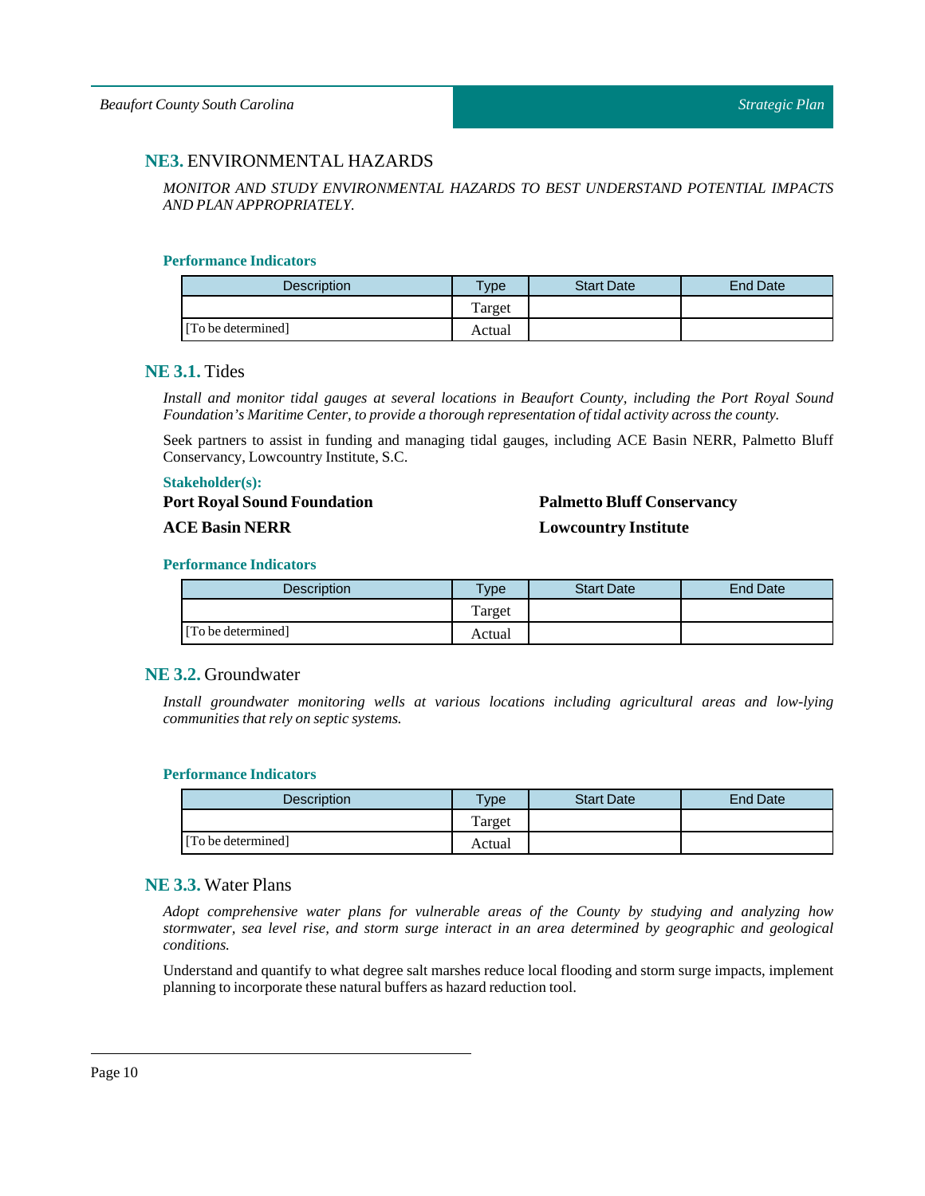## **NE3.** ENVIRONMENTAL HAZARDS

*MONITOR AND STUDY ENVIRONMENTAL HAZARDS TO BEST UNDERSTAND POTENTIAL IMPACTS AND PLAN APPROPRIATELY.*

**Performance Indicators**

| Description | Type | Start Date | End Date |
| --- | --- | --- | --- |
| | Target | | |
| [To be determined] | Actual | | |

### **NE 3.1.** Tides

*Install and monitor tidal gauges at several locations in Beaufort County, including the Port Royal Sound Foundation's Maritime Center, to provide a thorough representation of tidal activity across the county.*

Seek partners to assist in funding and managing tidal gauges, including ACE Basin NERR, Palmetto Bluff Conservancy, Lowcountry Institute, S.C.

**Stakeholder(s):**

**Port Royal Sound Foundation**

**ACE Basin NERR**

**Palmetto Bluff Conservancy**

**Lowcountry Institute**

**Performance Indicators**

| Description | Type | Start Date | End Date |
| --- | --- | --- | --- |
| | Target | | |
| [To be determined] | Actual | | |

### **NE 3.2.** Groundwater

*Install groundwater monitoring wells at various locations including agricultural areas and low-lying communities that rely on septic systems.*

**Performance Indicators**

| Description | Type | Start Date | End Date |
| --- | --- | --- | --- |
| | Target | | |
| [To be determined] | Actual | | |

### **NE 3.3.** Water Plans

*Adopt comprehensive water plans for vulnerable areas of the County by studying and analyzing how stormwater, sea level rise, and storm surge interact in an area determined by geographic and geological conditions.*

Understand and quantify to what degree salt marshes reduce local flooding and storm surge impacts, implement planning to incorporate these natural buffers as hazard reduction tool.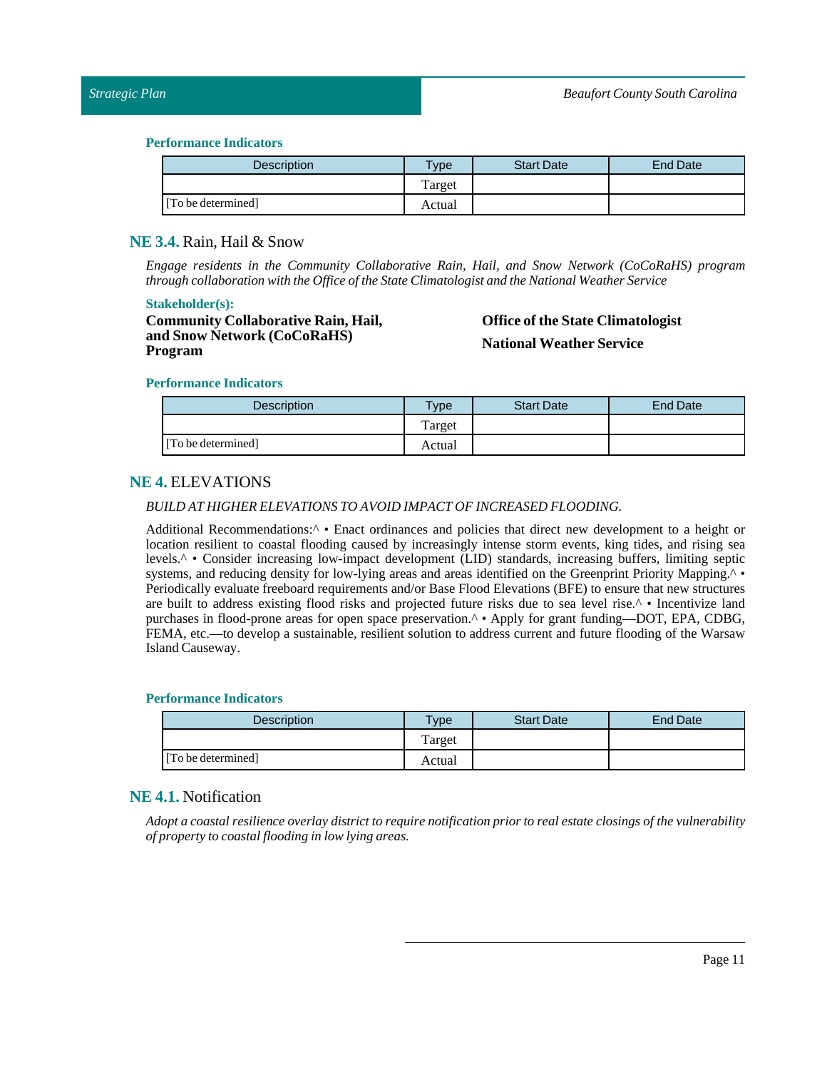#### Performance Indicators

| Description | Type | Start Date | End Date |
|---|---|---|---|
| | Target | | |
| [To be determined] | Actual | | |

### NE 3.4. Rain, Hail & Snow

*Engage residents in the Community Collaborative Rain, Hail, and Snow Network (CoCoRaHS) program through collaboration with the Office of the State Climatologist and the National Weather Service*

#### Stakeholder(s):

**Community Collaborative Rain, Hail, and Snow Network (CoCoRaHS) Program**

**Office of the State Climatologist**

**National Weather Service**

#### Performance Indicators

| Description | Type | Start Date | End Date |
|---|---|---|---|
| | Target | | |
| [To be determined] | Actual | | |

## NE 4. ELEVATIONS

*BUILD AT HIGHER ELEVATIONS TO AVOID IMPACT OF INCREASED FLOODING.*

Additional Recommendations:^ • Enact ordinances and policies that direct new development to a height or location resilient to coastal flooding caused by increasingly intense storm events, king tides, and rising sea levels.^ • Consider increasing low-impact development (LID) standards, increasing buffers, limiting septic systems, and reducing density for low-lying areas and areas identified on the Greenprint Priority Mapping.^ • Periodically evaluate freeboard requirements and/or Base Flood Elevations (BFE) to ensure that new structures are built to address existing flood risks and projected future risks due to sea level rise.^ • Incentivize land purchases in flood-prone areas for open space preservation.^ • Apply for grant funding—DOT, EPA, CDBG, FEMA, etc.—to develop a sustainable, resilient solution to address current and future flooding of the Warsaw Island Causeway.

#### Performance Indicators

| Description | Type | Start Date | End Date |
|---|---|---|---|
| | Target | | |
| [To be determined] | Actual | | |

### NE 4.1. Notification

*Adopt a coastal resilience overlay district to require notification prior to real estate closings of the vulnerability of property to coastal flooding in low lying areas.*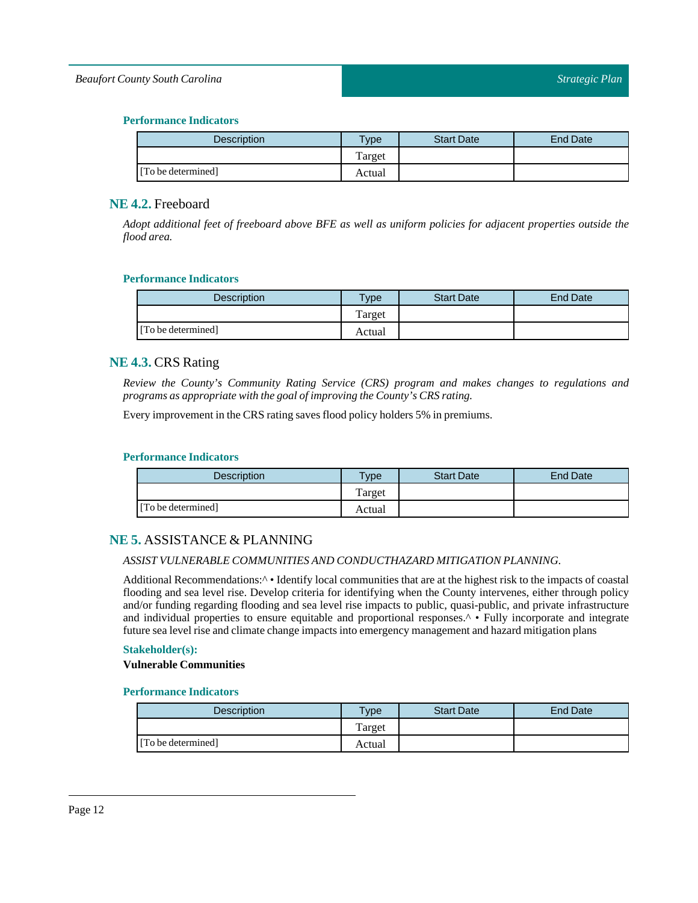### Performance Indicators

| Description | Type | Start Date | End Date |
|---|---|---|---|
| | Target | | |
| [To be determined] | Actual | | |

## NE 4.2. Freeboard

*Adopt additional feet of freeboard above BFE as well as uniform policies for adjacent properties outside the flood area.*

### Performance Indicators

| Description | Type | Start Date | End Date |
|---|---|---|---|
| | Target | | |
| [To be determined] | Actual | | |

## NE 4.3. CRS Rating

*Review the County's Community Rating Service (CRS) program and makes changes to regulations and programs as appropriate with the goal of improving the County's CRS rating.*

Every improvement in the CRS rating saves flood policy holders 5% in premiums.

### Performance Indicators

| Description | Type | Start Date | End Date |
|---|---|---|---|
| | Target | | |
| [To be determined] | Actual | | |

## NE 5. ASSISTANCE & PLANNING

*ASSIST VULNERABLE COMMUNITIES AND CONDUCTHAZARD MITIGATION PLANNING.*

Additional Recommendations:^ • Identify local communities that are at the highest risk to the impacts of coastal flooding and sea level rise. Develop criteria for identifying when the County intervenes, either through policy and/or funding regarding flooding and sea level rise impacts to public, quasi-public, and private infrastructure and individual properties to ensure equitable and proportional responses.^ • Fully incorporate and integrate future sea level rise and climate change impacts into emergency management and hazard mitigation plans

### Stakeholder(s):

**Vulnerable Communities**

### Performance Indicators

| Description | Type | Start Date | End Date |
|---|---|---|---|
| | Target | | |
| [To be determined] | Actual | | |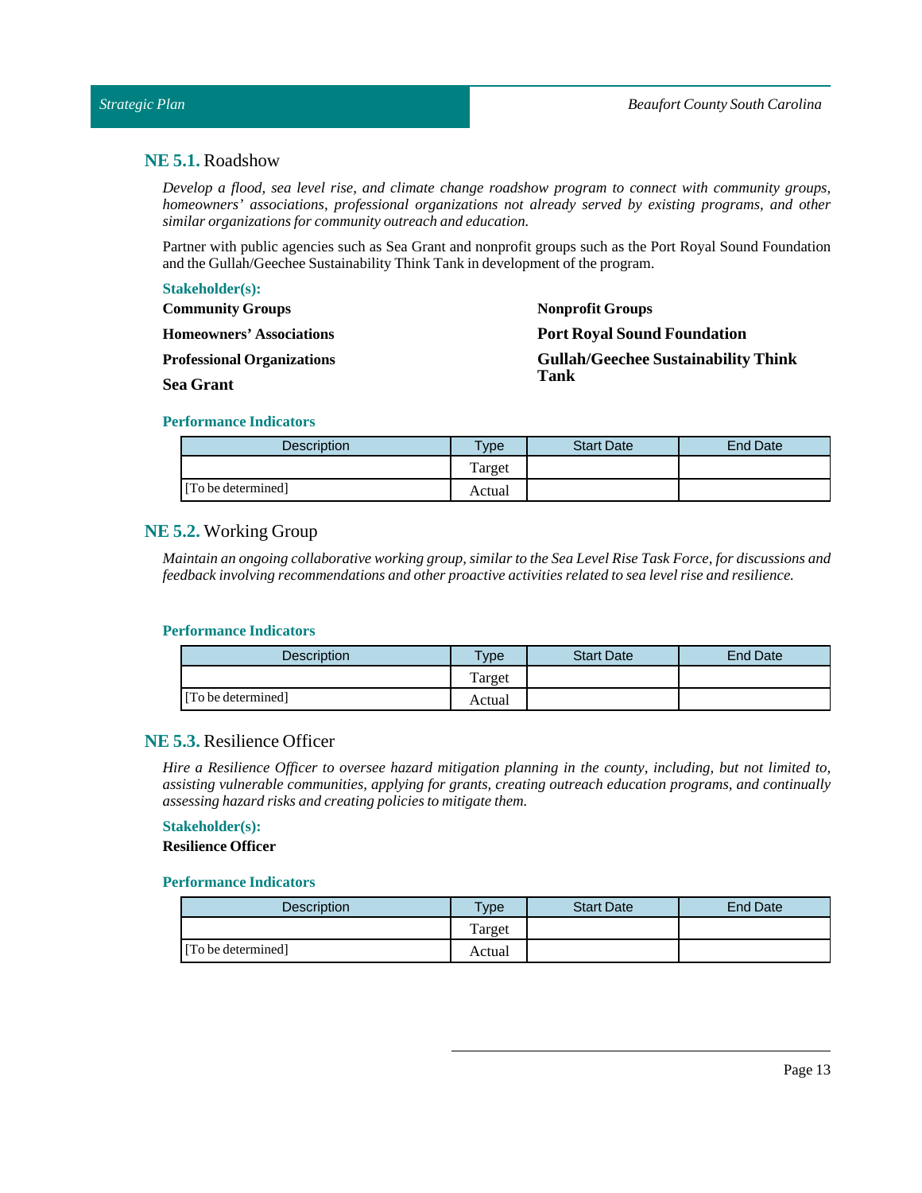## **NE 5.1.** Roadshow

*Develop a flood, sea level rise, and climate change roadshow program to connect with community groups, homeowners' associations, professional organizations not already served by existing programs, and other similar organizations for community outreach and education.*

Partner with public agencies such as Sea Grant and nonprofit groups such as the Port Royal Sound Foundation and the Gullah/Geechee Sustainability Think Tank in development of the program.

**Stakeholder(s):**

**Community Groups**

**Homeowners' Associations**

**Professional Organizations**

**Sea Grant**

**Nonprofit Groups**

**Port Royal Sound Foundation**

**Gullah/Geechee Sustainability Think Tank**

**Performance Indicators**

| Description | Type | Start Date | End Date |
|---|---|---|---|
| | Target | | |
| [To be determined] | Actual | | |

## **NE 5.2.** Working Group

*Maintain an ongoing collaborative working group, similar to the Sea Level Rise Task Force, for discussions and feedback involving recommendations and other proactive activities related to sea level rise and resilience.*

**Performance Indicators**

| Description | Type | Start Date | End Date |
|---|---|---|---|
| | Target | | |
| [To be determined] | Actual | | |

## **NE 5.3.** Resilience Officer

*Hire a Resilience Officer to oversee hazard mitigation planning in the county, including, but not limited to, assisting vulnerable communities, applying for grants, creating outreach education programs, and continually assessing hazard risks and creating policies to mitigate them.*

**Stakeholder(s):**

**Resilience Officer**

**Performance Indicators**

| Description | Type | Start Date | End Date |
|---|---|---|---|
| | Target | | |
| [To be determined] | Actual | | |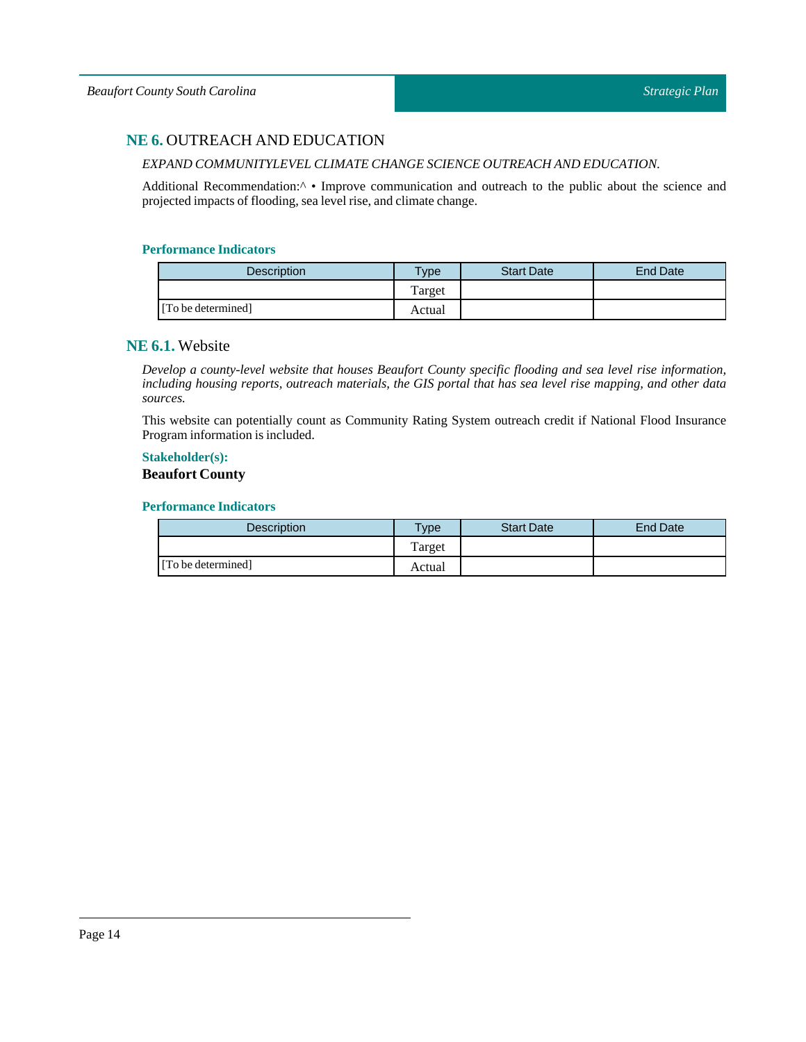## **NE 6.** OUTREACH AND EDUCATION

*EXPAND COMMUNITYLEVEL CLIMATE CHANGE SCIENCE OUTREACH AND EDUCATION.*

Additional Recommendation:^ • Improve communication and outreach to the public about the science and projected impacts of flooding, sea level rise, and climate change.

#### Performance Indicators

| Description | Type | Start Date | End Date |
|---|---|---|---|
| | Target | | |
| [To be determined] | Actual | | |

### **NE 6.1.** Website

*Develop a county-level website that houses Beaufort County specific flooding and sea level rise information, including housing reports, outreach materials, the GIS portal that has sea level rise mapping, and other data sources.*

This website can potentially count as Community Rating System outreach credit if National Flood Insurance Program information is included.

#### Stakeholder(s):

**Beaufort County**

#### Performance Indicators

| Description | Type | Start Date | End Date |
|---|---|---|---|
| | Target | | |
| [To be determined] | Actual | | |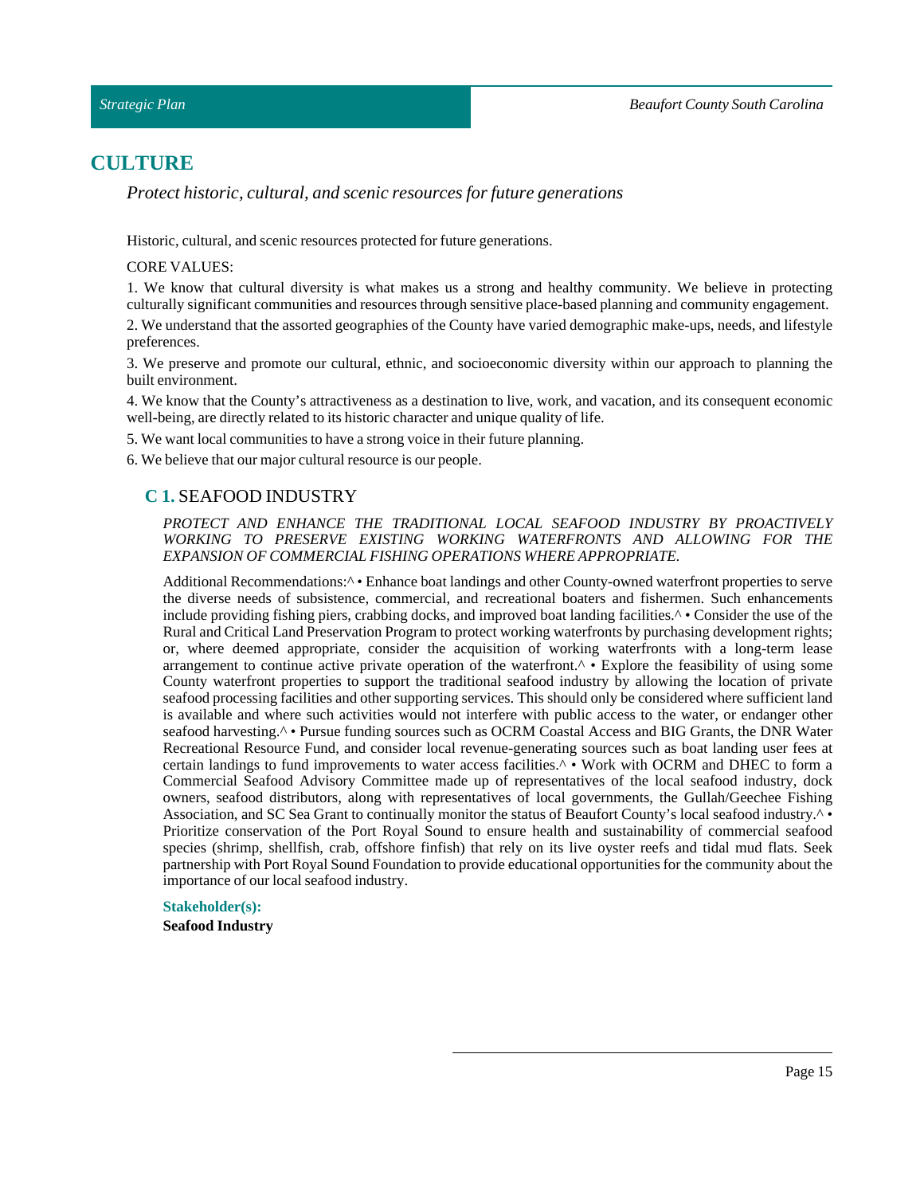# CULTURE

*Protect historic, cultural, and scenic resources for future generations*

Historic, cultural, and scenic resources protected for future generations.

CORE VALUES:

1. We know that cultural diversity is what makes us a strong and healthy community. We believe in protecting culturally significant communities and resources through sensitive place-based planning and community engagement.
2. We understand that the assorted geographies of the County have varied demographic make-ups, needs, and lifestyle preferences.
3. We preserve and promote our cultural, ethnic, and socioeconomic diversity within our approach to planning the built environment.
4. We know that the County's attractiveness as a destination to live, work, and vacation, and its consequent economic well-being, are directly related to its historic character and unique quality of life.
5. We want local communities to have a strong voice in their future planning.
6. We believe that our major cultural resource is our people.

## C 1. SEAFOOD INDUSTRY

*PROTECT AND ENHANCE THE TRADITIONAL LOCAL SEAFOOD INDUSTRY BY PROACTIVELY WORKING TO PRESERVE EXISTING WORKING WATERFRONTS AND ALLOWING FOR THE EXPANSION OF COMMERCIAL FISHING OPERATIONS WHERE APPROPRIATE.*

Additional Recommendations:^ • Enhance boat landings and other County-owned waterfront properties to serve the diverse needs of subsistence, commercial, and recreational boaters and fishermen. Such enhancements include providing fishing piers, crabbing docks, and improved boat landing facilities.^ • Consider the use of the Rural and Critical Land Preservation Program to protect working waterfronts by purchasing development rights; or, where deemed appropriate, consider the acquisition of working waterfronts with a long-term lease arrangement to continue active private operation of the waterfront.^ • Explore the feasibility of using some County waterfront properties to support the traditional seafood industry by allowing the location of private seafood processing facilities and other supporting services. This should only be considered where sufficient land is available and where such activities would not interfere with public access to the water, or endanger other seafood harvesting.^ • Pursue funding sources such as OCRM Coastal Access and BIG Grants, the DNR Water Recreational Resource Fund, and consider local revenue-generating sources such as boat landing user fees at certain landings to fund improvements to water access facilities.^ • Work with OCRM and DHEC to form a Commercial Seafood Advisory Committee made up of representatives of the local seafood industry, dock owners, seafood distributors, along with representatives of local governments, the Gullah/Geechee Fishing Association, and SC Sea Grant to continually monitor the status of Beaufort County's local seafood industry.^ • Prioritize conservation of the Port Royal Sound to ensure health and sustainability of commercial seafood species (shrimp, shellfish, crab, offshore finfish) that rely on its live oyster reefs and tidal mud flats. Seek partnership with Port Royal Sound Foundation to provide educational opportunities for the community about the importance of our local seafood industry.

**Stakeholder(s):**

**Seafood Industry**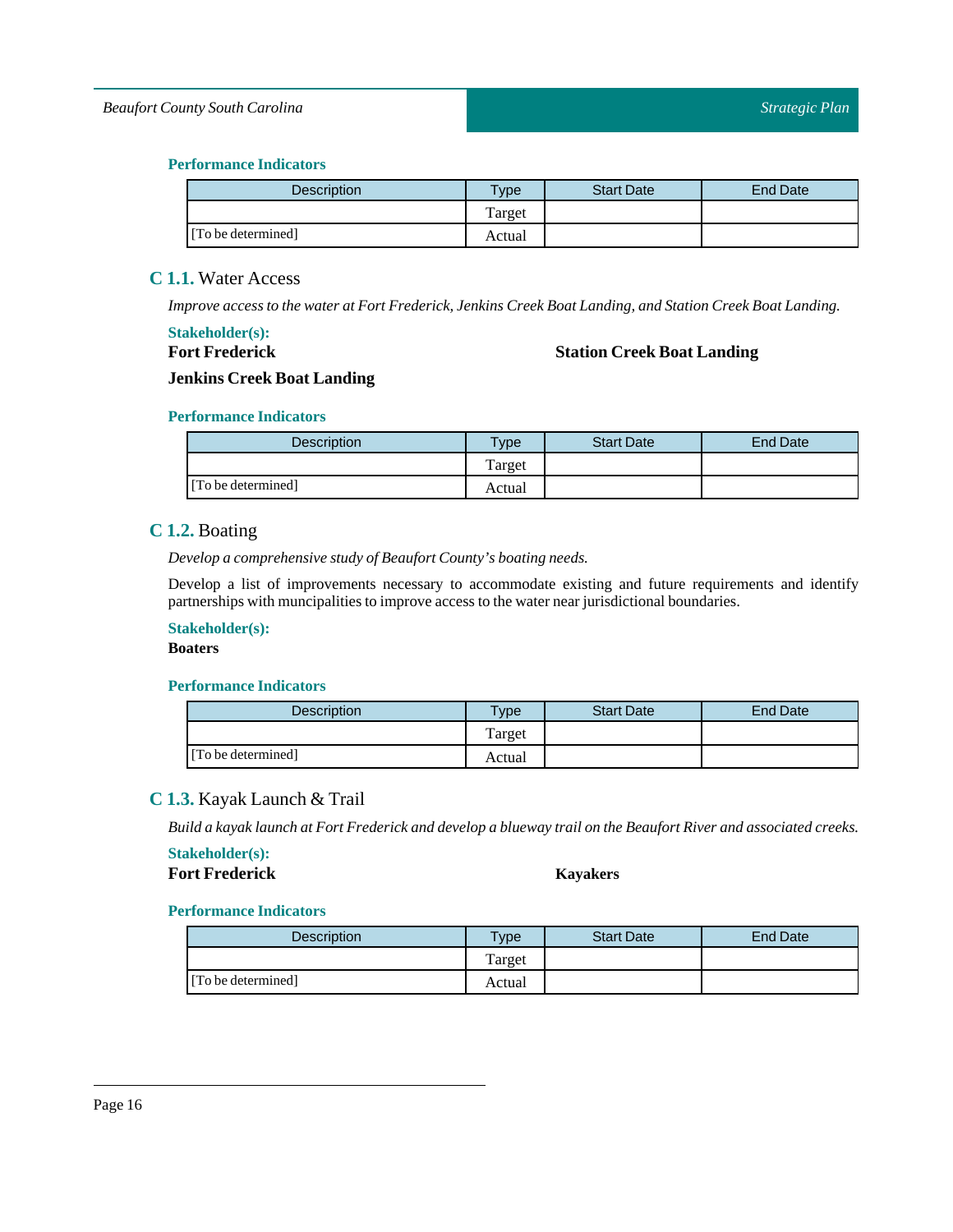#### Performance Indicators

| Description | Type | Start Date | End Date |
|---|---|---|---|
| | Target | | |
| [To be determined] | Actual | | |

### C 1.1. Water Access

*Improve access to the water at Fort Frederick, Jenkins Creek Boat Landing, and Station Creek Boat Landing.*

#### Stakeholder(s):

**Fort Frederick**

**Station Creek Boat Landing**

**Jenkins Creek Boat Landing**

#### Performance Indicators

| Description | Type | Start Date | End Date |
|---|---|---|---|
| | Target | | |
| [To be determined] | Actual | | |

### C 1.2. Boating

*Develop a comprehensive study of Beaufort County's boating needs.*

Develop a list of improvements necessary to accommodate existing and future requirements and identify partnerships with muncipalities to improve access to the water near jurisdictional boundaries.

#### Stakeholder(s):

**Boaters**

#### Performance Indicators

| Description | Type | Start Date | End Date |
|---|---|---|---|
| | Target | | |
| [To be determined] | Actual | | |

### C 1.3. Kayak Launch & Trail

*Build a kayak launch at Fort Frederick and develop a blueway trail on the Beaufort River and associated creeks.*

#### Stakeholder(s):

**Fort Frederick**

**Kayakers**

#### Performance Indicators

| Description | Type | Start Date | End Date |
|---|---|---|---|
| | Target | | |
| [To be determined] | Actual | | |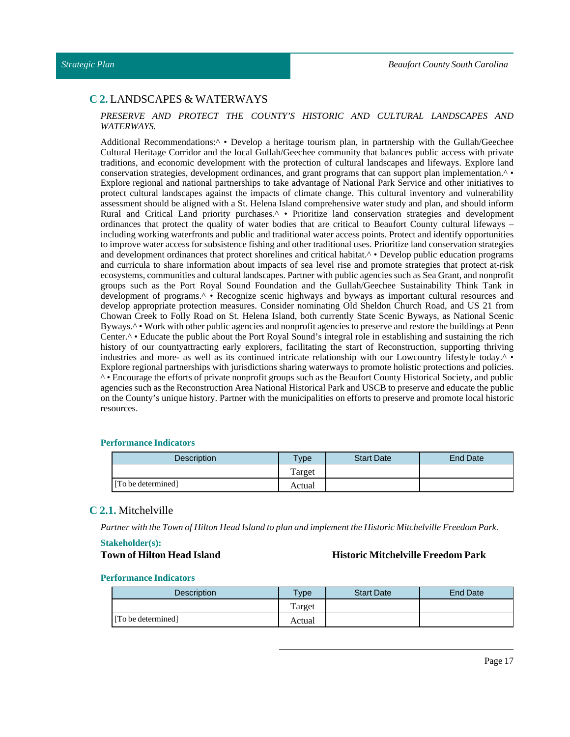## **C 2.** LANDSCAPES & WATERWAYS

*PRESERVE AND PROTECT THE COUNTY'S HISTORIC AND CULTURAL LANDSCAPES AND WATERWAYS.*

Additional Recommendations:^ • Develop a heritage tourism plan, in partnership with the Gullah/Geechee Cultural Heritage Corridor and the local Gullah/Geechee community that balances public access with private traditions, and economic development with the protection of cultural landscapes and lifeways. Explore land conservation strategies, development ordinances, and grant programs that can support plan implementation.^ • Explore regional and national partnerships to take advantage of National Park Service and other initiatives to protect cultural landscapes against the impacts of climate change. This cultural inventory and vulnerability assessment should be aligned with a St. Helena Island comprehensive water study and plan, and should inform Rural and Critical Land priority purchases.^ • Prioritize land conservation strategies and development ordinances that protect the quality of water bodies that are critical to Beaufort County cultural lifeways – including working waterfronts and public and traditional water access points. Protect and identify opportunities to improve water access for subsistence fishing and other traditional uses. Prioritize land conservation strategies and development ordinances that protect shorelines and critical habitat.^ • Develop public education programs and curricula to share information about impacts of sea level rise and promote strategies that protect at-risk ecosystems, communities and cultural landscapes. Partner with public agencies such as Sea Grant, and nonprofit groups such as the Port Royal Sound Foundation and the Gullah/Geechee Sustainability Think Tank in development of programs.^ • Recognize scenic highways and byways as important cultural resources and develop appropriate protection measures. Consider nominating Old Sheldon Church Road, and US 21 from Chowan Creek to Folly Road on St. Helena Island, both currently State Scenic Byways, as National Scenic Byways.^ • Work with other public agencies and nonprofit agencies to preserve and restore the buildings at Penn Center.^ • Educate the public about the Port Royal Sound's integral role in establishing and sustaining the rich history of our countyattracting early explorers, facilitating the start of Reconstruction, supporting thriving industries and more- as well as its continued intricate relationship with our Lowcountry lifestyle today.^ • Explore regional partnerships with jurisdictions sharing waterways to promote holistic protections and policies. ^ • Encourage the efforts of private nonprofit groups such as the Beaufort County Historical Society, and public agencies such as the Reconstruction Area National Historical Park and USCB to preserve and educate the public on the County's unique history. Partner with the municipalities on efforts to preserve and promote local historic resources.

**Performance Indicators**

| Description | Type | Start Date | End Date |
|---|---|---|---|
| | Target | | |
| [To be determined] | Actual | | |

### **C 2.1.** Mitchelville

*Partner with the Town of Hilton Head Island to plan and implement the Historic Mitchelville Freedom Park.*

**Stakeholder(s):**

**Town of Hilton Head Island**

**Historic Mitchelville Freedom Park**

**Performance Indicators**

| Description | Type | Start Date | End Date |
|---|---|---|---|
| | Target | | |
| [To be determined] | Actual | | |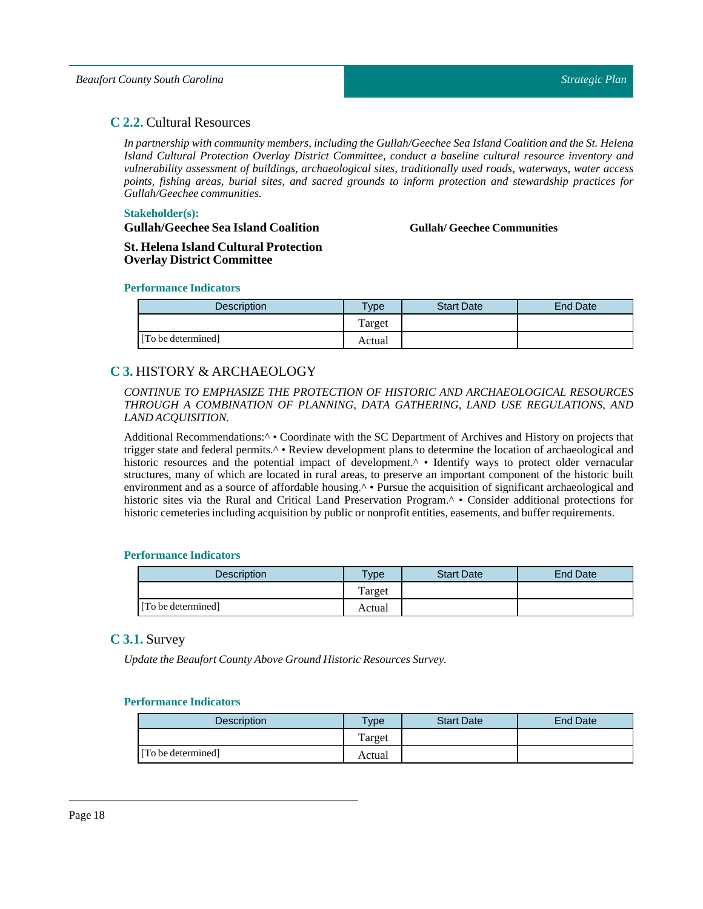## C 2.2. Cultural Resources

*In partnership with community members, including the Gullah/Geechee Sea Island Coalition and the St. Helena Island Cultural Protection Overlay District Committee, conduct a baseline cultural resource inventory and vulnerability assessment of buildings, archaeological sites, traditionally used roads, waterways, water access points, fishing areas, burial sites, and sacred grounds to inform protection and stewardship practices for Gullah/Geechee communities.*

**Stakeholder(s):**

**Gullah/Geechee Sea Island Coalition**

**Gullah/ Geechee Communities**

**St. Helena Island Cultural Protection Overlay District Committee**

**Performance Indicators**

| Description | Type | Start Date | End Date |
|---|---|---|---|
| | Target | | |
| [To be determined] | Actual | | |

## C 3. HISTORY & ARCHAEOLOGY

*CONTINUE TO EMPHASIZE THE PROTECTION OF HISTORIC AND ARCHAEOLOGICAL RESOURCES THROUGH A COMBINATION OF PLANNING, DATA GATHERING, LAND USE REGULATIONS, AND LAND ACQUISITION.*

Additional Recommendations:^ • Coordinate with the SC Department of Archives and History on projects that trigger state and federal permits.^ • Review development plans to determine the location of archaeological and historic resources and the potential impact of development.^ • Identify ways to protect older vernacular structures, many of which are located in rural areas, to preserve an important component of the historic built environment and as a source of affordable housing.^ • Pursue the acquisition of significant archaeological and historic sites via the Rural and Critical Land Preservation Program.^ • Consider additional protections for historic cemeteries including acquisition by public or nonprofit entities, easements, and buffer requirements.

**Performance Indicators**

| Description | Type | Start Date | End Date |
|---|---|---|---|
| | Target | | |
| [To be determined] | Actual | | |

## C 3.1. Survey

*Update the Beaufort County Above Ground Historic Resources Survey.*

**Performance Indicators**

| Description | Type | Start Date | End Date |
|---|---|---|---|
| | Target | | |
| [To be determined] | Actual | | |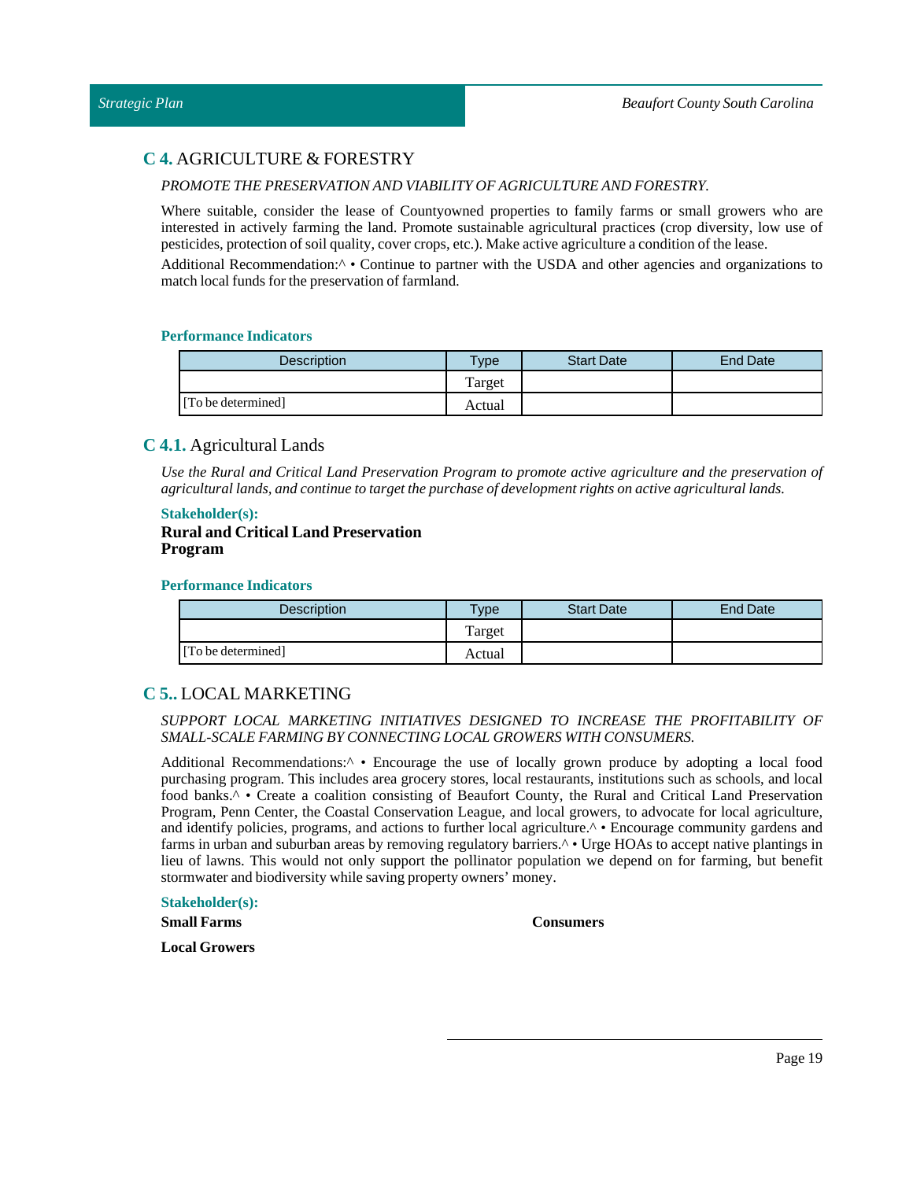## C 4. AGRICULTURE & FORESTRY

*PROMOTE THE PRESERVATION AND VIABILITY OF AGRICULTURE AND FORESTRY.*

Where suitable, consider the lease of Countyowned properties to family farms or small growers who are interested in actively farming the land. Promote sustainable agricultural practices (crop diversity, low use of pesticides, protection of soil quality, cover crops, etc.). Make active agriculture a condition of the lease.

Additional Recommendation:^ • Continue to partner with the USDA and other agencies and organizations to match local funds for the preservation of farmland.

#### Performance Indicators

| Description | Type | Start Date | End Date |
|---|---|---|---|
| | Target | | |
| [To be determined] | Actual | | |

### C 4.1. Agricultural Lands

*Use the Rural and Critical Land Preservation Program to promote active agriculture and the preservation of agricultural lands, and continue to target the purchase of development rights on active agricultural lands.*

#### Stakeholder(s):

**Rural and Critical Land Preservation Program**

#### Performance Indicators

| Description | Type | Start Date | End Date |
|---|---|---|---|
| | Target | | |
| [To be determined] | Actual | | |

## C 5.. LOCAL MARKETING

*SUPPORT LOCAL MARKETING INITIATIVES DESIGNED TO INCREASE THE PROFITABILITY OF SMALL-SCALE FARMING BY CONNECTING LOCAL GROWERS WITH CONSUMERS.*

Additional Recommendations:^ • Encourage the use of locally grown produce by adopting a local food purchasing program. This includes area grocery stores, local restaurants, institutions such as schools, and local food banks.^ • Create a coalition consisting of Beaufort County, the Rural and Critical Land Preservation Program, Penn Center, the Coastal Conservation League, and local growers, to advocate for local agriculture, and identify policies, programs, and actions to further local agriculture.^ • Encourage community gardens and farms in urban and suburban areas by removing regulatory barriers.^ • Urge HOAs to accept native plantings in lieu of lawns. This would not only support the pollinator population we depend on for farming, but benefit stormwater and biodiversity while saving property owners' money.

#### Stakeholder(s):

**Small Farms**

**Consumers**

**Local Growers**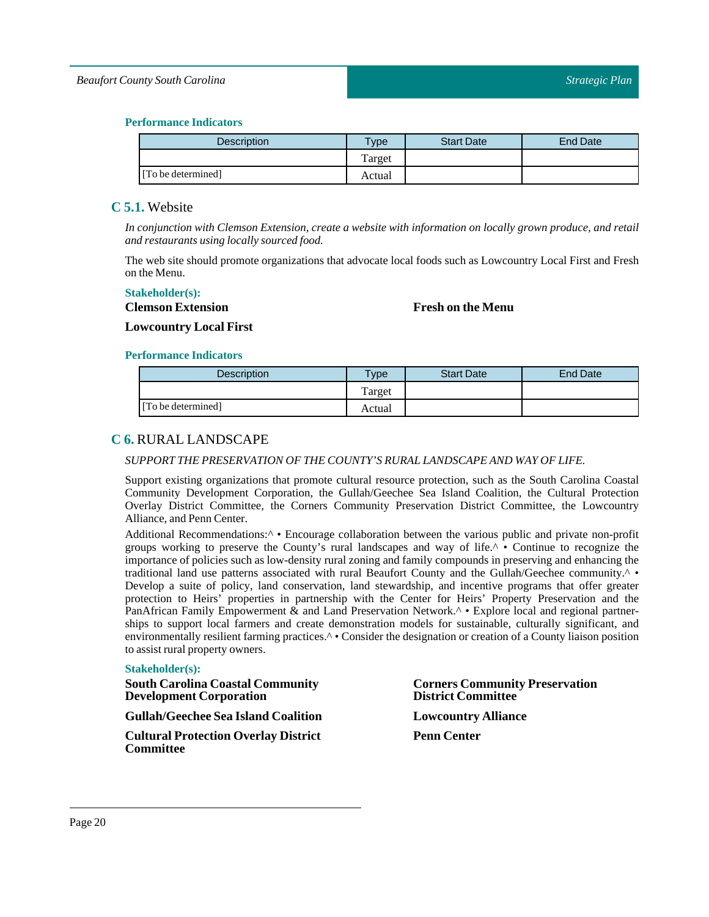#### Performance Indicators

| Description | Type | Start Date | End Date |
|---|---|---|---|
| | Target | | |
| [To be determined] | Actual | | |

### C 5.1. Website

*In conjunction with Clemson Extension, create a website with information on locally grown produce, and retail and restaurants using locally sourced food.*

The web site should promote organizations that advocate local foods such as Lowcountry Local First and Fresh on the Menu.

#### Stakeholder(s):

**Clemson Extension**

**Fresh on the Menu**

**Lowcountry Local First**

#### Performance Indicators

| Description | Type | Start Date | End Date |
|---|---|---|---|
| | Target | | |
| [To be determined] | Actual | | |

## C 6. RURAL LANDSCAPE

*SUPPORT THE PRESERVATION OF THE COUNTY'S RURAL LANDSCAPE AND WAY OF LIFE.*

Support existing organizations that promote cultural resource protection, such as the South Carolina Coastal Community Development Corporation, the Gullah/Geechee Sea Island Coalition, the Cultural Protection Overlay District Committee, the Corners Community Preservation District Committee, the Lowcountry Alliance, and Penn Center.

Additional Recommendations:^ • Encourage collaboration between the various public and private non-profit groups working to preserve the County's rural landscapes and way of life.^ • Continue to recognize the importance of policies such as low-density rural zoning and family compounds in preserving and enhancing the traditional land use patterns associated with rural Beaufort County and the Gullah/Geechee community.^ • Develop a suite of policy, land conservation, land stewardship, and incentive programs that offer greater protection to Heirs' properties in partnership with the Center for Heirs' Property Preservation and the PanAfrican Family Empowerment & and Land Preservation Network.^ • Explore local and regional partnerships to support local farmers and create demonstration models for sustainable, culturally significant, and environmentally resilient farming practices.^ • Consider the designation or creation of a County liaison position to assist rural property owners.

#### Stakeholder(s):

**South Carolina Coastal Community Development Corporation**

**Corners Community Preservation District Committee**

**Gullah/Geechee Sea Island Coalition**

**Lowcountry Alliance**

**Cultural Protection Overlay District Committee**

**Penn Center**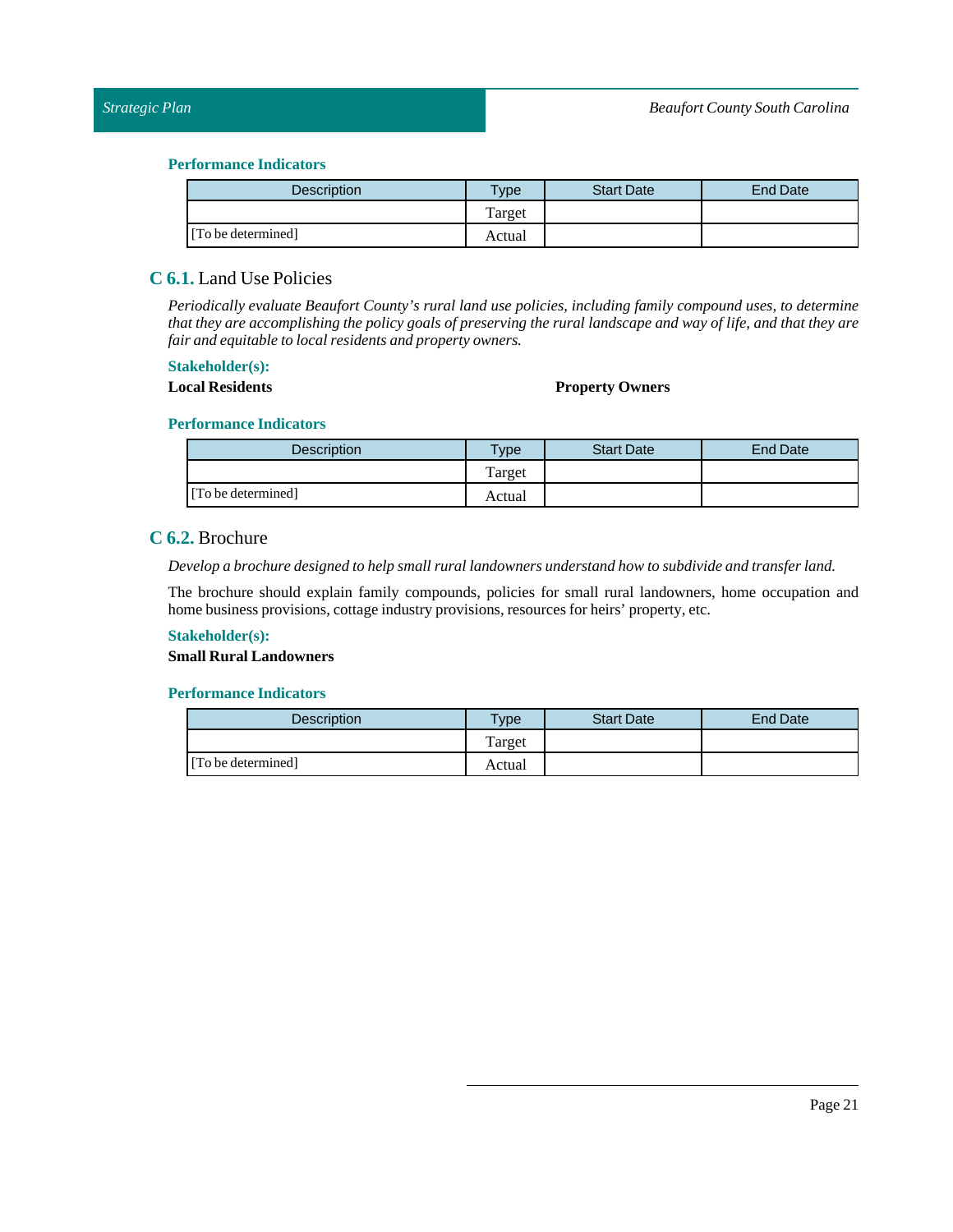#### Performance Indicators

| Description | Type | Start Date | End Date |
|---|---|---|---|
| | Target | | |
| [To be determined] | Actual | | |

### C 6.1. Land Use Policies

*Periodically evaluate Beaufort County's rural land use policies, including family compound uses, to determine that they are accomplishing the policy goals of preserving the rural landscape and way of life, and that they are fair and equitable to local residents and property owners.*

#### Stakeholder(s):

**Local Residents**

**Property Owners**

#### Performance Indicators

| Description | Type | Start Date | End Date |
|---|---|---|---|
| | Target | | |
| [To be determined] | Actual | | |

### C 6.2. Brochure

*Develop a brochure designed to help small rural landowners understand how to subdivide and transfer land.*

The brochure should explain family compounds, policies for small rural landowners, home occupation and home business provisions, cottage industry provisions, resources for heirs' property, etc.

#### Stakeholder(s):

**Small Rural Landowners**

#### Performance Indicators

| Description | Type | Start Date | End Date |
|---|---|---|---|
| | Target | | |
| [To be determined] | Actual | | |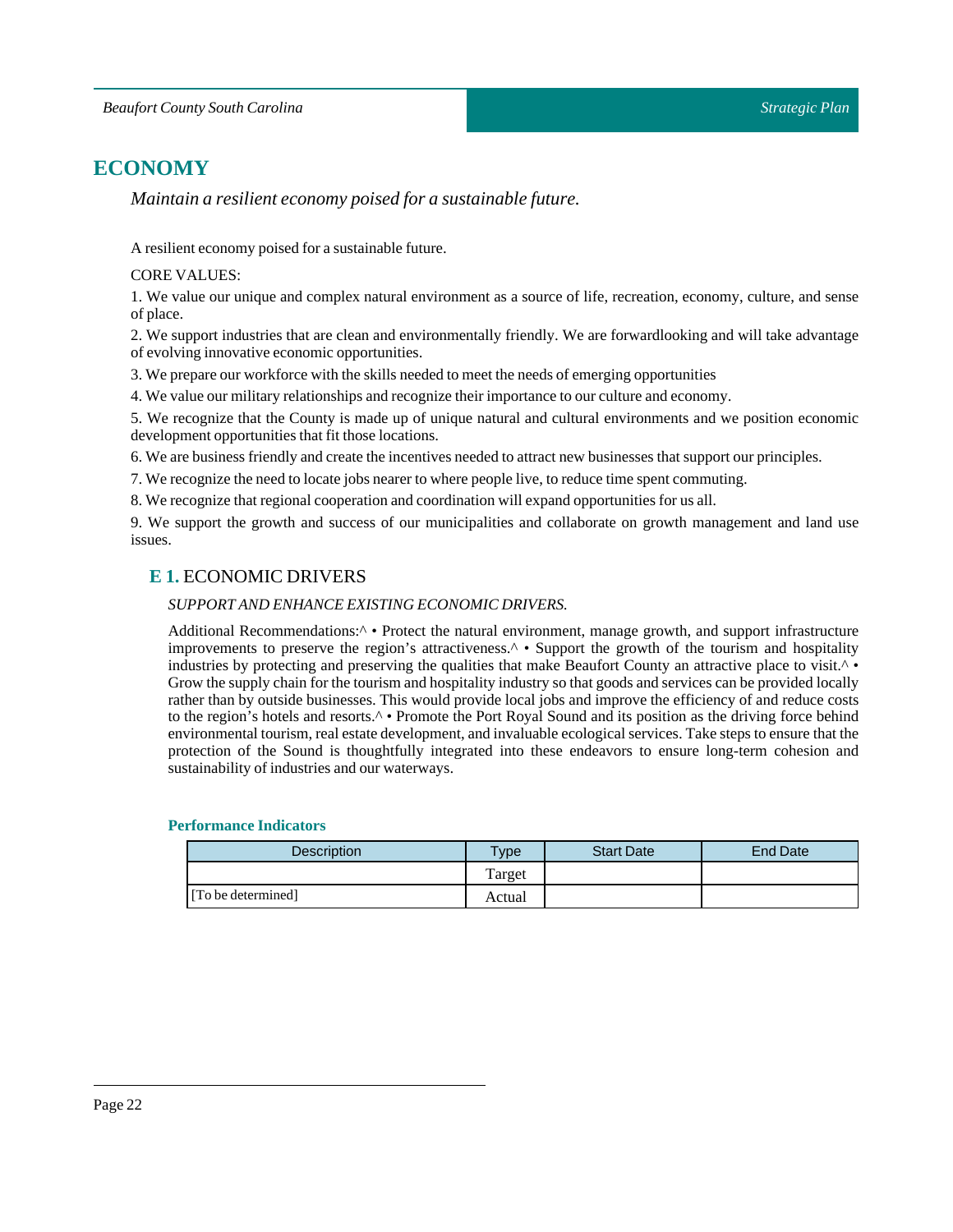# ECONOMY

*Maintain a resilient economy poised for a sustainable future.*

A resilient economy poised for a sustainable future.

CORE VALUES:

1. We value our unique and complex natural environment as a source of life, recreation, economy, culture, and sense of place.
2. We support industries that are clean and environmentally friendly. We are forwardlooking and will take advantage of evolving innovative economic opportunities.
3. We prepare our workforce with the skills needed to meet the needs of emerging opportunities
4. We value our military relationships and recognize their importance to our culture and economy.
5. We recognize that the County is made up of unique natural and cultural environments and we position economic development opportunities that fit those locations.
6. We are business friendly and create the incentives needed to attract new businesses that support our principles.
7. We recognize the need to locate jobs nearer to where people live, to reduce time spent commuting.
8. We recognize that regional cooperation and coordination will expand opportunities for us all.
9. We support the growth and success of our municipalities and collaborate on growth management and land use issues.

## E 1. ECONOMIC DRIVERS

*SUPPORT AND ENHANCE EXISTING ECONOMIC DRIVERS.*

Additional Recommendations:^ • Protect the natural environment, manage growth, and support infrastructure improvements to preserve the region's attractiveness.^ • Support the growth of the tourism and hospitality industries by protecting and preserving the qualities that make Beaufort County an attractive place to visit.^ • Grow the supply chain for the tourism and hospitality industry so that goods and services can be provided locally rather than by outside businesses. This would provide local jobs and improve the efficiency of and reduce costs to the region's hotels and resorts.^ • Promote the Port Royal Sound and its position as the driving force behind environmental tourism, real estate development, and invaluable ecological services. Take steps to ensure that the protection of the Sound is thoughtfully integrated into these endeavors to ensure long-term cohesion and sustainability of industries and our waterways.

### Performance Indicators

| Description | Type | Start Date | End Date |
|---|---|---|---|
| | Target | | |
| [To be determined] | Actual | | |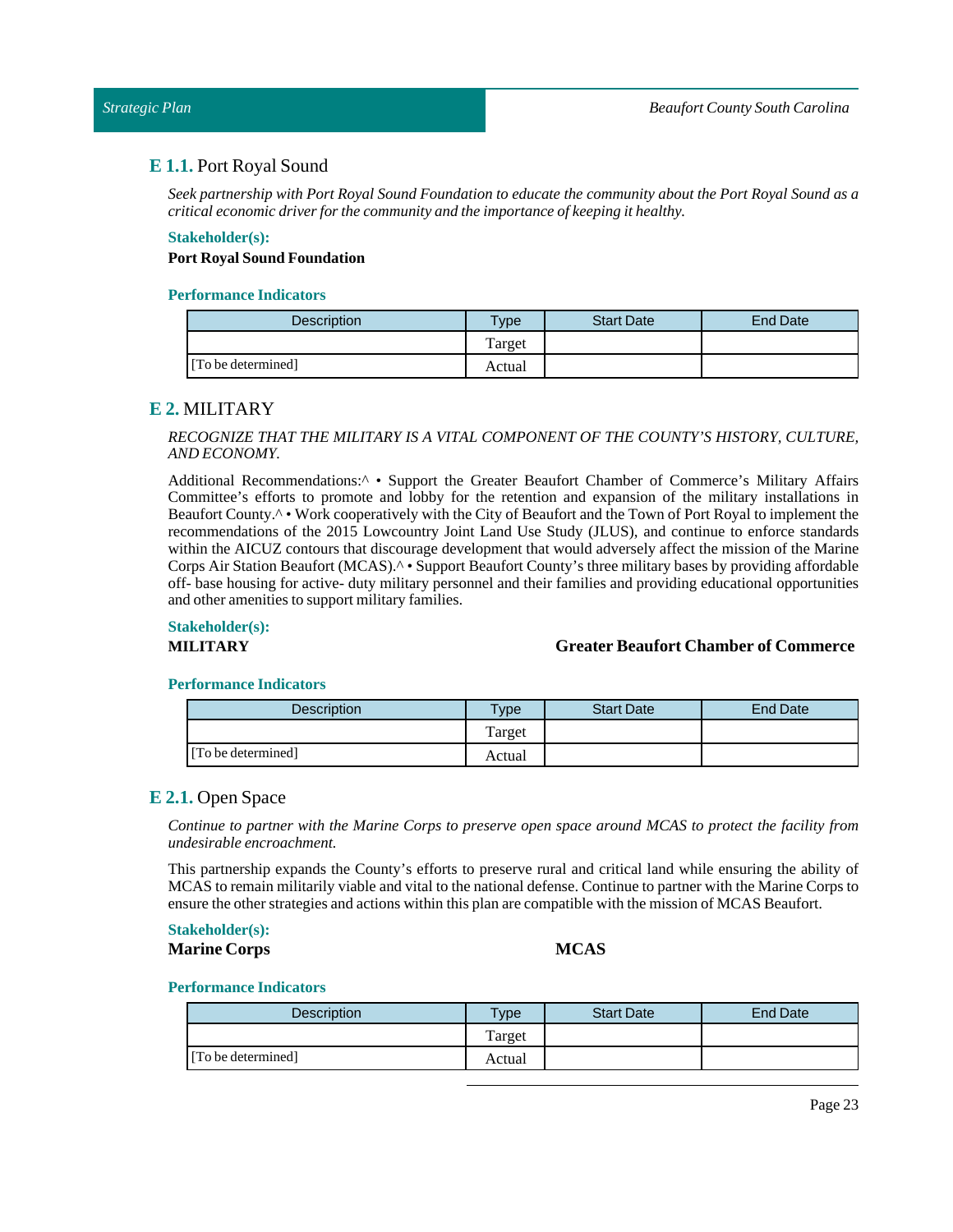### **E 1.1.** Port Royal Sound

*Seek partnership with Port Royal Sound Foundation to educate the community about the Port Royal Sound as a critical economic driver for the community and the importance of keeping it healthy.*

**Stakeholder(s):**

**Port Royal Sound Foundation**

**Performance Indicators**

| Description | Type | Start Date | End Date |
|---|---|---|---|
| | Target | | |
| [To be determined] | Actual | | |

## **E 2.** MILITARY

*RECOGNIZE THAT THE MILITARY IS A VITAL COMPONENT OF THE COUNTY'S HISTORY, CULTURE, AND ECONOMY.*

Additional Recommendations:^ • Support the Greater Beaufort Chamber of Commerce's Military Affairs Committee's efforts to promote and lobby for the retention and expansion of the military installations in Beaufort County.^ • Work cooperatively with the City of Beaufort and the Town of Port Royal to implement the recommendations of the 2015 Lowcountry Joint Land Use Study (JLUS), and continue to enforce standards within the AICUZ contours that discourage development that would adversely affect the mission of the Marine Corps Air Station Beaufort (MCAS).^ • Support Beaufort County's three military bases by providing affordable off- base housing for active- duty military personnel and their families and providing educational opportunities and other amenities to support military families.

**Stakeholder(s):**

**MILITARY**

**Greater Beaufort Chamber of Commerce**

**Performance Indicators**

| Description | Type | Start Date | End Date |
|---|---|---|---|
| | Target | | |
| [To be determined] | Actual | | |

### **E 2.1.** Open Space

*Continue to partner with the Marine Corps to preserve open space around MCAS to protect the facility from undesirable encroachment.*

This partnership expands the County's efforts to preserve rural and critical land while ensuring the ability of MCAS to remain militarily viable and vital to the national defense. Continue to partner with the Marine Corps to ensure the other strategies and actions within this plan are compatible with the mission of MCAS Beaufort.

**Stakeholder(s):**

**Marine Corps**

**MCAS**

**Performance Indicators**

| Description | Type | Start Date | End Date |
|---|---|---|---|
| | Target | | |
| [To be determined] | Actual | | |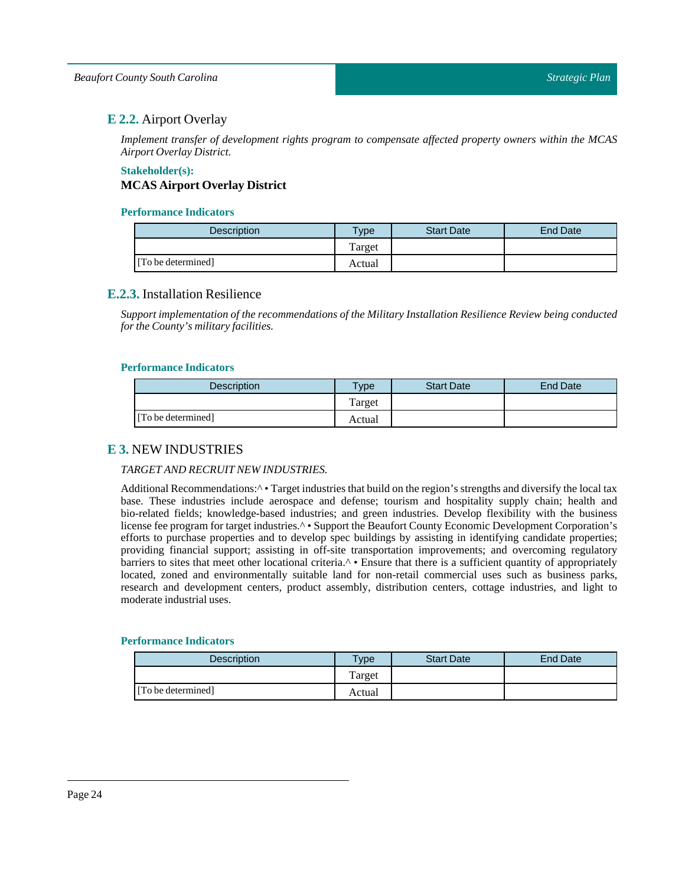### **E 2.2.** Airport Overlay

*Implement transfer of development rights program to compensate affected property owners within the MCAS Airport Overlay District.*

**Stakeholder(s):**

**MCAS Airport Overlay District**

**Performance Indicators**

| Description | Type | Start Date | End Date |
|---|---|---|---|
| | Target | | |
| [To be determined] | Actual | | |

### **E.2.3.** Installation Resilience

*Support implementation of the recommendations of the Military Installation Resilience Review being conducted for the County's military facilities.*

**Performance Indicators**

| Description | Type | Start Date | End Date |
|---|---|---|---|
| | Target | | |
| [To be determined] | Actual | | |

## **E 3.** NEW INDUSTRIES

*TARGET AND RECRUIT NEW INDUSTRIES.*

Additional Recommendations:^ • Target industries that build on the region's strengths and diversify the local tax base. These industries include aerospace and defense; tourism and hospitality supply chain; health and bio-related fields; knowledge-based industries; and green industries. Develop flexibility with the business license fee program for target industries.^ • Support the Beaufort County Economic Development Corporation's efforts to purchase properties and to develop spec buildings by assisting in identifying candidate properties; providing financial support; assisting in off-site transportation improvements; and overcoming regulatory barriers to sites that meet other locational criteria.^ • Ensure that there is a sufficient quantity of appropriately located, zoned and environmentally suitable land for non-retail commercial uses such as business parks, research and development centers, product assembly, distribution centers, cottage industries, and light to moderate industrial uses.

**Performance Indicators**

| Description | Type | Start Date | End Date |
|---|---|---|---|
| | Target | | |
| [To be determined] | Actual | | |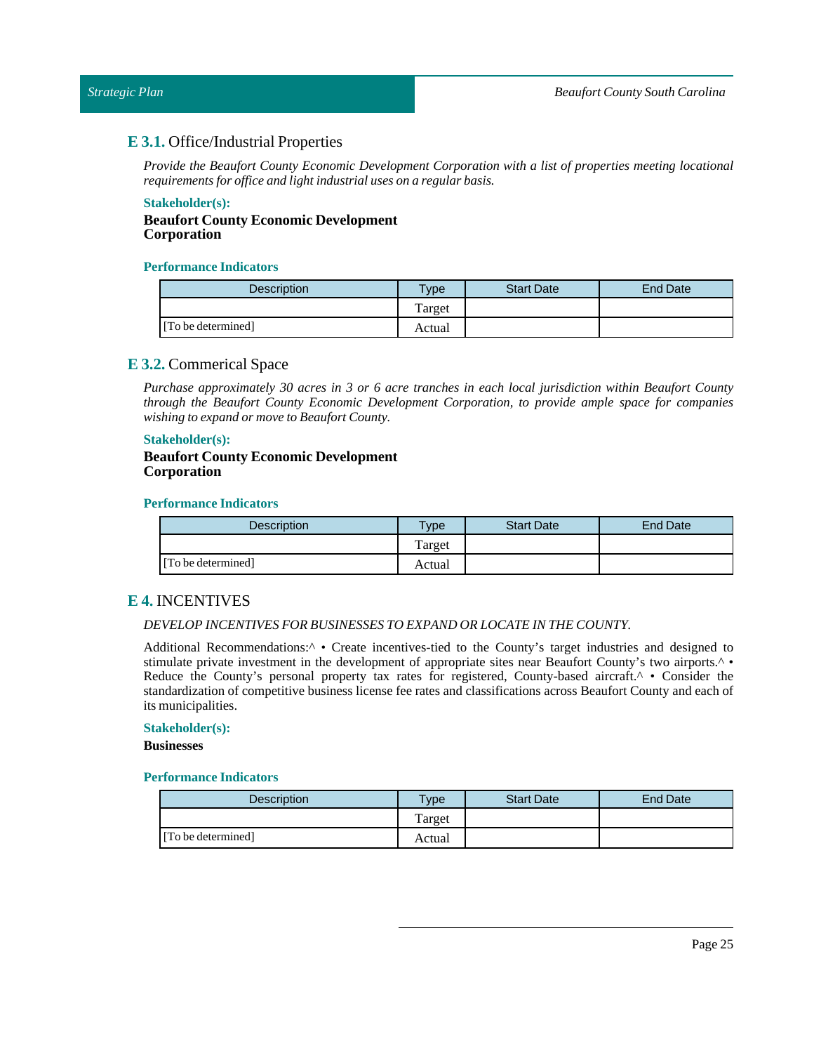## **E 3.1.** Office/Industrial Properties

*Provide the Beaufort County Economic Development Corporation with a list of properties meeting locational requirements for office and light industrial uses on a regular basis.*

**Stakeholder(s):**

**Beaufort County Economic Development Corporation**

**Performance Indicators**

| Description | Type | Start Date | End Date |
|---|---|---|---|
| | Target | | |
| [To be determined] | Actual | | |

## **E 3.2.** Commerical Space

*Purchase approximately 30 acres in 3 or 6 acre tranches in each local jurisdiction within Beaufort County through the Beaufort County Economic Development Corporation, to provide ample space for companies wishing to expand or move to Beaufort County.*

**Stakeholder(s):**

**Beaufort County Economic Development Corporation**

**Performance Indicators**

| Description | Type | Start Date | End Date |
|---|---|---|---|
| | Target | | |
| [To be determined] | Actual | | |

## **E 4.** INCENTIVES

*DEVELOP INCENTIVES FOR BUSINESSES TO EXPAND OR LOCATE IN THE COUNTY.*

Additional Recommendations:^ • Create incentives-tied to the County's target industries and designed to stimulate private investment in the development of appropriate sites near Beaufort County's two airports.^ • Reduce the County's personal property tax rates for registered, County-based aircraft.^ • Consider the standardization of competitive business license fee rates and classifications across Beaufort County and each of its municipalities.

**Stakeholder(s):**

**Businesses**

**Performance Indicators**

| Description | Type | Start Date | End Date |
|---|---|---|---|
| | Target | | |
| [To be determined] | Actual | | |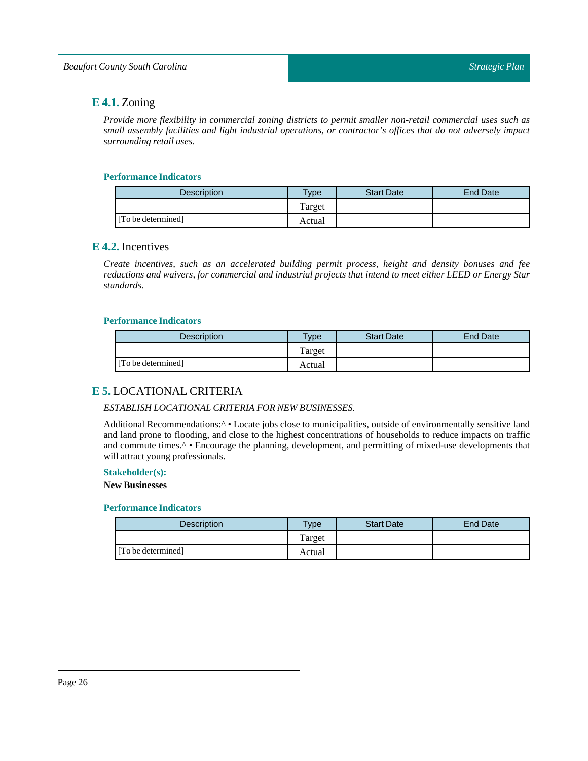## **E 4.1.** Zoning

*Provide more flexibility in commercial zoning districts to permit smaller non-retail commercial uses such as small assembly facilities and light industrial operations, or contractor's offices that do not adversely impact surrounding retail uses.*

#### Performance Indicators

| Description | Type | Start Date | End Date |
|---|---|---|---|
| | Target | | |
| [To be determined] | Actual | | |

## **E 4.2.** Incentives

*Create incentives, such as an accelerated building permit process, height and density bonuses and fee reductions and waivers, for commercial and industrial projects that intend to meet either LEED or Energy Star standards.*

#### Performance Indicators

| Description | Type | Start Date | End Date |
|---|---|---|---|
| | Target | | |
| [To be determined] | Actual | | |

## **E 5.** LOCATIONAL CRITERIA

*ESTABLISH LOCATIONAL CRITERIA FOR NEW BUSINESSES.*

Additional Recommendations:^ • Locate jobs close to municipalities, outside of environmentally sensitive land and land prone to flooding, and close to the highest concentrations of households to reduce impacts on traffic and commute times.^ • Encourage the planning, development, and permitting of mixed-use developments that will attract young professionals.

#### Stakeholder(s):

**New Businesses**

#### Performance Indicators

| Description | Type | Start Date | End Date |
|---|---|---|---|
| | Target | | |
| [To be determined] | Actual | | |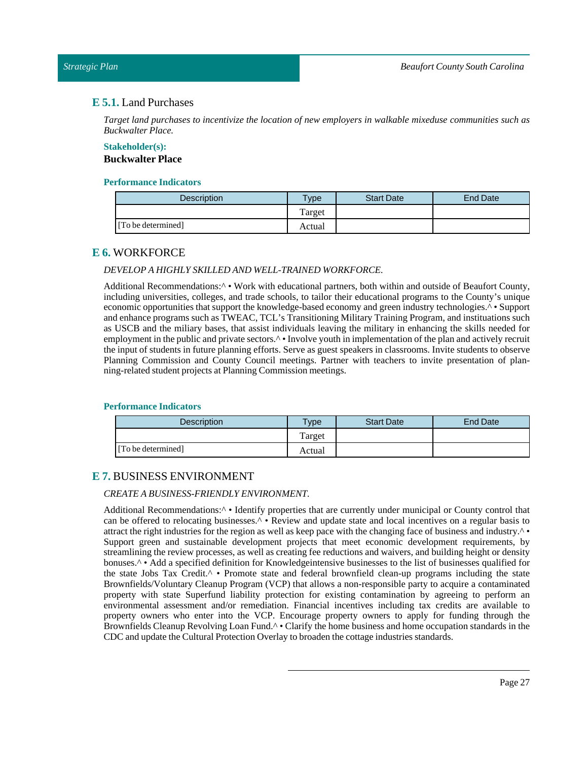### **E 5.1.** Land Purchases

*Target land purchases to incentivize the location of new employers in walkable mixeduse communities such as Buckwalter Place.*

**Stakeholder(s):**

**Buckwalter Place**

**Performance Indicators**

| Description | Type | Start Date | End Date |
|---|---|---|---|
| | Target | | |
| [To be determined] | Actual | | |

## **E 6.** WORKFORCE

*DEVELOP A HIGHLY SKILLED AND WELL-TRAINED WORKFORCE.*

Additional Recommendations:^ • Work with educational partners, both within and outside of Beaufort County, including universities, colleges, and trade schools, to tailor their educational programs to the County's unique economic opportunities that support the knowledge-based economy and green industry technologies.^ • Support and enhance programs such as TWEAC, TCL's Transitioning Military Training Program, and instituations such as USCB and the miliary bases, that assist individuals leaving the military in enhancing the skills needed for employment in the public and private sectors.^ • Involve youth in implementation of the plan and actively recruit the input of students in future planning efforts. Serve as guest speakers in classrooms. Invite students to observe Planning Commission and County Council meetings. Partner with teachers to invite presentation of planning-related student projects at Planning Commission meetings.

**Performance Indicators**

| Description | Type | Start Date | End Date |
|---|---|---|---|
| | Target | | |
| [To be determined] | Actual | | |

## **E 7.** BUSINESS ENVIRONMENT

*CREATE A BUSINESS-FRIENDLY ENVIRONMENT.*

Additional Recommendations:^ • Identify properties that are currently under municipal or County control that can be offered to relocating businesses.^ • Review and update state and local incentives on a regular basis to attract the right industries for the region as well as keep pace with the changing face of business and industry.^ • Support green and sustainable development projects that meet economic development requirements, by streamlining the review processes, as well as creating fee reductions and waivers, and building height or density bonuses.^ • Add a specified definition for Knowledgeintensive businesses to the list of businesses qualified for the state Jobs Tax Credit.^ • Promote state and federal brownfield clean-up programs including the state Brownfields/Voluntary Cleanup Program (VCP) that allows a non-responsible party to acquire a contaminated property with state Superfund liability protection for existing contamination by agreeing to perform an environmental assessment and/or remediation. Financial incentives including tax credits are available to property owners who enter into the VCP. Encourage property owners to apply for funding through the Brownfields Cleanup Revolving Loan Fund.^ • Clarify the home business and home occupation standards in the CDC and update the Cultural Protection Overlay to broaden the cottage industries standards.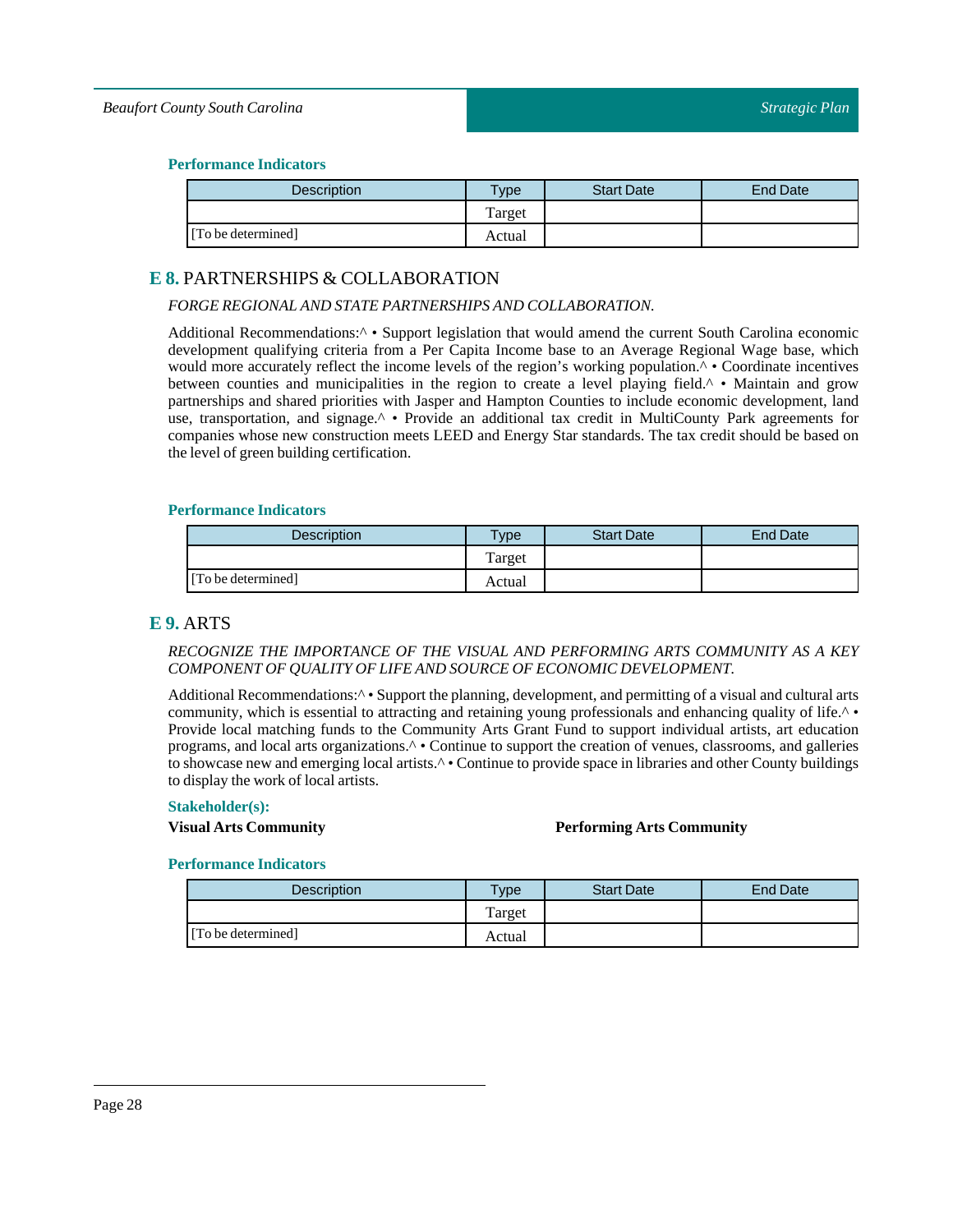### Performance Indicators

| Description | Type | Start Date | End Date |
|---|---|---|---|
| | Target | | |
| [To be determined] | Actual | | |

## E 8. PARTNERSHIPS & COLLABORATION

*FORGE REGIONAL AND STATE PARTNERSHIPS AND COLLABORATION.*

Additional Recommendations:^ • Support legislation that would amend the current South Carolina economic development qualifying criteria from a Per Capita Income base to an Average Regional Wage base, which would more accurately reflect the income levels of the region's working population.^ • Coordinate incentives between counties and municipalities in the region to create a level playing field.^ • Maintain and grow partnerships and shared priorities with Jasper and Hampton Counties to include economic development, land use, transportation, and signage.^ • Provide an additional tax credit in MultiCounty Park agreements for companies whose new construction meets LEED and Energy Star standards. The tax credit should be based on the level of green building certification.

### Performance Indicators

| Description | Type | Start Date | End Date |
|---|---|---|---|
| | Target | | |
| [To be determined] | Actual | | |

## E 9. ARTS

*RECOGNIZE THE IMPORTANCE OF THE VISUAL AND PERFORMING ARTS COMMUNITY AS A KEY COMPONENT OF QUALITY OF LIFE AND SOURCE OF ECONOMIC DEVELOPMENT.*

Additional Recommendations:^ • Support the planning, development, and permitting of a visual and cultural arts community, which is essential to attracting and retaining young professionals and enhancing quality of life.^ • Provide local matching funds to the Community Arts Grant Fund to support individual artists, art education programs, and local arts organizations.^ • Continue to support the creation of venues, classrooms, and galleries to showcase new and emerging local artists.^ • Continue to provide space in libraries and other County buildings to display the work of local artists.

### Stakeholder(s):

**Visual Arts Community**

**Performing Arts Community**

### Performance Indicators

| Description | Type | Start Date | End Date |
|---|---|---|---|
| | Target | | |
| [To be determined] | Actual | | |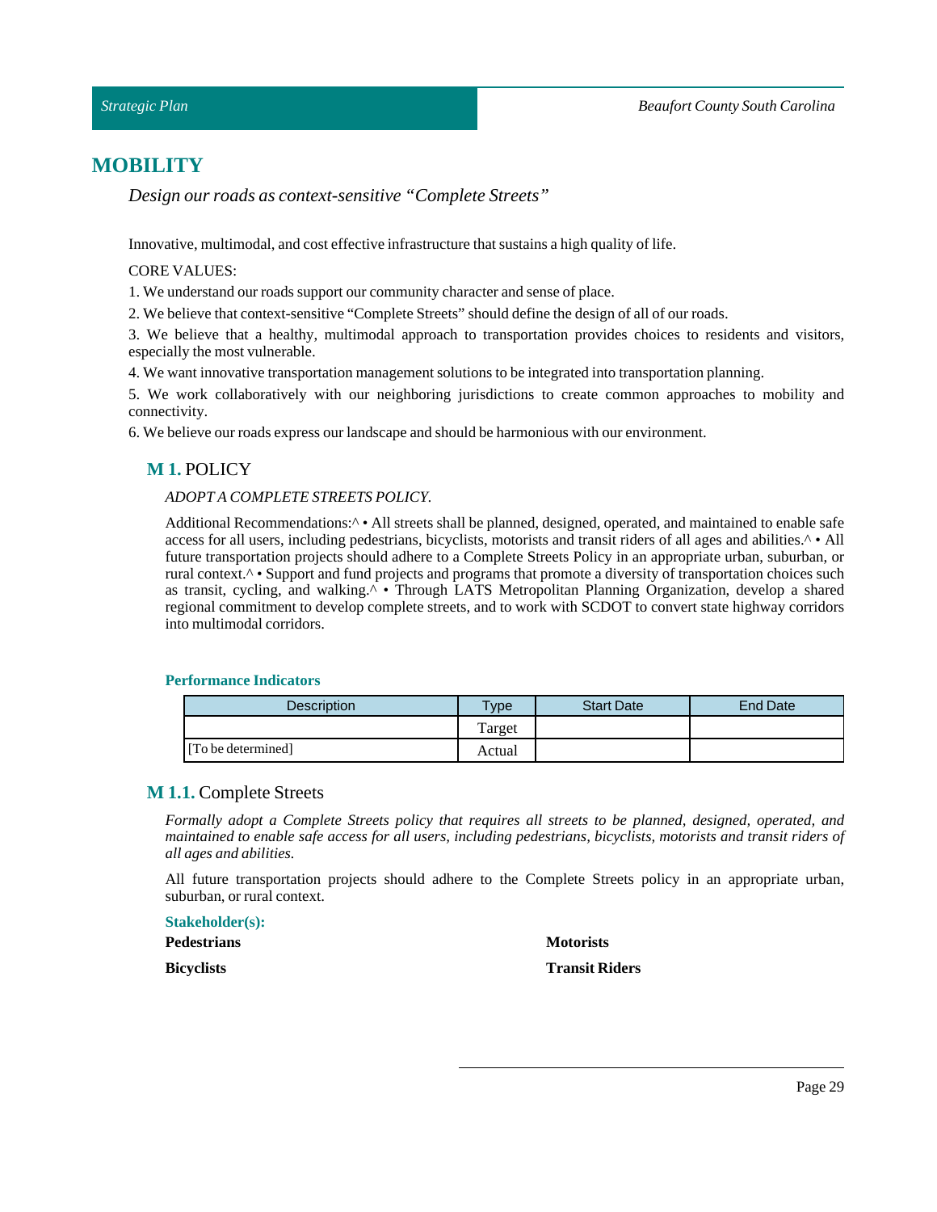# MOBILITY

*Design our roads as context-sensitive "Complete Streets"*

Innovative, multimodal, and cost effective infrastructure that sustains a high quality of life.

CORE VALUES:

1. We understand our roads support our community character and sense of place.
2. We believe that context-sensitive "Complete Streets" should define the design of all of our roads.
3. We believe that a healthy, multimodal approach to transportation provides choices to residents and visitors, especially the most vulnerable.
4. We want innovative transportation management solutions to be integrated into transportation planning.
5. We work collaboratively with our neighboring jurisdictions to create common approaches to mobility and connectivity.
6. We believe our roads express our landscape and should be harmonious with our environment.

## M 1. POLICY

*ADOPT A COMPLETE STREETS POLICY.*

Additional Recommendations:^ • All streets shall be planned, designed, operated, and maintained to enable safe access for all users, including pedestrians, bicyclists, motorists and transit riders of all ages and abilities.^ • All future transportation projects should adhere to a Complete Streets Policy in an appropriate urban, suburban, or rural context.^ • Support and fund projects and programs that promote a diversity of transportation choices such as transit, cycling, and walking.^ • Through LATS Metropolitan Planning Organization, develop a shared regional commitment to develop complete streets, and to work with SCDOT to convert state highway corridors into multimodal corridors.

**Performance Indicators**

| Description | Type | Start Date | End Date |
|---|---|---|---|
| | Target | | |
| [To be determined] | Actual | | |

## M 1.1. Complete Streets

*Formally adopt a Complete Streets policy that requires all streets to be planned, designed, operated, and maintained to enable safe access for all users, including pedestrians, bicyclists, motorists and transit riders of all ages and abilities.*

All future transportation projects should adhere to the Complete Streets policy in an appropriate urban, suburban, or rural context.

**Stakeholder(s):**

**Pedestrians**

**Bicyclists**

**Motorists**

**Transit Riders**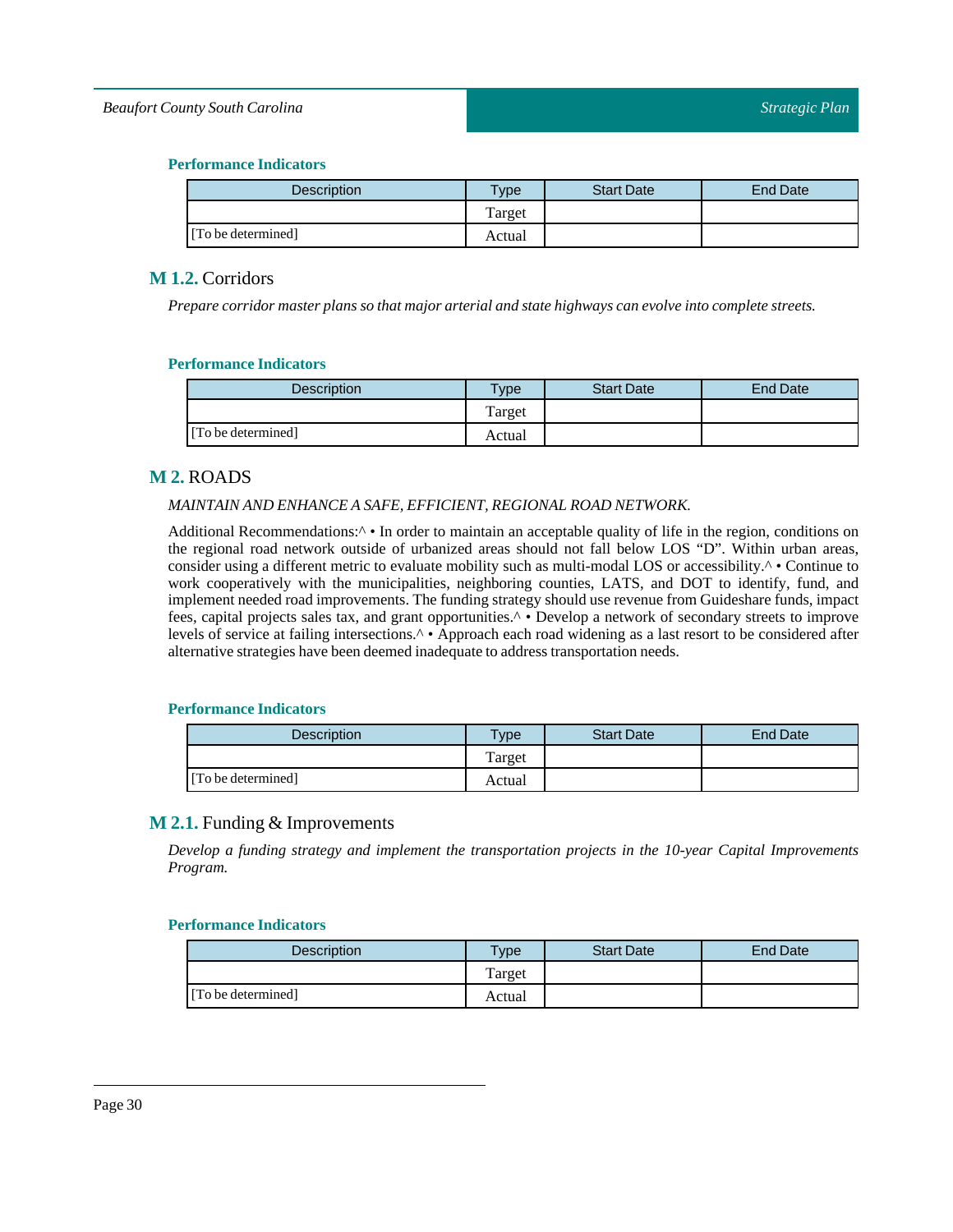#### Performance Indicators

| Description | Type | Start Date | End Date |
| --- | --- | --- | --- |
| | Target | | |
| [To be determined] | Actual | | |

### **M 1.2.** Corridors

*Prepare corridor master plans so that major arterial and state highways can evolve into complete streets.*

#### Performance Indicators

| Description | Type | Start Date | End Date |
| --- | --- | --- | --- |
| | Target | | |
| [To be determined] | Actual | | |

## **M 2.** ROADS

*MAINTAIN AND ENHANCE A SAFE, EFFICIENT, REGIONAL ROAD NETWORK.*

Additional Recommendations:^ • In order to maintain an acceptable quality of life in the region, conditions on the regional road network outside of urbanized areas should not fall below LOS "D". Within urban areas, consider using a different metric to evaluate mobility such as multi-modal LOS or accessibility.^ • Continue to work cooperatively with the municipalities, neighboring counties, LATS, and DOT to identify, fund, and implement needed road improvements. The funding strategy should use revenue from Guideshare funds, impact fees, capital projects sales tax, and grant opportunities.^ • Develop a network of secondary streets to improve levels of service at failing intersections.^ • Approach each road widening as a last resort to be considered after alternative strategies have been deemed inadequate to address transportation needs.

#### Performance Indicators

| Description | Type | Start Date | End Date |
| --- | --- | --- | --- |
| | Target | | |
| [To be determined] | Actual | | |

### **M 2.1.** Funding & Improvements

*Develop a funding strategy and implement the transportation projects in the 10-year Capital Improvements Program.*

#### Performance Indicators

| Description | Type | Start Date | End Date |
| --- | --- | --- | --- |
| | Target | | |
| [To be determined] | Actual | | |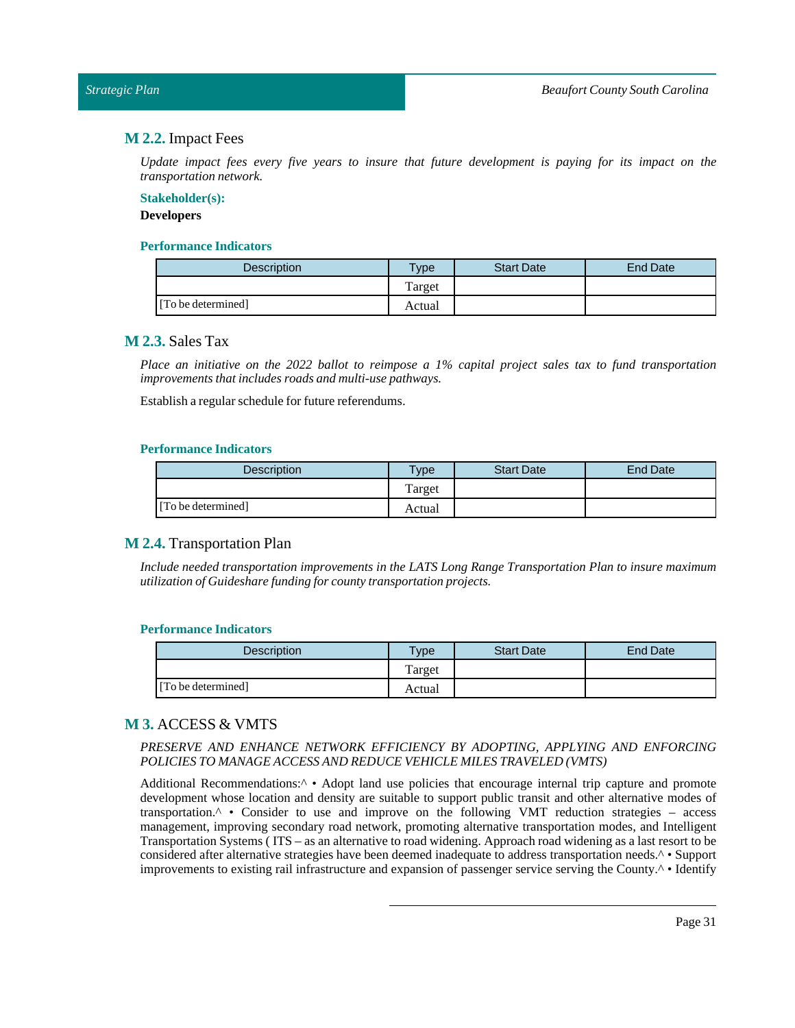## **M 2.2.** Impact Fees

*Update impact fees every five years to insure that future development is paying for its impact on the transportation network.*

**Stakeholder(s):**

**Developers**

**Performance Indicators**

| Description | Type | Start Date | End Date |
|---|---|---|---|
| | Target | | |
| [To be determined] | Actual | | |

## **M 2.3.** Sales Tax

*Place an initiative on the 2022 ballot to reimpose a 1% capital project sales tax to fund transportation improvements that includes roads and multi-use pathways.*

Establish a regular schedule for future referendums.

**Performance Indicators**

| Description | Type | Start Date | End Date |
|---|---|---|---|
| | Target | | |
| [To be determined] | Actual | | |

## **M 2.4.** Transportation Plan

*Include needed transportation improvements in the LATS Long Range Transportation Plan to insure maximum utilization of Guideshare funding for county transportation projects.*

**Performance Indicators**

| Description | Type | Start Date | End Date |
|---|---|---|---|
| | Target | | |
| [To be determined] | Actual | | |

## **M 3.** ACCESS & VMTS

*PRESERVE AND ENHANCE NETWORK EFFICIENCY BY ADOPTING, APPLYING AND ENFORCING POLICIES TO MANAGE ACCESS AND REDUCE VEHICLE MILES TRAVELED (VMTS)*

Additional Recommendations:^ • Adopt land use policies that encourage internal trip capture and promote development whose location and density are suitable to support public transit and other alternative modes of transportation.^ • Consider to use and improve on the following VMT reduction strategies – access management, improving secondary road network, promoting alternative transportation modes, and Intelligent Transportation Systems ( ITS – as an alternative to road widening. Approach road widening as a last resort to be considered after alternative strategies have been deemed inadequate to address transportation needs.^ • Support improvements to existing rail infrastructure and expansion of passenger service serving the County.^ • Identify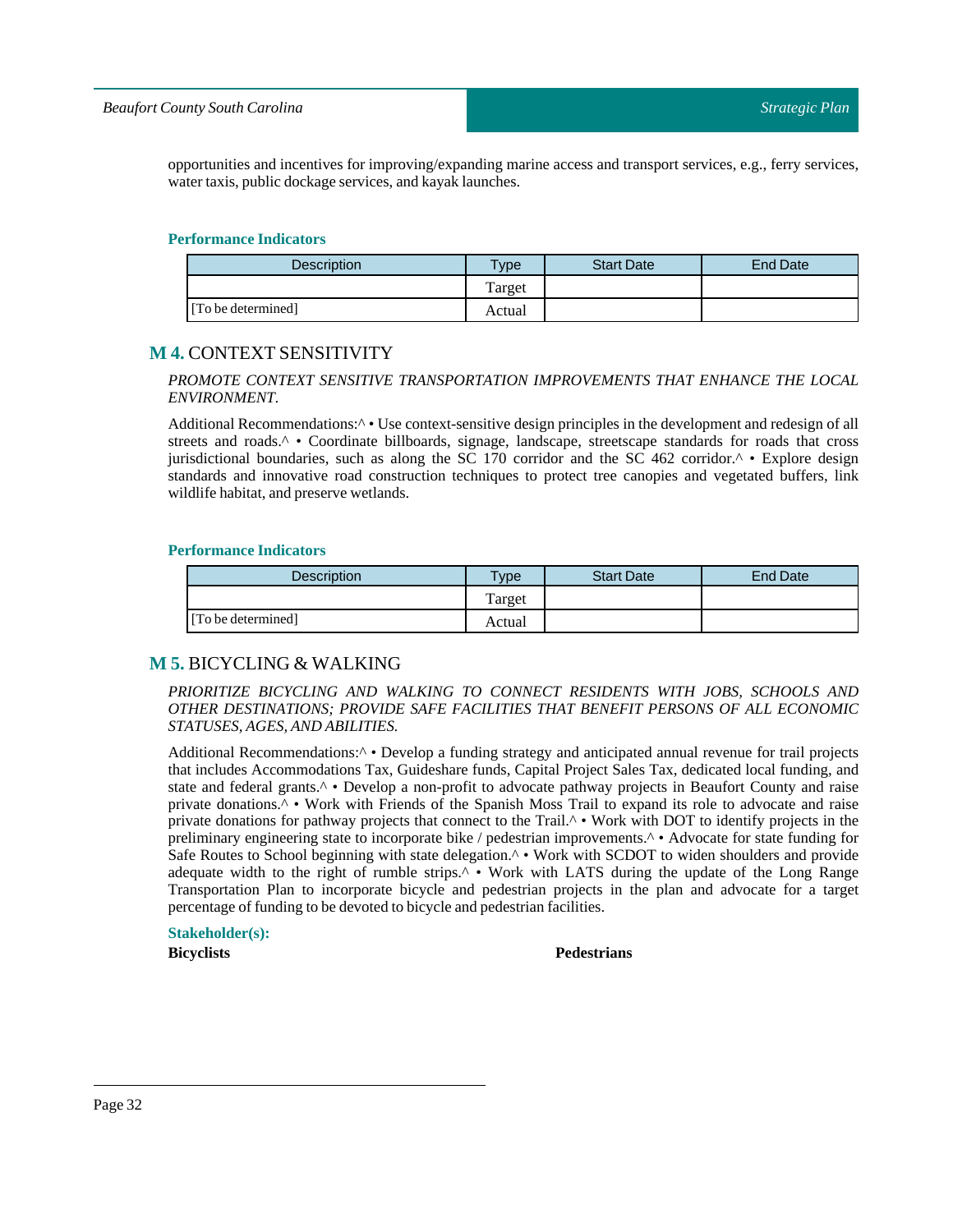opportunities and incentives for improving/expanding marine access and transport services, e.g., ferry services, water taxis, public dockage services, and kayak launches.

#### Performance Indicators

| Description | Type | Start Date | End Date |
|---|---|---|---|
| | Target | | |
| [To be determined] | Actual | | |

## M 4. CONTEXT SENSITIVITY

*PROMOTE CONTEXT SENSITIVE TRANSPORTATION IMPROVEMENTS THAT ENHANCE THE LOCAL ENVIRONMENT.*

Additional Recommendations:^ • Use context-sensitive design principles in the development and redesign of all streets and roads.^ • Coordinate billboards, signage, landscape, streetscape standards for roads that cross jurisdictional boundaries, such as along the SC 170 corridor and the SC 462 corridor.^ • Explore design standards and innovative road construction techniques to protect tree canopies and vegetated buffers, link wildlife habitat, and preserve wetlands.

#### Performance Indicators

| Description | Type | Start Date | End Date |
|---|---|---|---|
| | Target | | |
| [To be determined] | Actual | | |

## M 5. BICYCLING & WALKING

*PRIORITIZE BICYCLING AND WALKING TO CONNECT RESIDENTS WITH JOBS, SCHOOLS AND OTHER DESTINATIONS; PROVIDE SAFE FACILITIES THAT BENEFIT PERSONS OF ALL ECONOMIC STATUSES, AGES, AND ABILITIES.*

Additional Recommendations:^ • Develop a funding strategy and anticipated annual revenue for trail projects that includes Accommodations Tax, Guideshare funds, Capital Project Sales Tax, dedicated local funding, and state and federal grants.^ • Develop a non-profit to advocate pathway projects in Beaufort County and raise private donations.^ • Work with Friends of the Spanish Moss Trail to expand its role to advocate and raise private donations for pathway projects that connect to the Trail.^ • Work with DOT to identify projects in the preliminary engineering state to incorporate bike / pedestrian improvements.^ • Advocate for state funding for Safe Routes to School beginning with state delegation.^ • Work with SCDOT to widen shoulders and provide adequate width to the right of rumble strips.^ • Work with LATS during the update of the Long Range Transportation Plan to incorporate bicycle and pedestrian projects in the plan and advocate for a target percentage of funding to be devoted to bicycle and pedestrian facilities.

#### Stakeholder(s):

**Bicyclists**

**Pedestrians**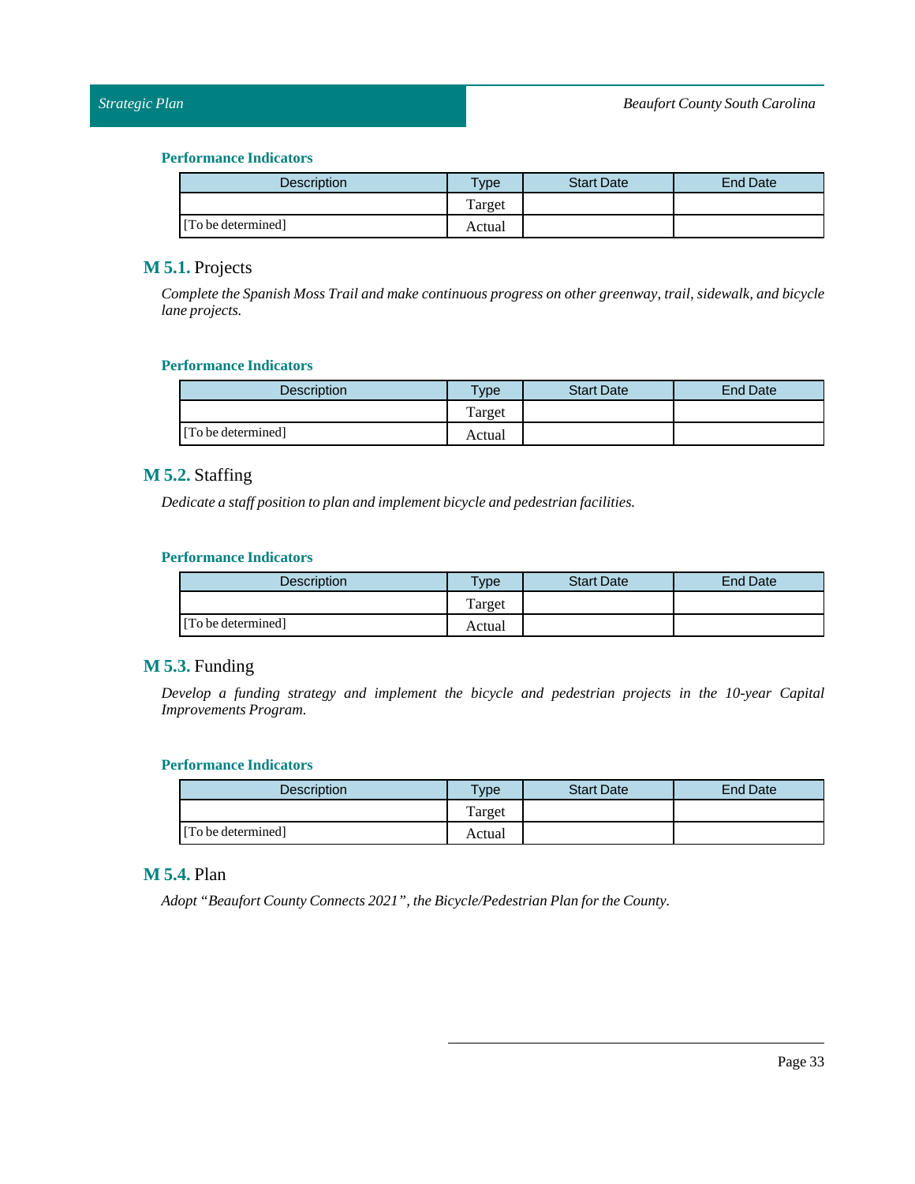### Performance Indicators

| Description | Type | Start Date | End Date |
|---|---|---|---|
| | Target | | |
| [To be determined] | Actual | | |

## **M 5.1.** Projects

*Complete the Spanish Moss Trail and make continuous progress on other greenway, trail, sidewalk, and bicycle lane projects.*

### Performance Indicators

| Description | Type | Start Date | End Date |
|---|---|---|---|
| | Target | | |
| [To be determined] | Actual | | |

## **M 5.2.** Staffing

*Dedicate a staff position to plan and implement bicycle and pedestrian facilities.*

### Performance Indicators

| Description | Type | Start Date | End Date |
|---|---|---|---|
| | Target | | |
| [To be determined] | Actual | | |

## **M 5.3.** Funding

*Develop a funding strategy and implement the bicycle and pedestrian projects in the 10-year Capital Improvements Program.*

### Performance Indicators

| Description | Type | Start Date | End Date |
|---|---|---|---|
| | Target | | |
| [To be determined] | Actual | | |

## **M 5.4.** Plan

*Adopt "Beaufort County Connects 2021", the Bicycle/Pedestrian Plan for the County.*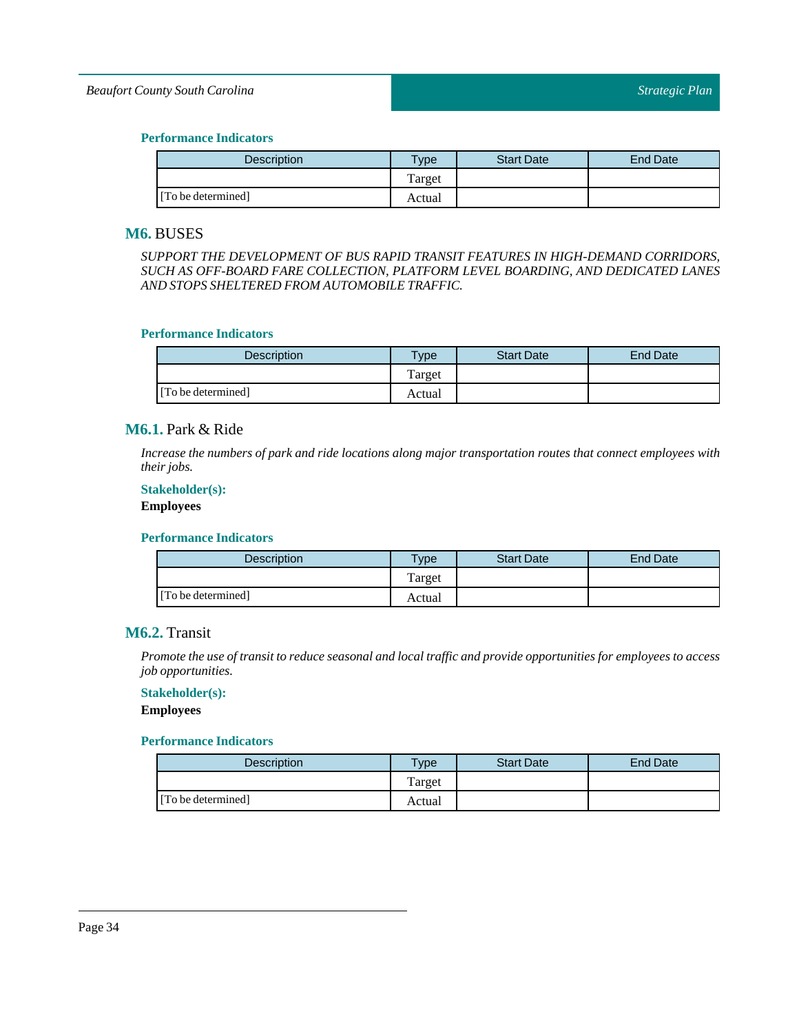### Performance Indicators

| Description | Type | Start Date | End Date |
| --- | --- | --- | --- |
| | Target | | |
| [To be determined] | Actual | | |

## M6. BUSES

*SUPPORT THE DEVELOPMENT OF BUS RAPID TRANSIT FEATURES IN HIGH-DEMAND CORRIDORS, SUCH AS OFF-BOARD FARE COLLECTION, PLATFORM LEVEL BOARDING, AND DEDICATED LANES AND STOPS SHELTERED FROM AUTOMOBILE TRAFFIC.*

### Performance Indicators

| Description | Type | Start Date | End Date |
| --- | --- | --- | --- |
| | Target | | |
| [To be determined] | Actual | | |

## M6.1. Park & Ride

*Increase the numbers of park and ride locations along major transportation routes that connect employees with their jobs.*

**Stakeholder(s):**

**Employees**

### Performance Indicators

| Description | Type | Start Date | End Date |
| --- | --- | --- | --- |
| | Target | | |
| [To be determined] | Actual | | |

## M6.2. Transit

*Promote the use of transit to reduce seasonal and local traffic and provide opportunities for employees to access job opportunities.*

**Stakeholder(s):**

**Employees**

### Performance Indicators

| Description | Type | Start Date | End Date |
| --- | --- | --- | --- |
| | Target | | |
| [To be determined] | Actual | | |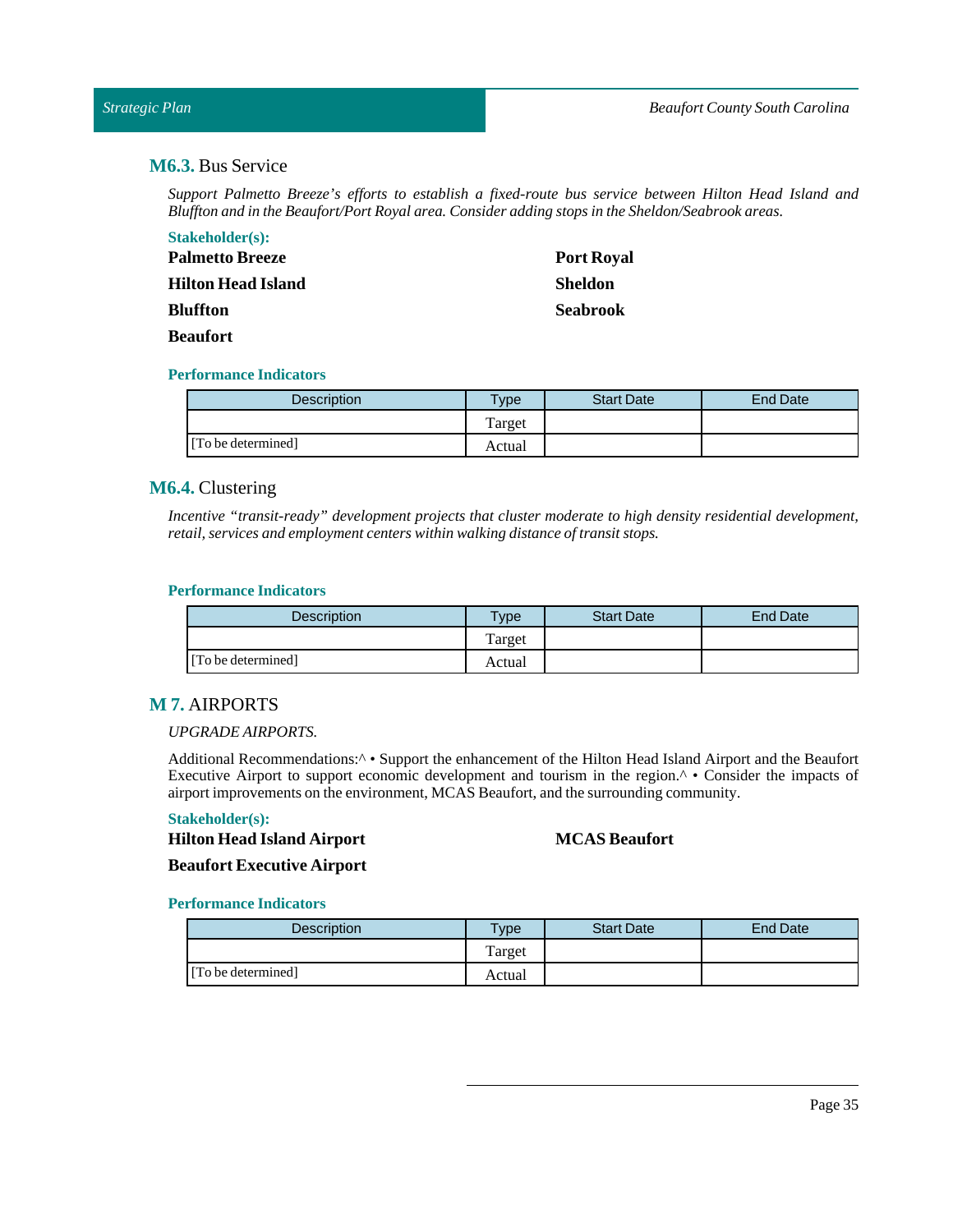## **M6.3.** Bus Service

*Support Palmetto Breeze's efforts to establish a fixed-route bus service between Hilton Head Island and Bluffton and in the Beaufort/Port Royal area. Consider adding stops in the Sheldon/Seabrook areas.*

**Stakeholder(s):**

**Palmetto Breeze**

**Hilton Head Island**

**Bluffton**

**Beaufort**

**Port Royal**

**Sheldon**

**Seabrook**

**Performance Indicators**

| Description | Type | Start Date | End Date |
|---|---|---|---|
| | Target | | |
| [To be determined] | Actual | | |

## **M6.4.** Clustering

*Incentive "transit-ready" development projects that cluster moderate to high density residential development, retail, services and employment centers within walking distance of transit stops.*

**Performance Indicators**

| Description | Type | Start Date | End Date |
|---|---|---|---|
| | Target | | |
| [To be determined] | Actual | | |

## **M 7.** AIRPORTS

*UPGRADE AIRPORTS.*

Additional Recommendations:^ • Support the enhancement of the Hilton Head Island Airport and the Beaufort Executive Airport to support economic development and tourism in the region.^ • Consider the impacts of airport improvements on the environment, MCAS Beaufort, and the surrounding community.

**Stakeholder(s):**

**Hilton Head Island Airport**

**Beaufort Executive Airport**

**MCAS Beaufort**

**Performance Indicators**

| Description | Type | Start Date | End Date |
|---|---|---|---|
| | Target | | |
| [To be determined] | Actual | | |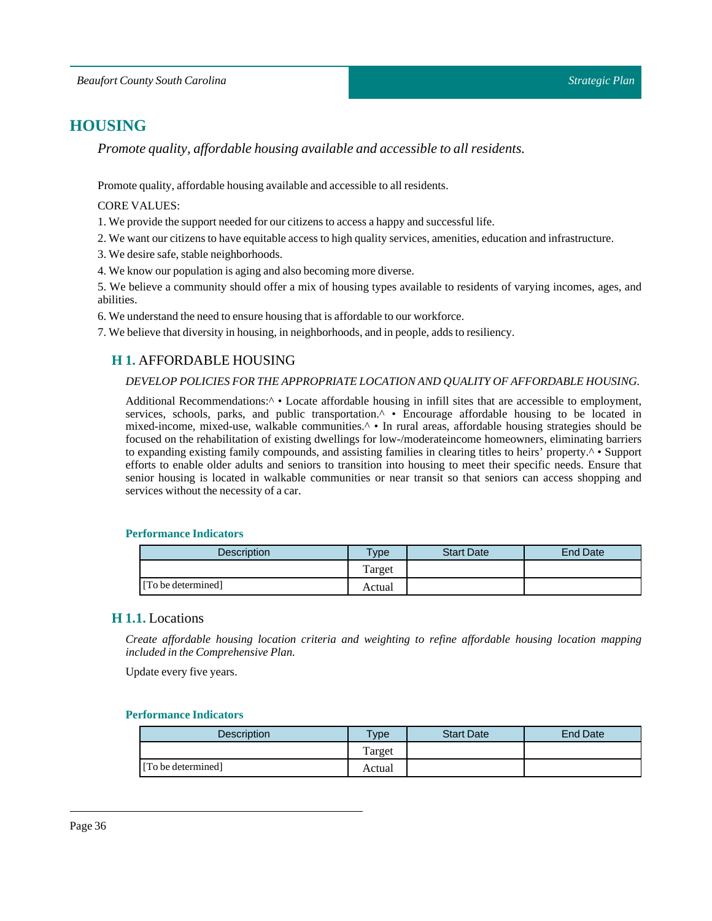# HOUSING

*Promote quality, affordable housing available and accessible to all residents.*

Promote quality, affordable housing available and accessible to all residents.

CORE VALUES:

1. We provide the support needed for our citizens to access a happy and successful life.
2. We want our citizens to have equitable access to high quality services, amenities, education and infrastructure.
3. We desire safe, stable neighborhoods.
4. We know our population is aging and also becoming more diverse.
5. We believe a community should offer a mix of housing types available to residents of varying incomes, ages, and abilities.
6. We understand the need to ensure housing that is affordable to our workforce.
7. We believe that diversity in housing, in neighborhoods, and in people, adds to resiliency.

## H 1. AFFORDABLE HOUSING

*DEVELOP POLICIES FOR THE APPROPRIATE LOCATION AND QUALITY OF AFFORDABLE HOUSING.*

Additional Recommendations:^ • Locate affordable housing in infill sites that are accessible to employment, services, schools, parks, and public transportation.^ • Encourage affordable housing to be located in mixed-income, mixed-use, walkable communities.^ • In rural areas, affordable housing strategies should be focused on the rehabilitation of existing dwellings for low-/moderateincome homeowners, eliminating barriers to expanding existing family compounds, and assisting families in clearing titles to heirs' property.^ • Support efforts to enable older adults and seniors to transition into housing to meet their specific needs. Ensure that senior housing is located in walkable communities or near transit so that seniors can access shopping and services without the necessity of a car.

**Performance Indicators**

| Description | Type | Start Date | End Date |
|---|---|---|---|
| | Target | | |
| [To be determined] | Actual | | |

## H 1.1. Locations

*Create affordable housing location criteria and weighting to refine affordable housing location mapping included in the Comprehensive Plan.*

Update every five years.

**Performance Indicators**

| Description | Type | Start Date | End Date |
|---|---|---|---|
| | Target | | |
| [To be determined] | Actual | | |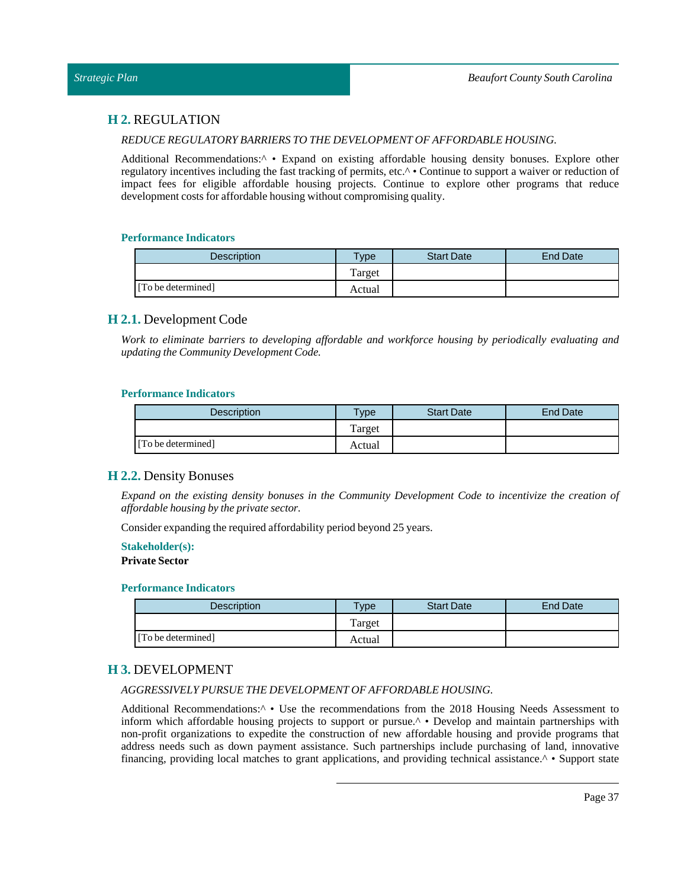## H 2. REGULATION

*REDUCE REGULATORY BARRIERS TO THE DEVELOPMENT OF AFFORDABLE HOUSING.*

Additional Recommendations:^ • Expand on existing affordable housing density bonuses. Explore other regulatory incentives including the fast tracking of permits, etc.^ • Continue to support a waiver or reduction of impact fees for eligible affordable housing projects. Continue to explore other programs that reduce development costs for affordable housing without compromising quality.

#### Performance Indicators

| Description | Type | Start Date | End Date |
|---|---|---|---|
| | Target | | |
| [To be determined] | Actual | | |

### H 2.1. Development Code

*Work to eliminate barriers to developing affordable and workforce housing by periodically evaluating and updating the Community Development Code.*

#### Performance Indicators

| Description | Type | Start Date | End Date |
|---|---|---|---|
| | Target | | |
| [To be determined] | Actual | | |

### H 2.2. Density Bonuses

*Expand on the existing density bonuses in the Community Development Code to incentivize the creation of affordable housing by the private sector.*

Consider expanding the required affordability period beyond 25 years.

#### Stakeholder(s):

**Private Sector**

#### Performance Indicators

| Description | Type | Start Date | End Date |
|---|---|---|---|
| | Target | | |
| [To be determined] | Actual | | |

## H 3. DEVELOPMENT

*AGGRESSIVELY PURSUE THE DEVELOPMENT OF AFFORDABLE HOUSING.*

Additional Recommendations:^ • Use the recommendations from the 2018 Housing Needs Assessment to inform which affordable housing projects to support or pursue.^ • Develop and maintain partnerships with non-profit organizations to expedite the construction of new affordable housing and provide programs that address needs such as down payment assistance. Such partnerships include purchasing of land, innovative financing, providing local matches to grant applications, and providing technical assistance.^ • Support state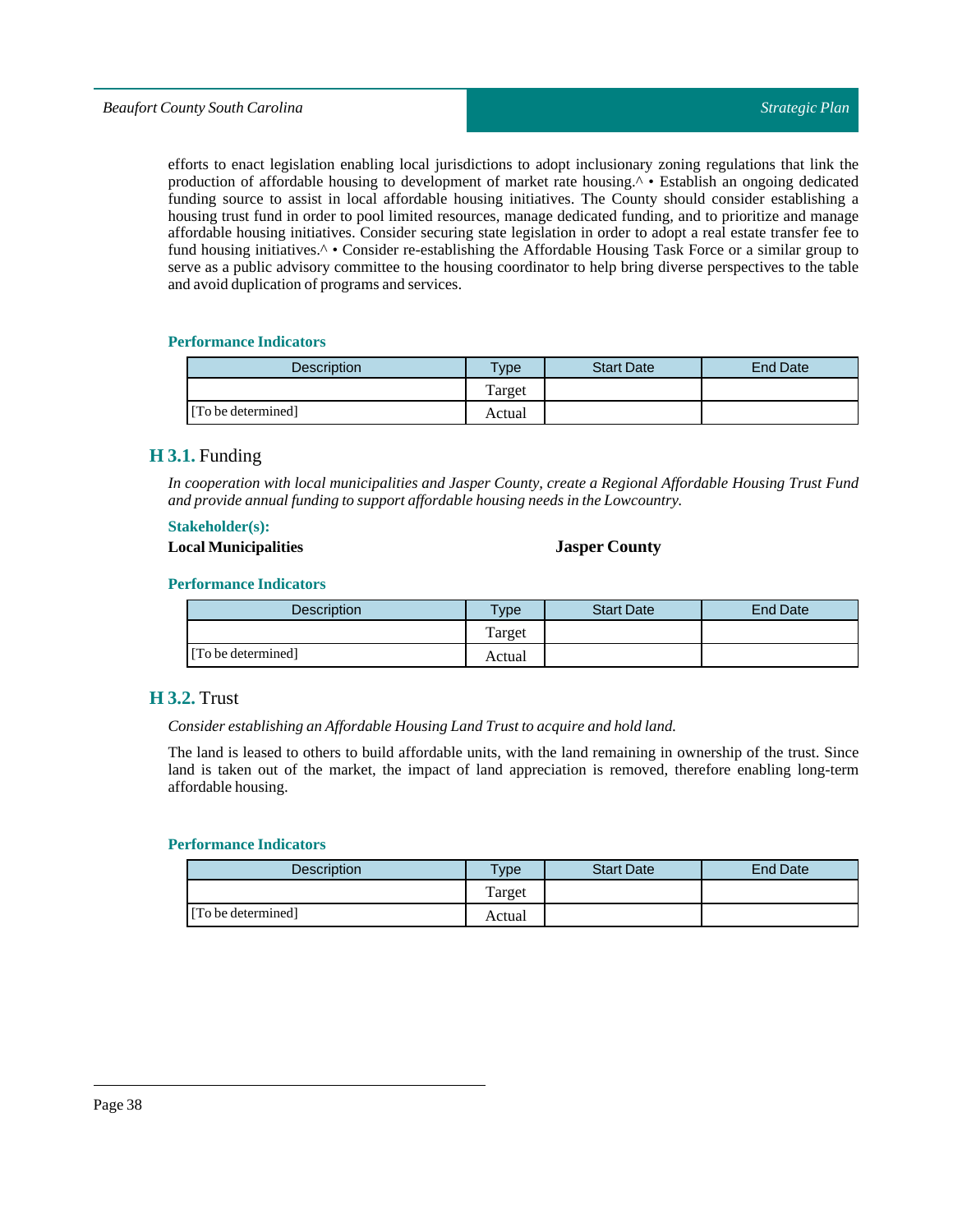efforts to enact legislation enabling local jurisdictions to adopt inclusionary zoning regulations that link the production of affordable housing to development of market rate housing.^ • Establish an ongoing dedicated funding source to assist in local affordable housing initiatives. The County should consider establishing a housing trust fund in order to pool limited resources, manage dedicated funding, and to prioritize and manage affordable housing initiatives. Consider securing state legislation in order to adopt a real estate transfer fee to fund housing initiatives.^ • Consider re-establishing the Affordable Housing Task Force or a similar group to serve as a public advisory committee to the housing coordinator to help bring diverse perspectives to the table and avoid duplication of programs and services.

#### Performance Indicators

| Description | Type | Start Date | End Date |
|---|---|---|---|
| | Target | | |
| [To be determined] | Actual | | |

### **H 3.1.** Funding

*In cooperation with local municipalities and Jasper County, create a Regional Affordable Housing Trust Fund and provide annual funding to support affordable housing needs in the Lowcountry.*

#### Stakeholder(s):

**Local Municipalities**

**Jasper County**

#### Performance Indicators

| Description | Type | Start Date | End Date |
|---|---|---|---|
| | Target | | |
| [To be determined] | Actual | | |

### **H 3.2.** Trust

*Consider establishing an Affordable Housing Land Trust to acquire and hold land.*

The land is leased to others to build affordable units, with the land remaining in ownership of the trust. Since land is taken out of the market, the impact of land appreciation is removed, therefore enabling long-term affordable housing.

#### Performance Indicators

| Description | Type | Start Date | End Date |
|---|---|---|---|
| | Target | | |
| [To be determined] | Actual | | |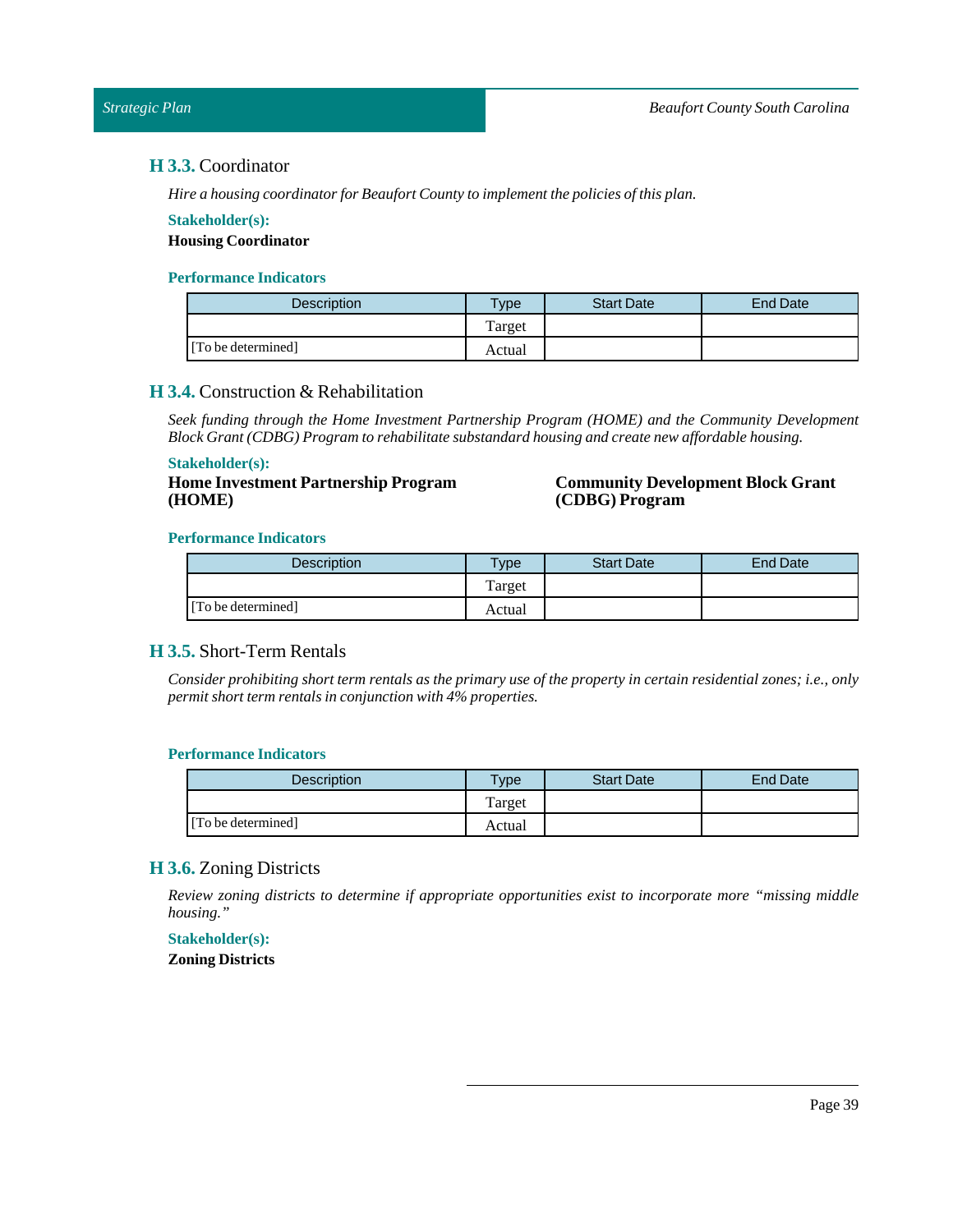### H 3.3. Coordinator

*Hire a housing coordinator for Beaufort County to implement the policies of this plan.*

**Stakeholder(s):**

**Housing Coordinator**

**Performance Indicators**

| Description | Type | Start Date | End Date |
|---|---|---|---|
| | Target | | |
| [To be determined] | Actual | | |

### H 3.4. Construction & Rehabilitation

*Seek funding through the Home Investment Partnership Program (HOME) and the Community Development Block Grant (CDBG) Program to rehabilitate substandard housing and create new affordable housing.*

**Stakeholder(s):**

**Home Investment Partnership Program (HOME)**

**Community Development Block Grant (CDBG) Program**

**Performance Indicators**

| Description | Type | Start Date | End Date |
|---|---|---|---|
| | Target | | |
| [To be determined] | Actual | | |

### H 3.5. Short-Term Rentals

*Consider prohibiting short term rentals as the primary use of the property in certain residential zones; i.e., only permit short term rentals in conjunction with 4% properties.*

**Performance Indicators**

| Description | Type | Start Date | End Date |
|---|---|---|---|
| | Target | | |
| [To be determined] | Actual | | |

### H 3.6. Zoning Districts

*Review zoning districts to determine if appropriate opportunities exist to incorporate more "missing middle housing."*

**Stakeholder(s):**

**Zoning Districts**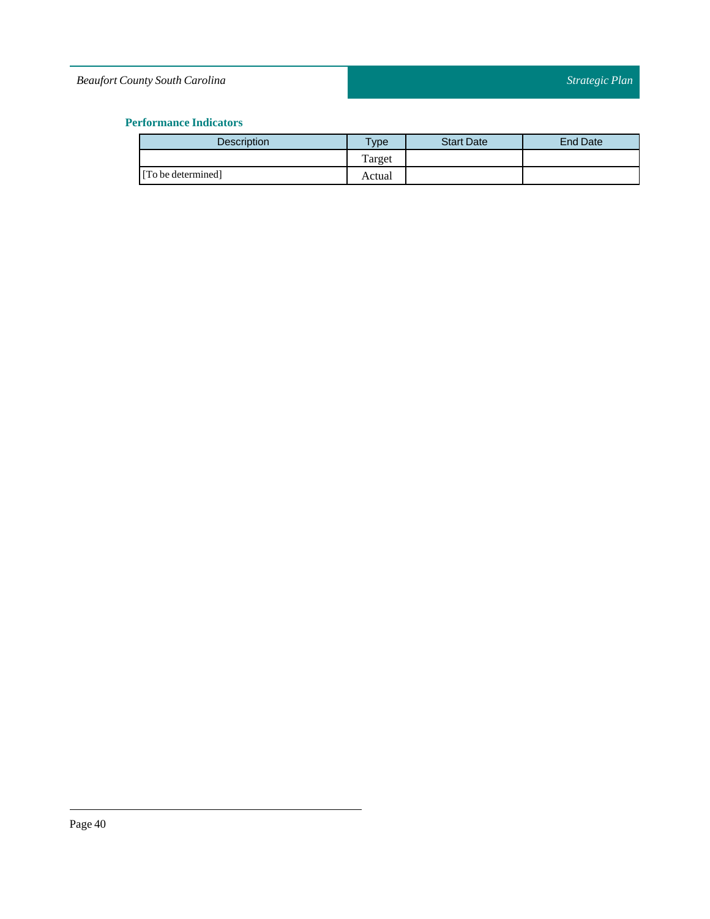### Performance Indicators

| Description | Type | Start Date | End Date |
|---|---|---|---|
| | Target | | |
| [To be determined] | Actual | | |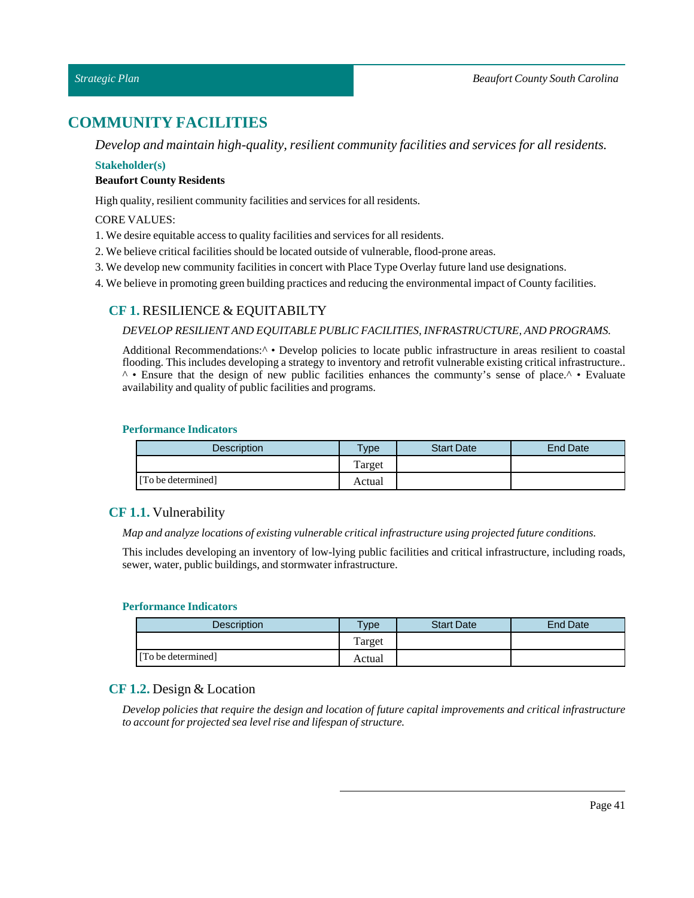# COMMUNITY FACILITIES

*Develop and maintain high-quality, resilient community facilities and services for all residents.*

**Stakeholder(s)**

**Beaufort County Residents**

High quality, resilient community facilities and services for all residents.

CORE VALUES:

1. We desire equitable access to quality facilities and services for all residents.
2. We believe critical facilities should be located outside of vulnerable, flood-prone areas.
3. We develop new community facilities in concert with Place Type Overlay future land use designations.
4. We believe in promoting green building practices and reducing the environmental impact of County facilities.

## CF 1. RESILIENCE & EQUITABILTY

*DEVELOP RESILIENT AND EQUITABLE PUBLIC FACILITIES, INFRASTRUCTURE, AND PROGRAMS.*

Additional Recommendations:^ • Develop policies to locate public infrastructure in areas resilient to coastal flooding. This includes developing a strategy to inventory and retrofit vulnerable existing critical infrastructure.. ^ • Ensure that the design of new public facilities enhances the communty's sense of place.^ • Evaluate availability and quality of public facilities and programs.

**Performance Indicators**

| Description | Type | Start Date | End Date |
|---|---|---|---|
| | Target | | |
| [To be determined] | Actual | | |

## CF 1.1. Vulnerability

*Map and analyze locations of existing vulnerable critical infrastructure using projected future conditions.*

This includes developing an inventory of low-lying public facilities and critical infrastructure, including roads, sewer, water, public buildings, and stormwater infrastructure.

**Performance Indicators**

| Description | Type | Start Date | End Date |
|---|---|---|---|
| | Target | | |
| [To be determined] | Actual | | |

## CF 1.2. Design & Location

*Develop policies that require the design and location of future capital improvements and critical infrastructure to account for projected sea level rise and lifespan of structure.*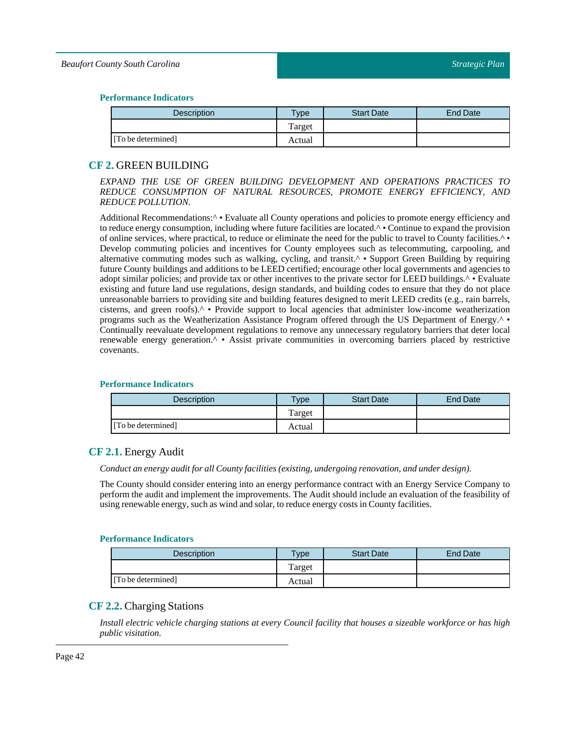### Performance Indicators

| Description | Type | Start Date | End Date |
|---|---|---|---|
| | Target | | |
| [To be determined] | Actual | | |

## **CF 2.** GREEN BUILDING

*EXPAND THE USE OF GREEN BUILDING DEVELOPMENT AND OPERATIONS PRACTICES TO REDUCE CONSUMPTION OF NATURAL RESOURCES, PROMOTE ENERGY EFFICIENCY, AND REDUCE POLLUTION.*

Additional Recommendations:^ • Evaluate all County operations and policies to promote energy efficiency and to reduce energy consumption, including where future facilities are located.^ • Continue to expand the provision of online services, where practical, to reduce or eliminate the need for the public to travel to County facilities.^ • Develop commuting policies and incentives for County employees such as telecommuting, carpooling, and alternative commuting modes such as walking, cycling, and transit.^ • Support Green Building by requiring future County buildings and additions to be LEED certified; encourage other local governments and agencies to adopt similar policies; and provide tax or other incentives to the private sector for LEED buildings.^ • Evaluate existing and future land use regulations, design standards, and building codes to ensure that they do not place unreasonable barriers to providing site and building features designed to merit LEED credits (e.g., rain barrels, cisterns, and green roofs).^ • Provide support to local agencies that administer low-income weatherization programs such as the Weatherization Assistance Program offered through the US Department of Energy.^ • Continually reevaluate development regulations to remove any unnecessary regulatory barriers that deter local renewable energy generation.^ • Assist private communities in overcoming barriers placed by restrictive covenants.

### Performance Indicators

| Description | Type | Start Date | End Date |
|---|---|---|---|
| | Target | | |
| [To be determined] | Actual | | |

## **CF 2.1.** Energy Audit

*Conduct an energy audit for all County facilities (existing, undergoing renovation, and under design).*

The County should consider entering into an energy performance contract with an Energy Service Company to perform the audit and implement the improvements. The Audit should include an evaluation of the feasibility of using renewable energy, such as wind and solar, to reduce energy costs in County facilities.

### Performance Indicators

| Description | Type | Start Date | End Date |
|---|---|---|---|
| | Target | | |
| [To be determined] | Actual | | |

## **CF 2.2.** Charging Stations

*Install electric vehicle charging stations at every Council facility that houses a sizeable workforce or has high public visitation.*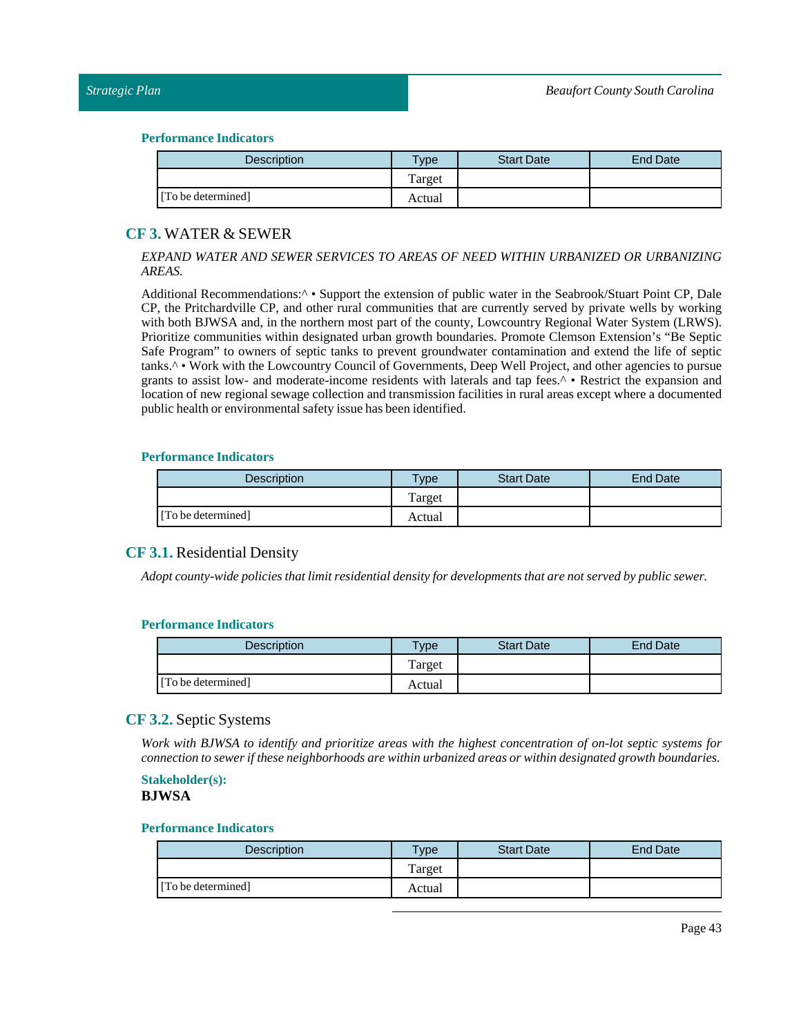#### Performance Indicators

| Description | Type | Start Date | End Date |
|---|---|---|---|
| | Target | | |
| [To be determined] | Actual | | |

## CF 3. WATER & SEWER

*EXPAND WATER AND SEWER SERVICES TO AREAS OF NEED WITHIN URBANIZED OR URBANIZING AREAS.*

Additional Recommendations:^ • Support the extension of public water in the Seabrook/Stuart Point CP, Dale CP, the Pritchardville CP, and other rural communities that are currently served by private wells by working with both BJWSA and, in the northern most part of the county, Lowcountry Regional Water System (LRWS). Prioritize communities within designated urban growth boundaries. Promote Clemson Extension's "Be Septic Safe Program" to owners of septic tanks to prevent groundwater contamination and extend the life of septic tanks.^ • Work with the Lowcountry Council of Governments, Deep Well Project, and other agencies to pursue grants to assist low- and moderate-income residents with laterals and tap fees.^ • Restrict the expansion and location of new regional sewage collection and transmission facilities in rural areas except where a documented public health or environmental safety issue has been identified.

#### Performance Indicators

| Description | Type | Start Date | End Date |
|---|---|---|---|
| | Target | | |
| [To be determined] | Actual | | |

### CF 3.1. Residential Density

*Adopt county-wide policies that limit residential density for developments that are not served by public sewer.*

#### Performance Indicators

| Description | Type | Start Date | End Date |
|---|---|---|---|
| | Target | | |
| [To be determined] | Actual | | |

### CF 3.2. Septic Systems

*Work with BJWSA to identify and prioritize areas with the highest concentration of on-lot septic systems for connection to sewer if these neighborhoods are within urbanized areas or within designated growth boundaries.*

**Stakeholder(s):**
**BJWSA**

#### Performance Indicators

| Description | Type | Start Date | End Date |
|---|---|---|---|
| | Target | | |
| [To be determined] | Actual | | |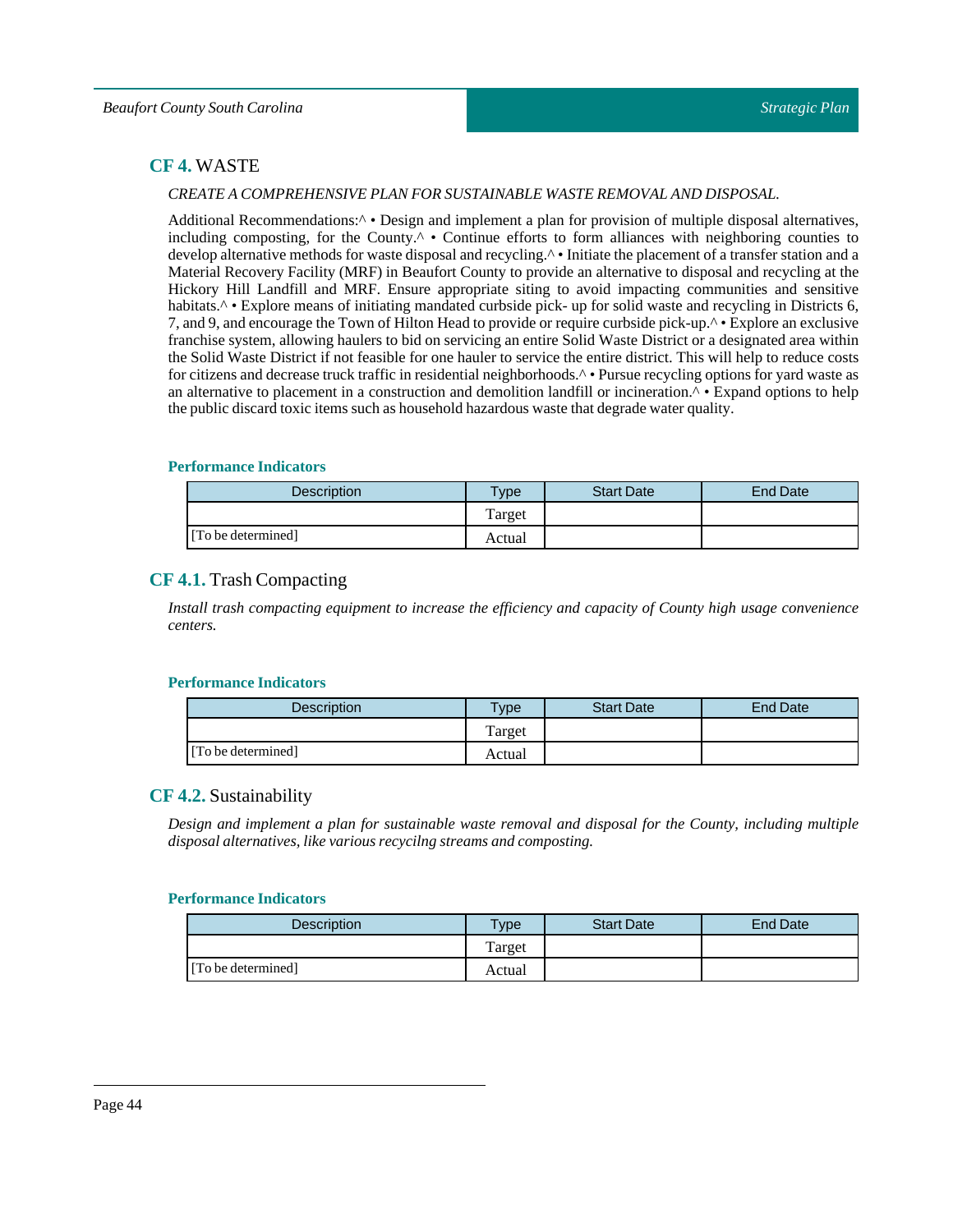## **CF 4.** WASTE

*CREATE A COMPREHENSIVE PLAN FOR SUSTAINABLE WASTE REMOVAL AND DISPOSAL.*

Additional Recommendations:^ • Design and implement a plan for provision of multiple disposal alternatives, including composting, for the County.^ • Continue efforts to form alliances with neighboring counties to develop alternative methods for waste disposal and recycling.^ • Initiate the placement of a transfer station and a Material Recovery Facility (MRF) in Beaufort County to provide an alternative to disposal and recycling at the Hickory Hill Landfill and MRF. Ensure appropriate siting to avoid impacting communities and sensitive habitats.^ • Explore means of initiating mandated curbside pick- up for solid waste and recycling in Districts 6, 7, and 9, and encourage the Town of Hilton Head to provide or require curbside pick-up.^ • Explore an exclusive franchise system, allowing haulers to bid on servicing an entire Solid Waste District or a designated area within the Solid Waste District if not feasible for one hauler to service the entire district. This will help to reduce costs for citizens and decrease truck traffic in residential neighborhoods.^ • Pursue recycling options for yard waste as an alternative to placement in a construction and demolition landfill or incineration.^ • Expand options to help the public discard toxic items such as household hazardous waste that degrade water quality.

**Performance Indicators**

| Description | Type | Start Date | End Date |
|---|---|---|---|
| [To be determined] | Target | | |
| | Actual | | |

## **CF 4.1.** Trash Compacting

*Install trash compacting equipment to increase the efficiency and capacity of County high usage convenience centers.*

**Performance Indicators**

| Description | Type | Start Date | End Date |
|---|---|---|---|
| [To be determined] | Target | | |
| | Actual | | |

## **CF 4.2.** Sustainability

*Design and implement a plan for sustainable waste removal and disposal for the County, including multiple disposal alternatives, like various recycilng streams and composting.*

**Performance Indicators**

| Description | Type | Start Date | End Date |
|---|---|---|---|
| [To be determined] | Target | | |
| | Actual | | |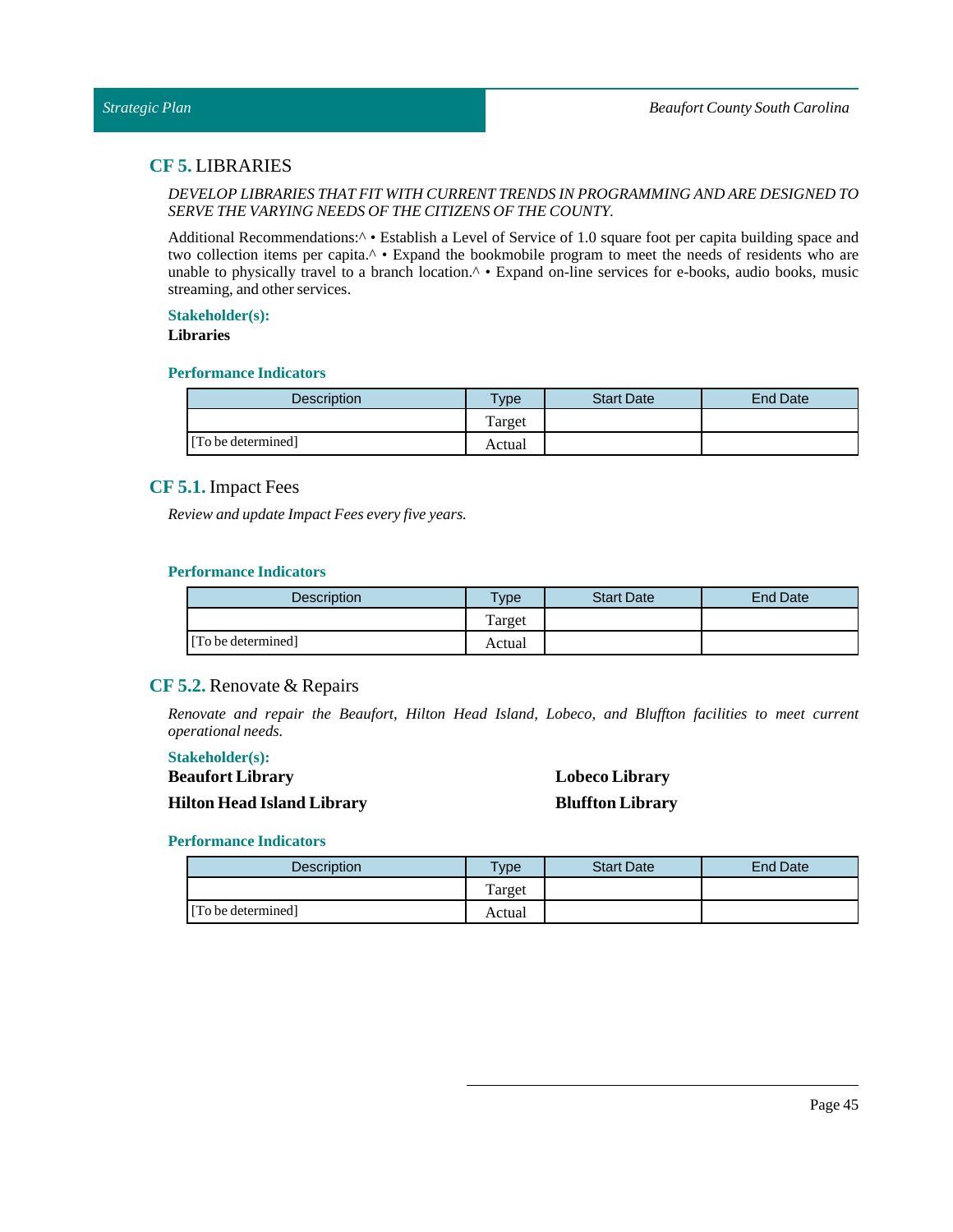## **CF 5.** LIBRARIES

*DEVELOP LIBRARIES THAT FIT WITH CURRENT TRENDS IN PROGRAMMING AND ARE DESIGNED TO SERVE THE VARYING NEEDS OF THE CITIZENS OF THE COUNTY.*

Additional Recommendations:^ • Establish a Level of Service of 1.0 square foot per capita building space and two collection items per capita.^ • Expand the bookmobile program to meet the needs of residents who are unable to physically travel to a branch location.^ • Expand on-line services for e-books, audio books, music streaming, and other services.

**Stakeholder(s):**

**Libraries**

**Performance Indicators**

| Description | Type | Start Date | End Date |
| --- | --- | --- | --- |
| | Target | | |
| [To be determined] | Actual | | |

## **CF 5.1.** Impact Fees

*Review and update Impact Fees every five years.*

**Performance Indicators**

| Description | Type | Start Date | End Date |
| --- | --- | --- | --- |
| | Target | | |
| [To be determined] | Actual | | |

## **CF 5.2.** Renovate & Repairs

*Renovate and repair the Beaufort, Hilton Head Island, Lobeco, and Bluffton facilities to meet current operational needs.*

**Stakeholder(s):**

**Beaufort Library**

**Hilton Head Island Library**

**Lobeco Library**

**Bluffton Library**

**Performance Indicators**

| Description | Type | Start Date | End Date |
| --- | --- | --- | --- |
| | Target | | |
| [To be determined] | Actual | | |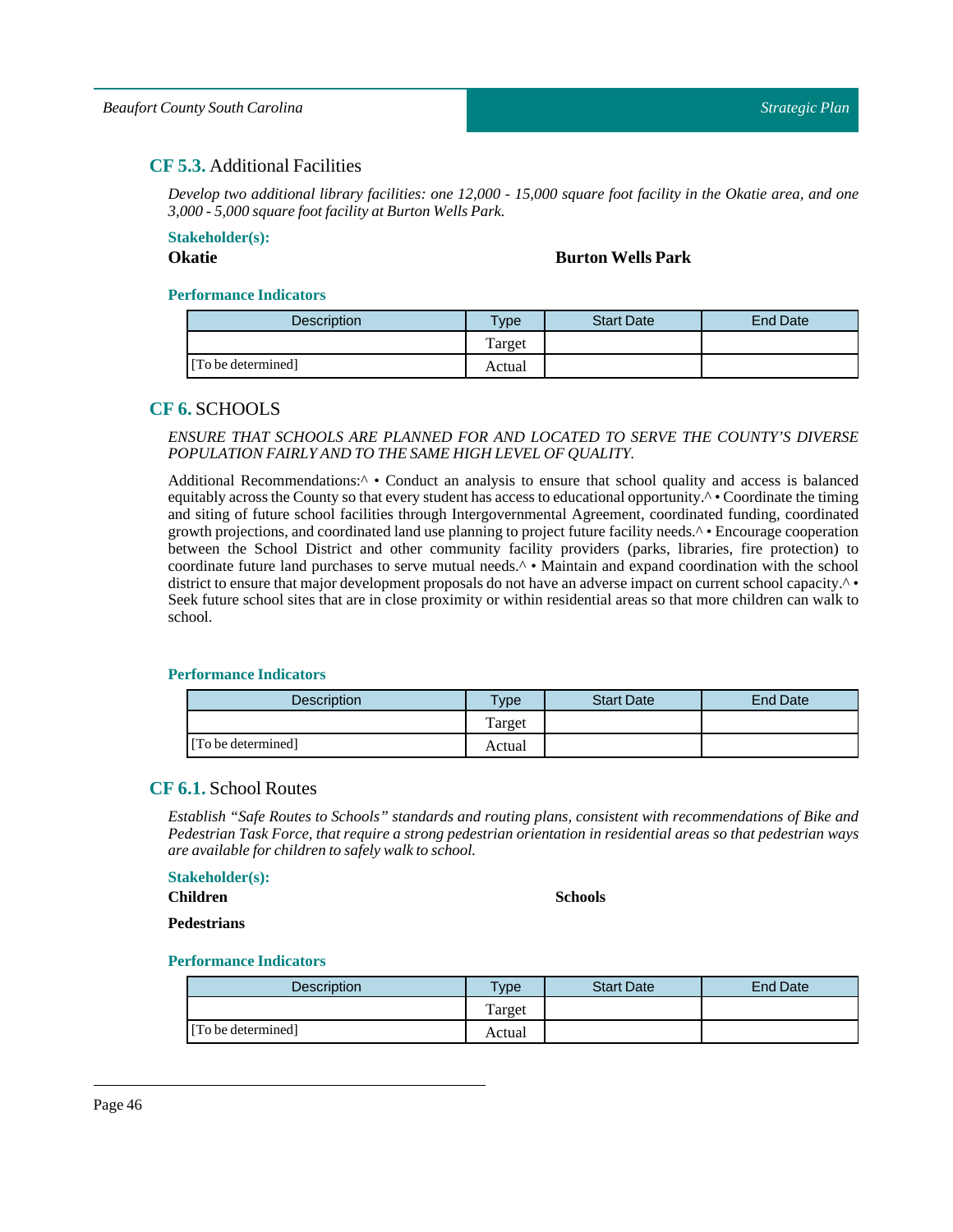### **CF 5.3.** Additional Facilities

*Develop two additional library facilities: one 12,000 - 15,000 square foot facility in the Okatie area, and one 3,000 - 5,000 square foot facility at Burton Wells Park.*

**Stakeholder(s):**

**Okatie**

**Burton Wells Park**

**Performance Indicators**

| Description | Type | Start Date | End Date |
|---|---|---|---|
| | Target | | |
| [To be determined] | Actual | | |

## **CF 6.** SCHOOLS

*ENSURE THAT SCHOOLS ARE PLANNED FOR AND LOCATED TO SERVE THE COUNTY'S DIVERSE POPULATION FAIRLY AND TO THE SAME HIGH LEVEL OF QUALITY.*

Additional Recommendations:^ • Conduct an analysis to ensure that school quality and access is balanced equitably across the County so that every student has access to educational opportunity.^ • Coordinate the timing and siting of future school facilities through Intergovernmental Agreement, coordinated funding, coordinated growth projections, and coordinated land use planning to project future facility needs.^ • Encourage cooperation between the School District and other community facility providers (parks, libraries, fire protection) to coordinate future land purchases to serve mutual needs.^ • Maintain and expand coordination with the school district to ensure that major development proposals do not have an adverse impact on current school capacity.^ • Seek future school sites that are in close proximity or within residential areas so that more children can walk to school.

**Performance Indicators**

| Description | Type | Start Date | End Date |
|---|---|---|---|
| | Target | | |
| [To be determined] | Actual | | |

### **CF 6.1.** School Routes

*Establish "Safe Routes to Schools" standards and routing plans, consistent with recommendations of Bike and Pedestrian Task Force, that require a strong pedestrian orientation in residential areas so that pedestrian ways are available for children to safely walk to school.*

**Stakeholder(s):**

**Children**

**Schools**

**Pedestrians**

**Performance Indicators**

| Description | Type | Start Date | End Date |
|---|---|---|---|
| | Target | | |
| [To be determined] | Actual | | |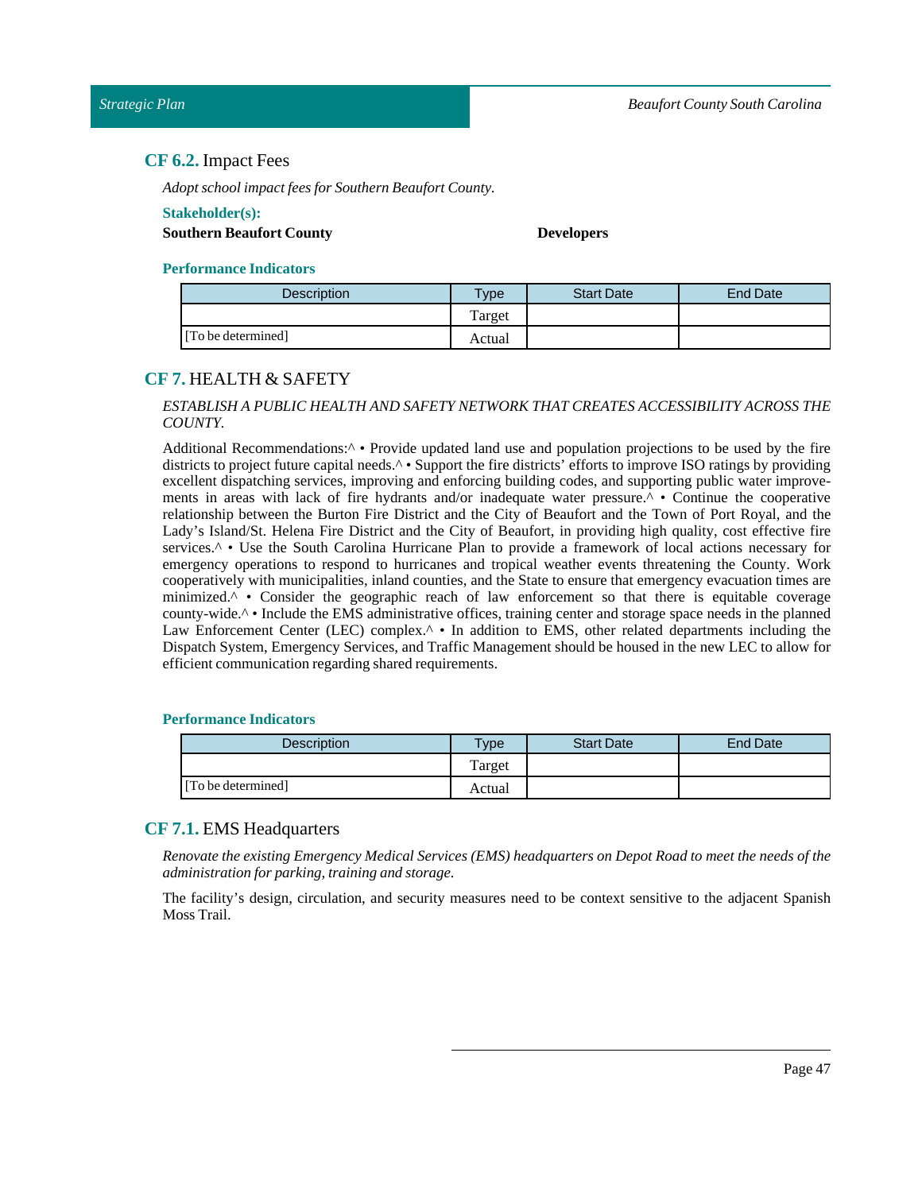### CF 6.2. Impact Fees

*Adopt school impact fees for Southern Beaufort County.*

**Stakeholder(s):**

**Southern Beaufort County** **Developers**

**Performance Indicators**

| Description | Type | Start Date | End Date |
|---|---|---|---|
| | Target | | |
| [To be determined] | Actual | | |

## CF 7. HEALTH & SAFETY

*ESTABLISH A PUBLIC HEALTH AND SAFETY NETWORK THAT CREATES ACCESSIBILITY ACROSS THE COUNTY.*

Additional Recommendations:^ • Provide updated land use and population projections to be used by the fire districts to project future capital needs.^ • Support the fire districts' efforts to improve ISO ratings by providing excellent dispatching services, improving and enforcing building codes, and supporting public water improvements in areas with lack of fire hydrants and/or inadequate water pressure.^ • Continue the cooperative relationship between the Burton Fire District and the City of Beaufort and the Town of Port Royal, and the Lady's Island/St. Helena Fire District and the City of Beaufort, in providing high quality, cost effective fire services.^ • Use the South Carolina Hurricane Plan to provide a framework of local actions necessary for emergency operations to respond to hurricanes and tropical weather events threatening the County. Work cooperatively with municipalities, inland counties, and the State to ensure that emergency evacuation times are minimized.^ • Consider the geographic reach of law enforcement so that there is equitable coverage county-wide.^ • Include the EMS administrative offices, training center and storage space needs in the planned Law Enforcement Center (LEC) complex.^ • In addition to EMS, other related departments including the Dispatch System, Emergency Services, and Traffic Management should be housed in the new LEC to allow for efficient communication regarding shared requirements.

**Performance Indicators**

| Description | Type | Start Date | End Date |
|---|---|---|---|
| | Target | | |
| [To be determined] | Actual | | |

### CF 7.1. EMS Headquarters

*Renovate the existing Emergency Medical Services (EMS) headquarters on Depot Road to meet the needs of the administration for parking, training and storage.*

The facility's design, circulation, and security measures need to be context sensitive to the adjacent Spanish Moss Trail.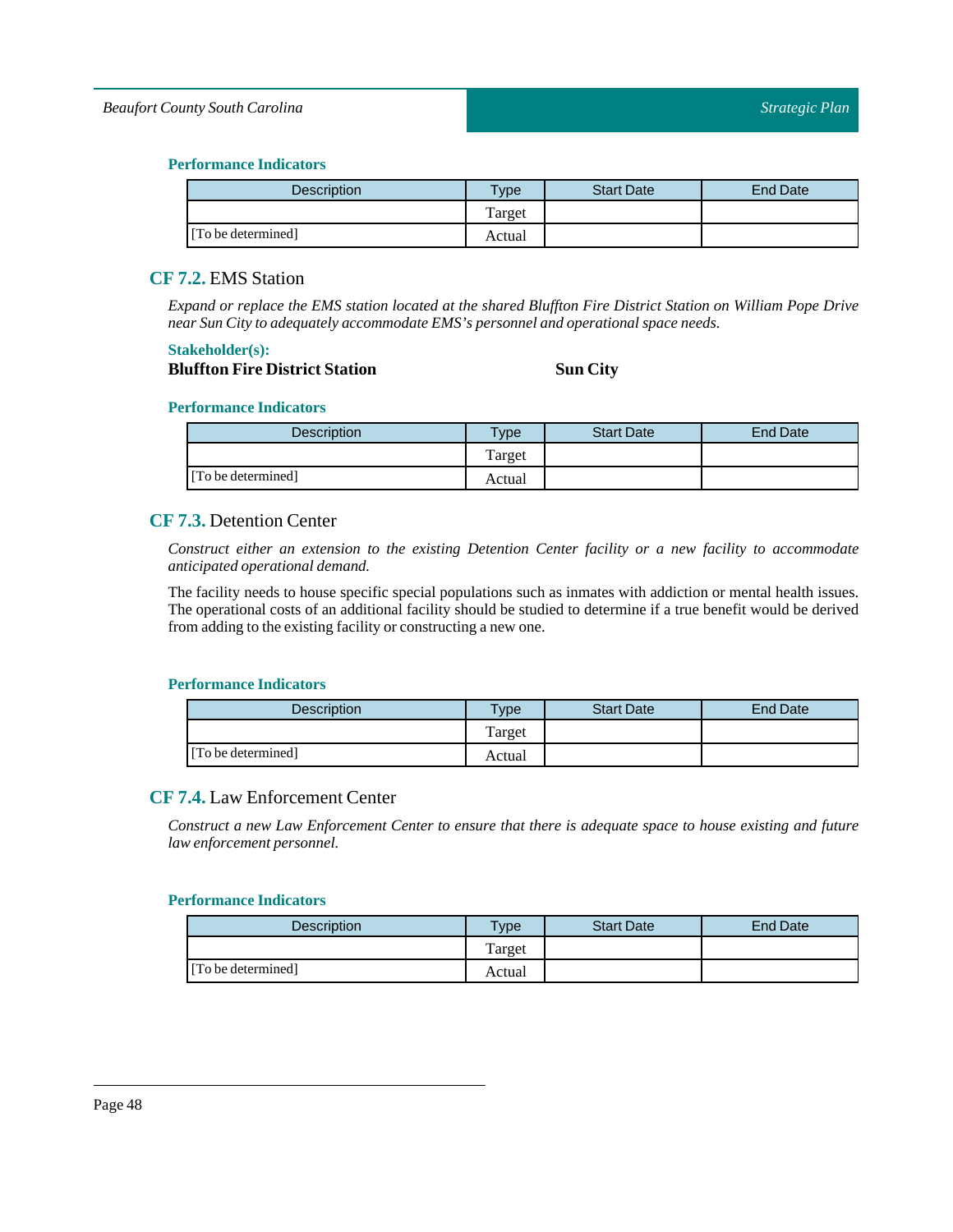#### Performance Indicators

| Description | Type | Start Date | End Date |
|---|---|---|---|
| | Target | | |
| [To be determined] | Actual | | |

### CF 7.2. EMS Station

*Expand or replace the EMS station located at the shared Bluffton Fire District Station on William Pope Drive near Sun City to adequately accommodate EMS's personnel and operational space needs.*

#### Stakeholder(s):

**Bluffton Fire District Station**

**Sun City**

#### Performance Indicators

| Description | Type | Start Date | End Date |
|---|---|---|---|
| | Target | | |
| [To be determined] | Actual | | |

### CF 7.3. Detention Center

*Construct either an extension to the existing Detention Center facility or a new facility to accommodate anticipated operational demand.*

The facility needs to house specific special populations such as inmates with addiction or mental health issues. The operational costs of an additional facility should be studied to determine if a true benefit would be derived from adding to the existing facility or constructing a new one.

#### Performance Indicators

| Description | Type | Start Date | End Date |
|---|---|---|---|
| | Target | | |
| [To be determined] | Actual | | |

### CF 7.4. Law Enforcement Center

*Construct a new Law Enforcement Center to ensure that there is adequate space to house existing and future law enforcement personnel.*

#### Performance Indicators

| Description | Type | Start Date | End Date |
|---|---|---|---|
| | Target | | |
| [To be determined] | Actual | | |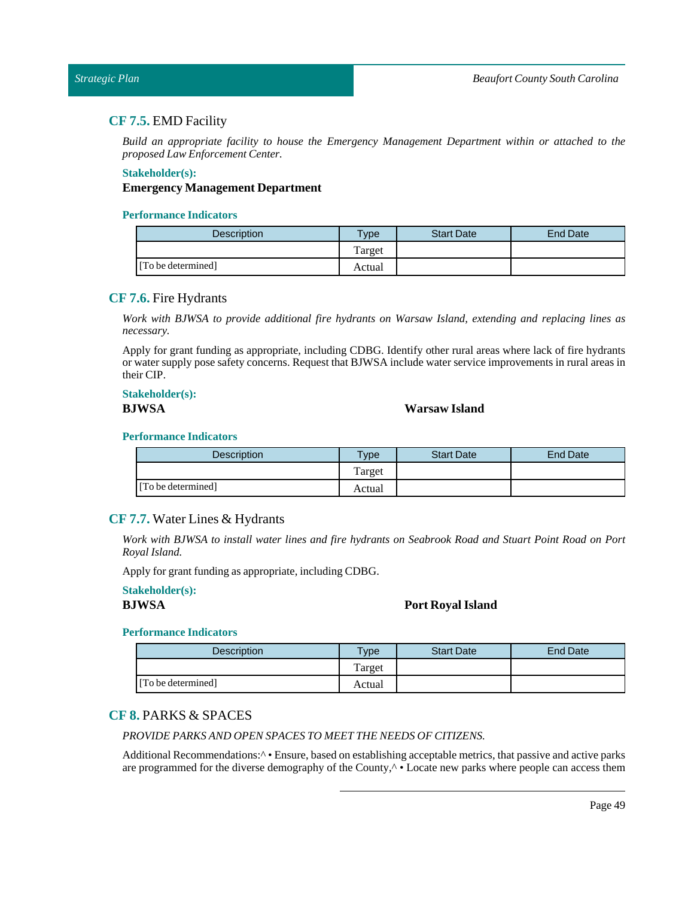### **CF 7.5.** EMD Facility

*Build an appropriate facility to house the Emergency Management Department within or attached to the proposed Law Enforcement Center.*

**Stakeholder(s):**

**Emergency Management Department**

**Performance Indicators**

| Description | Type | Start Date | End Date |
|---|---|---|---|
| | Target | | |
| [To be determined] | Actual | | |

### **CF 7.6.** Fire Hydrants

*Work with BJWSA to provide additional fire hydrants on Warsaw Island, extending and replacing lines as necessary.*

Apply for grant funding as appropriate, including CDBG. Identify other rural areas where lack of fire hydrants or water supply pose safety concerns. Request that BJWSA include water service improvements in rural areas in their CIP.

**Stakeholder(s):**

**BJWSA**

**Warsaw Island**

**Performance Indicators**

| Description | Type | Start Date | End Date |
|---|---|---|---|
| | Target | | |
| [To be determined] | Actual | | |

### **CF 7.7.** Water Lines & Hydrants

*Work with BJWSA to install water lines and fire hydrants on Seabrook Road and Stuart Point Road on Port Royal Island.*

Apply for grant funding as appropriate, including CDBG.

**Stakeholder(s):**

**BJWSA**

**Port Royal Island**

**Performance Indicators**

| Description | Type | Start Date | End Date |
|---|---|---|---|
| | Target | | |
| [To be determined] | Actual | | |

## **CF 8.** PARKS & SPACES

*PROVIDE PARKS AND OPEN SPACES TO MEET THE NEEDS OF CITIZENS.*

Additional Recommendations:^ • Ensure, based on establishing acceptable metrics, that passive and active parks are programmed for the diverse demography of the County,^ • Locate new parks where people can access them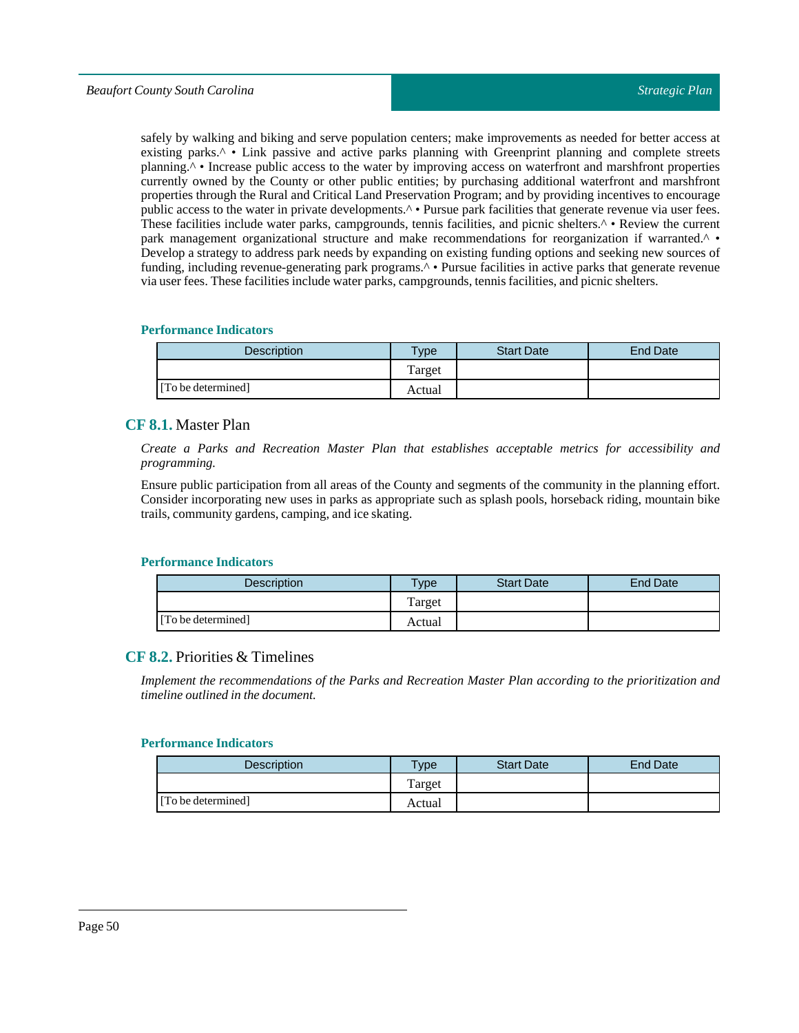safely by walking and biking and serve population centers; make improvements as needed for better access at existing parks.^ • Link passive and active parks planning with Greenprint planning and complete streets planning.^ • Increase public access to the water by improving access on waterfront and marshfront properties currently owned by the County or other public entities; by purchasing additional waterfront and marshfront properties through the Rural and Critical Land Preservation Program; and by providing incentives to encourage public access to the water in private developments.^ • Pursue park facilities that generate revenue via user fees. These facilities include water parks, campgrounds, tennis facilities, and picnic shelters.^ • Review the current park management organizational structure and make recommendations for reorganization if warranted.^ • Develop a strategy to address park needs by expanding on existing funding options and seeking new sources of funding, including revenue-generating park programs.^ • Pursue facilities in active parks that generate revenue via user fees. These facilities include water parks, campgrounds, tennis facilities, and picnic shelters.

#### Performance Indicators

| Description | Type | Start Date | End Date |
|---|---|---|---|
| | Target | | |
| [To be determined] | Actual | | |

## CF 8.1. Master Plan

*Create a Parks and Recreation Master Plan that establishes acceptable metrics for accessibility and programming.*

Ensure public participation from all areas of the County and segments of the community in the planning effort. Consider incorporating new uses in parks as appropriate such as splash pools, horseback riding, mountain bike trails, community gardens, camping, and ice skating.

#### Performance Indicators

| Description | Type | Start Date | End Date |
|---|---|---|---|
| | Target | | |
| [To be determined] | Actual | | |

## CF 8.2. Priorities & Timelines

*Implement the recommendations of the Parks and Recreation Master Plan according to the prioritization and timeline outlined in the document.*

#### Performance Indicators

| Description | Type | Start Date | End Date |
|---|---|---|---|
| | Target | | |
| [To be determined] | Actual | | |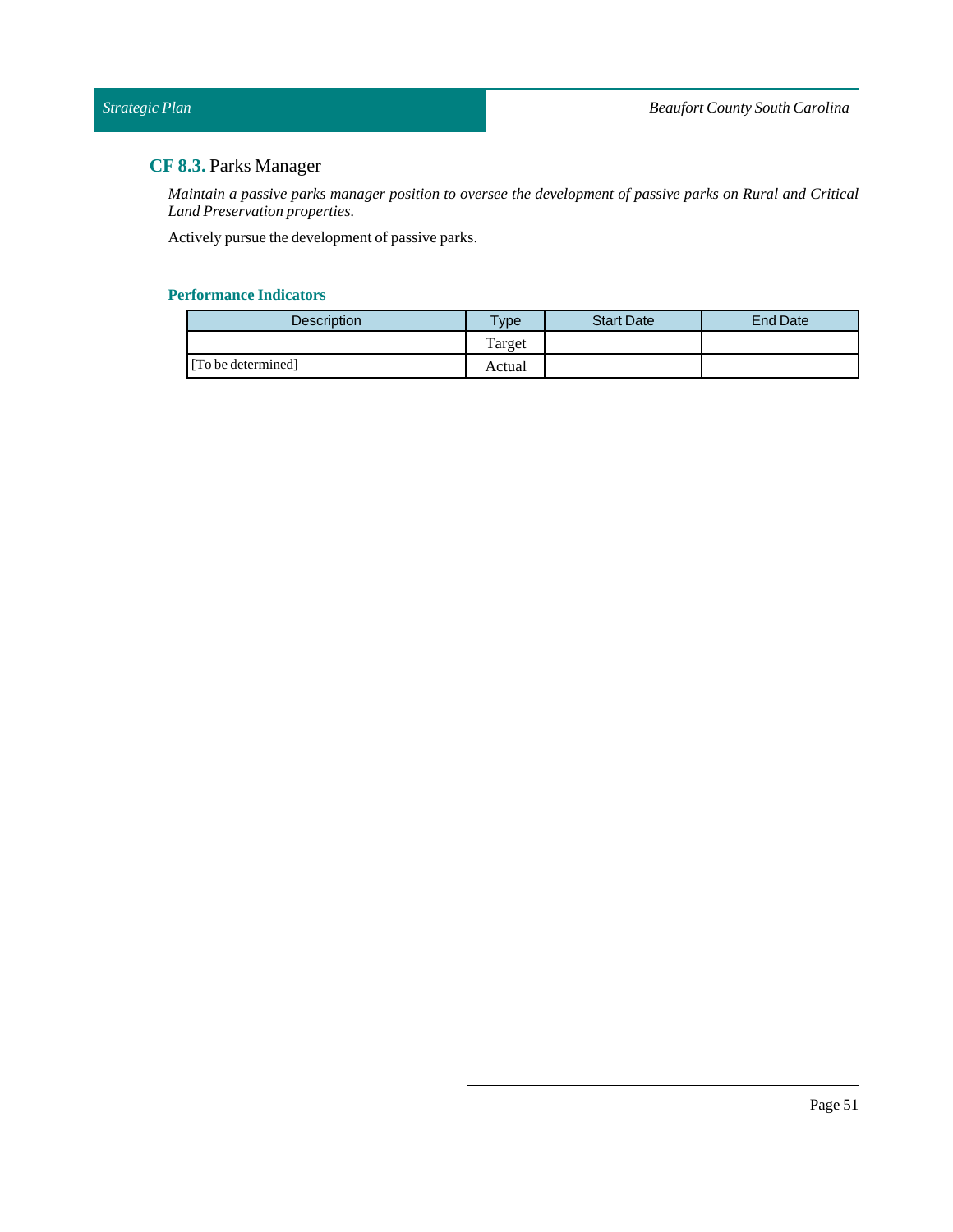## **CF 8.3.** Parks Manager

*Maintain a passive parks manager position to oversee the development of passive parks on Rural and Critical Land Preservation properties.*

Actively pursue the development of passive parks.

### Performance Indicators

| Description | Type | Start Date | End Date |
| --- | --- | --- | --- |
| [To be determined] | Target | | |
| | Actual | | |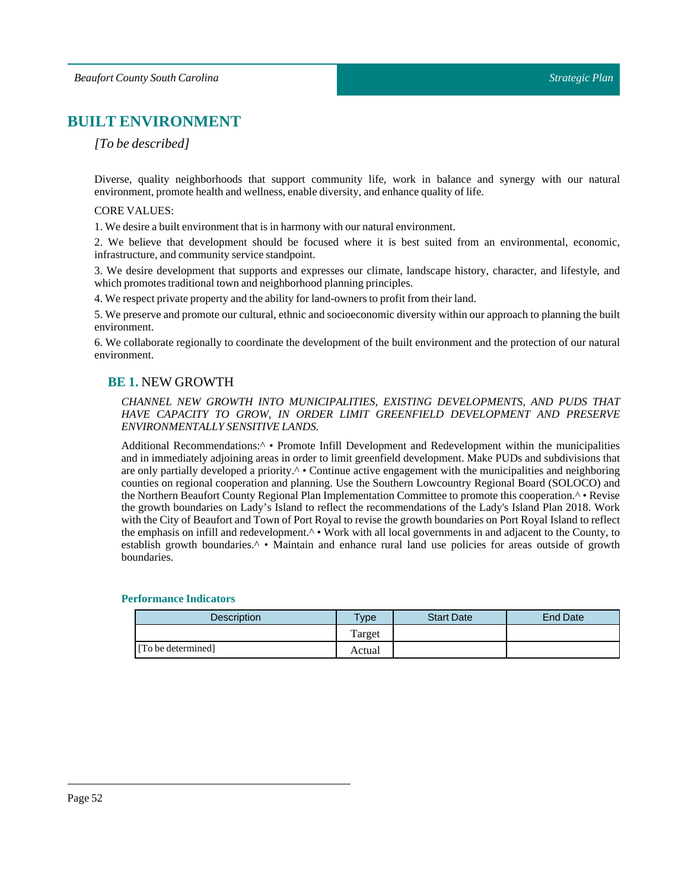## BUILT ENVIRONMENT

*[To be described]*

Diverse, quality neighborhoods that support community life, work in balance and synergy with our natural environment, promote health and wellness, enable diversity, and enhance quality of life.

CORE VALUES:

1. We desire a built environment that is in harmony with our natural environment.

2. We believe that development should be focused where it is best suited from an environmental, economic, infrastructure, and community service standpoint.

3. We desire development that supports and expresses our climate, landscape history, character, and lifestyle, and which promotes traditional town and neighborhood planning principles.

4. We respect private property and the ability for land-owners to profit from their land.

5. We preserve and promote our cultural, ethnic and socioeconomic diversity within our approach to planning the built environment.

6. We collaborate regionally to coordinate the development of the built environment and the protection of our natural environment.

### **BE 1.** NEW GROWTH

*CHANNEL NEW GROWTH INTO MUNICIPALITIES, EXISTING DEVELOPMENTS, AND PUDS THAT HAVE CAPACITY TO GROW, IN ORDER LIMIT GREENFIELD DEVELOPMENT AND PRESERVE ENVIRONMENTALLY SENSITIVE LANDS.*

Additional Recommendations:^ • Promote Infill Development and Redevelopment within the municipalities and in immediately adjoining areas in order to limit greenfield development. Make PUDs and subdivisions that are only partially developed a priority.^ • Continue active engagement with the municipalities and neighboring counties on regional cooperation and planning. Use the Southern Lowcountry Regional Board (SOLOCO) and the Northern Beaufort County Regional Plan Implementation Committee to promote this cooperation.^ • Revise the growth boundaries on Lady’s Island to reflect the recommendations of the Lady's Island Plan 2018. Work with the City of Beaufort and Town of Port Royal to revise the growth boundaries on Port Royal Island to reflect the emphasis on infill and redevelopment.^ • Work with all local governments in and adjacent to the County, to establish growth boundaries.^ • Maintain and enhance rural land use policies for areas outside of growth boundaries.

#### Performance Indicators

| Description | Type | Start Date | End Date |
|---|---|---|---|
| | Target | | |
| [To be determined] | Actual | | |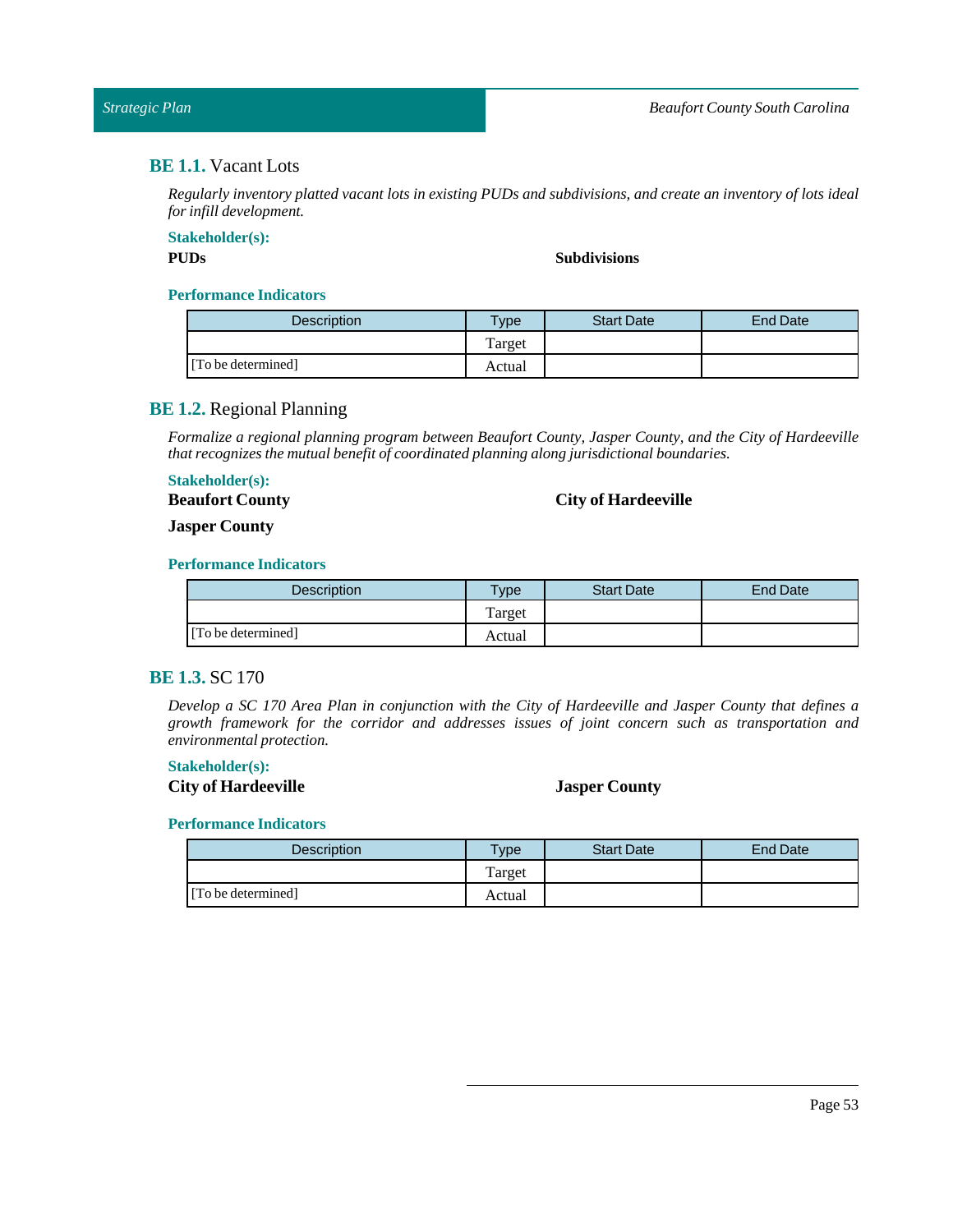## **BE 1.1.** Vacant Lots

*Regularly inventory platted vacant lots in existing PUDs and subdivisions, and create an inventory of lots ideal for infill development.*

**Stakeholder(s):**

**PUDs**

**Subdivisions**

**Performance Indicators**

| Description | Type | Start Date | End Date |
|---|---|---|---|
| | Target | | |
| [To be determined] | Actual | | |

## **BE 1.2.** Regional Planning

*Formalize a regional planning program between Beaufort County, Jasper County, and the City of Hardeeville that recognizes the mutual benefit of coordinated planning along jurisdictional boundaries.*

**Stakeholder(s):**

**Beaufort County**

**City of Hardeeville**

**Jasper County**

**Performance Indicators**

| Description | Type | Start Date | End Date |
|---|---|---|---|
| | Target | | |
| [To be determined] | Actual | | |

## **BE 1.3.** SC 170

*Develop a SC 170 Area Plan in conjunction with the City of Hardeeville and Jasper County that defines a growth framework for the corridor and addresses issues of joint concern such as transportation and environmental protection.*

**Stakeholder(s):**

**City of Hardeeville**

**Jasper County**

**Performance Indicators**

| Description | Type | Start Date | End Date |
|---|---|---|---|
| | Target | | |
| [To be determined] | Actual | | |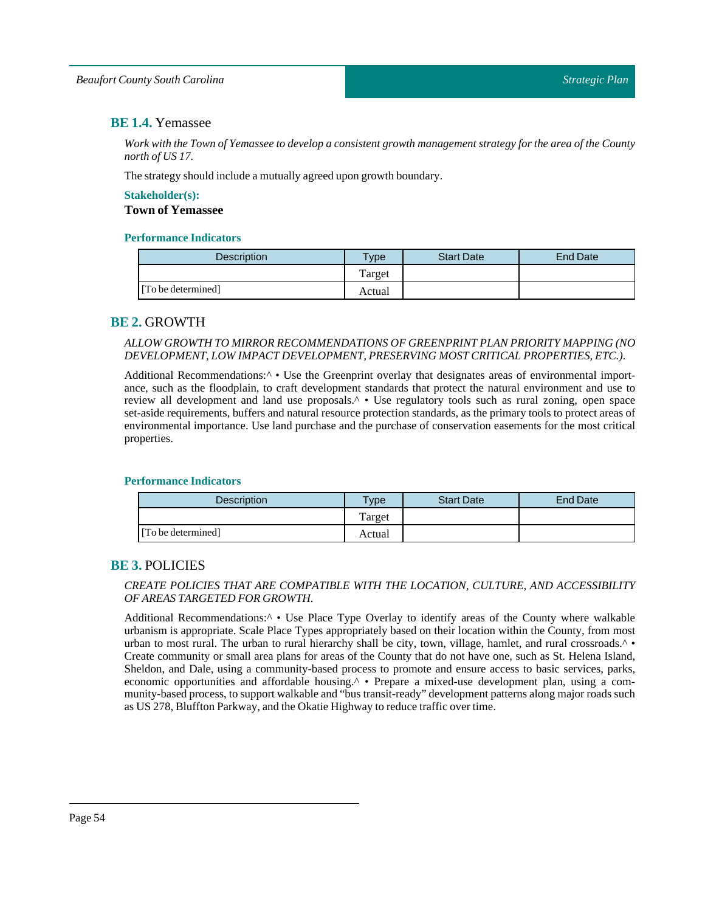## **BE 1.4.** Yemassee

*Work with the Town of Yemassee to develop a consistent growth management strategy for the area of the County north of US 17.*

The strategy should include a mutually agreed upon growth boundary.

**Stakeholder(s):**

**Town of Yemassee**

**Performance Indicators**

| Description | Type | Start Date | End Date |
|---|---|---|---|
| [To be determined] | Target | | |
| | Actual | | |

## **BE 2.** GROWTH

*ALLOW GROWTH TO MIRROR RECOMMENDATIONS OF GREENPRINT PLAN PRIORITY MAPPING (NO DEVELOPMENT, LOW IMPACT DEVELOPMENT, PRESERVING MOST CRITICAL PROPERTIES, ETC.).*

Additional Recommendations:^ • Use the Greenprint overlay that designates areas of environmental importance, such as the floodplain, to craft development standards that protect the natural environment and use to review all development and land use proposals.^ • Use regulatory tools such as rural zoning, open space set-aside requirements, buffers and natural resource protection standards, as the primary tools to protect areas of environmental importance. Use land purchase and the purchase of conservation easements for the most critical properties.

**Performance Indicators**

| Description | Type | Start Date | End Date |
|---|---|---|---|
| [To be determined] | Target | | |
| | Actual | | |

## **BE 3.** POLICIES

*CREATE POLICIES THAT ARE COMPATIBLE WITH THE LOCATION, CULTURE, AND ACCESSIBILITY OF AREAS TARGETED FOR GROWTH.*

Additional Recommendations:^ • Use Place Type Overlay to identify areas of the County where walkable urbanism is appropriate. Scale Place Types appropriately based on their location within the County, from most urban to most rural. The urban to rural hierarchy shall be city, town, village, hamlet, and rural crossroads.^ • Create community or small area plans for areas of the County that do not have one, such as St. Helena Island, Sheldon, and Dale, using a community-based process to promote and ensure access to basic services, parks, economic opportunities and affordable housing.^ • Prepare a mixed-use development plan, using a community-based process, to support walkable and "bus transit-ready" development patterns along major roads such as US 278, Bluffton Parkway, and the Okatie Highway to reduce traffic over time.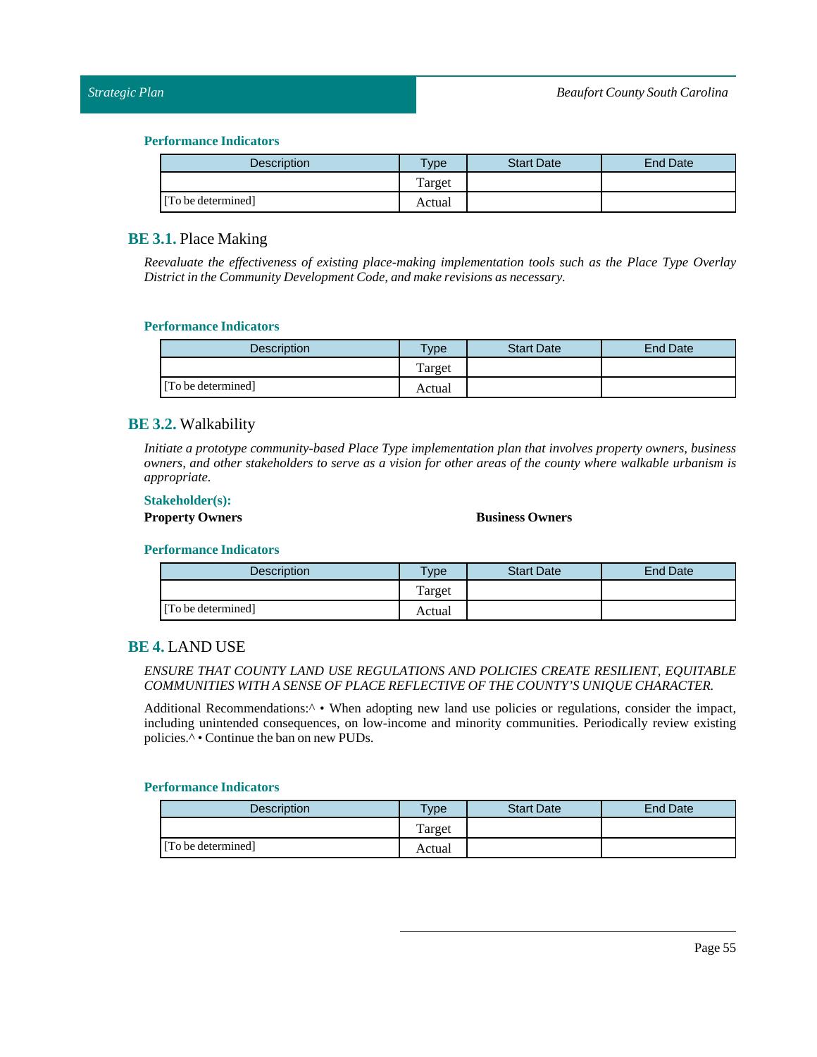#### Performance Indicators

| Description | Type | Start Date | End Date |
|---|---|---|---|
| | Target | | |
| [To be determined] | Actual | | |

### BE 3.1. Place Making

*Reevaluate the effectiveness of existing place-making implementation tools such as the Place Type Overlay District in the Community Development Code, and make revisions as necessary.*

#### Performance Indicators

| Description | Type | Start Date | End Date |
|---|---|---|---|
| | Target | | |
| [To be determined] | Actual | | |

### BE 3.2. Walkability

*Initiate a prototype community-based Place Type implementation plan that involves property owners, business owners, and other stakeholders to serve as a vision for other areas of the county where walkable urbanism is appropriate.*

#### Stakeholder(s):

**Property Owners**

**Business Owners**

#### Performance Indicators

| Description | Type | Start Date | End Date |
|---|---|---|---|
| | Target | | |
| [To be determined] | Actual | | |

## BE 4. LAND USE

*ENSURE THAT COUNTY LAND USE REGULATIONS AND POLICIES CREATE RESILIENT, EQUITABLE COMMUNITIES WITH A SENSE OF PLACE REFLECTIVE OF THE COUNTY'S UNIQUE CHARACTER.*

Additional Recommendations:^ • When adopting new land use policies or regulations, consider the impact, including unintended consequences, on low-income and minority communities. Periodically review existing policies.^ • Continue the ban on new PUDs.

#### Performance Indicators

| Description | Type | Start Date | End Date |
|---|---|---|---|
| | Target | | |
| [To be determined] | Actual | | |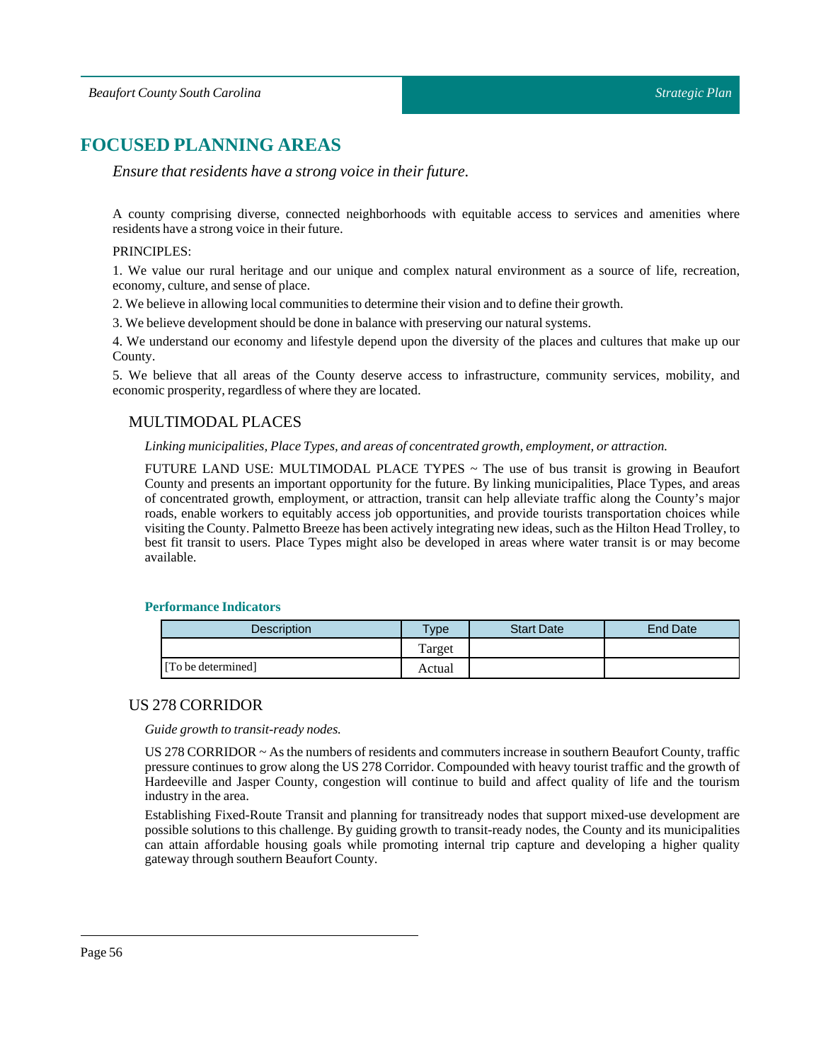## FOCUSED PLANNING AREAS

*Ensure that residents have a strong voice in their future.*

A county comprising diverse, connected neighborhoods with equitable access to services and amenities where residents have a strong voice in their future.

PRINCIPLES:

1. We value our rural heritage and our unique and complex natural environment as a source of life, recreation, economy, culture, and sense of place.

2. We believe in allowing local communities to determine their vision and to define their growth.

3. We believe development should be done in balance with preserving our natural systems.

4. We understand our economy and lifestyle depend upon the diversity of the places and cultures that make up our County.

5. We believe that all areas of the County deserve access to infrastructure, community services, mobility, and economic prosperity, regardless of where they are located.

### MULTIMODAL PLACES

*Linking municipalities, Place Types, and areas of concentrated growth, employment, or attraction.*

FUTURE LAND USE: MULTIMODAL PLACE TYPES ~ The use of bus transit is growing in Beaufort County and presents an important opportunity for the future. By linking municipalities, Place Types, and areas of concentrated growth, employment, or attraction, transit can help alleviate traffic along the County's major roads, enable workers to equitably access job opportunities, and provide tourists transportation choices while visiting the County. Palmetto Breeze has been actively integrating new ideas, such as the Hilton Head Trolley, to best fit transit to users. Place Types might also be developed in areas where water transit is or may become available.

**Performance Indicators**

| Description | Type | Start Date | End Date |
|---|---|---|---|
| | Target | | |
| [To be determined] | Actual | | |

### US 278 CORRIDOR

*Guide growth to transit-ready nodes.*

US 278 CORRIDOR ~ As the numbers of residents and commuters increase in southern Beaufort County, traffic pressure continues to grow along the US 278 Corridor. Compounded with heavy tourist traffic and the growth of Hardeeville and Jasper County, congestion will continue to build and affect quality of life and the tourism industry in the area.

Establishing Fixed-Route Transit and planning for transitready nodes that support mixed-use development are possible solutions to this challenge. By guiding growth to transit-ready nodes, the County and its municipalities can attain affordable housing goals while promoting internal trip capture and developing a higher quality gateway through southern Beaufort County.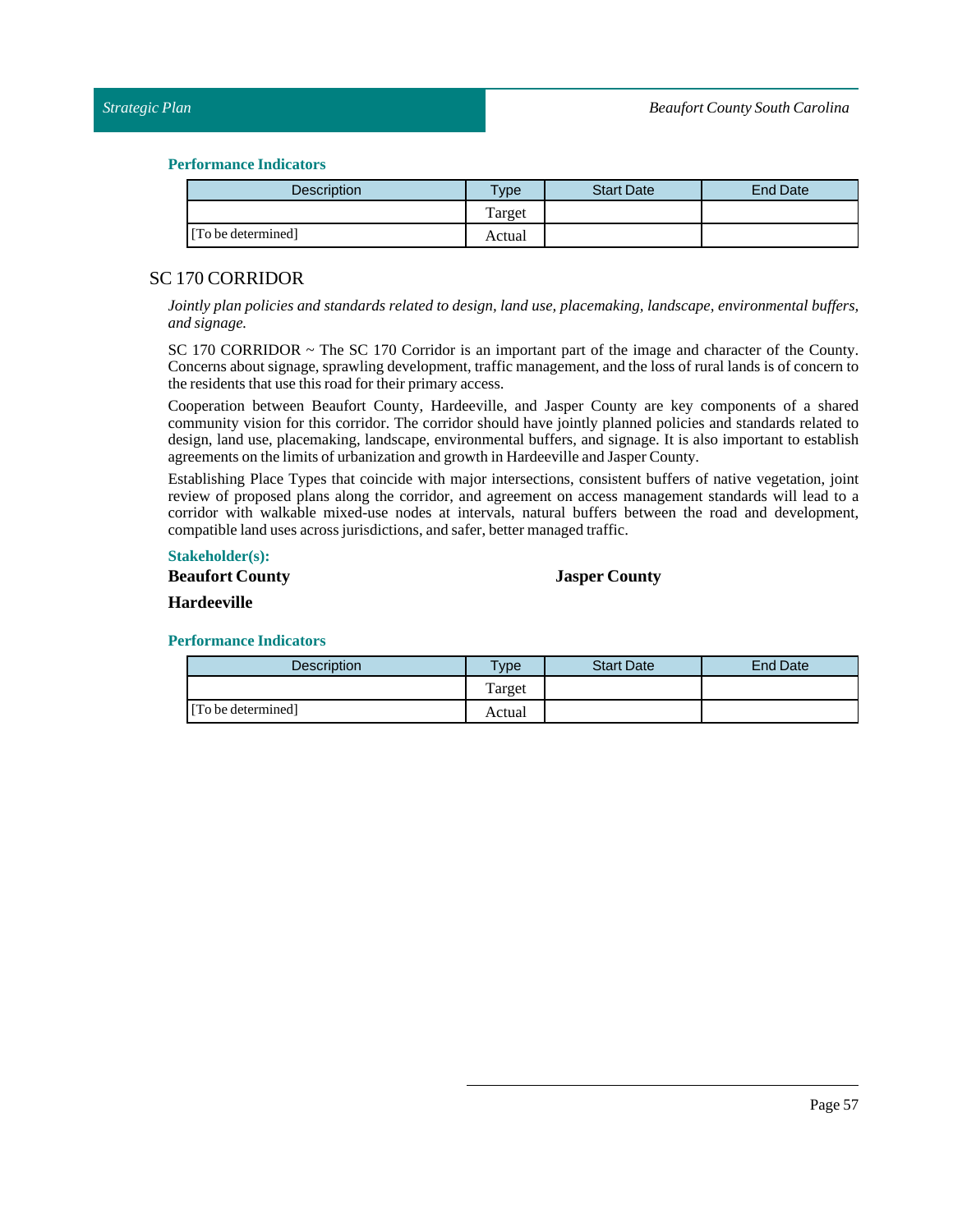### Performance Indicators

| Description | Type | Start Date | End Date |
|---|---|---|---|
| | Target | | |
| [To be determined] | Actual | | |

## SC 170 CORRIDOR

*Jointly plan policies and standards related to design, land use, placemaking, landscape, environmental buffers, and signage.*

SC 170 CORRIDOR ~ The SC 170 Corridor is an important part of the image and character of the County. Concerns about signage, sprawling development, traffic management, and the loss of rural lands is of concern to the residents that use this road for their primary access.

Cooperation between Beaufort County, Hardeeville, and Jasper County are key components of a shared community vision for this corridor. The corridor should have jointly planned policies and standards related to design, land use, placemaking, landscape, environmental buffers, and signage. It is also important to establish agreements on the limits of urbanization and growth in Hardeeville and Jasper County.

Establishing Place Types that coincide with major intersections, consistent buffers of native vegetation, joint review of proposed plans along the corridor, and agreement on access management standards will lead to a corridor with walkable mixed-use nodes at intervals, natural buffers between the road and development, compatible land uses across jurisdictions, and safer, better managed traffic.

### Stakeholder(s):

**Beaufort County**

**Jasper County**

**Hardeeville**

### Performance Indicators

| Description | Type | Start Date | End Date |
|---|---|---|---|
| | Target | | |
| [To be determined] | Actual | | |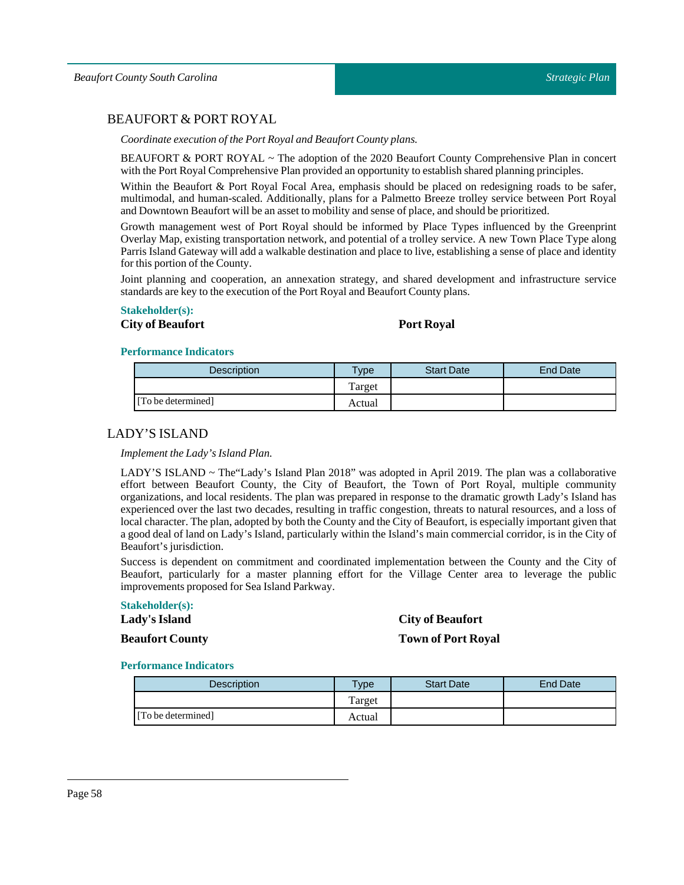## BEAUFORT & PORT ROYAL

*Coordinate execution of the Port Royal and Beaufort County plans.*

BEAUFORT & PORT ROYAL ~ The adoption of the 2020 Beaufort County Comprehensive Plan in concert with the Port Royal Comprehensive Plan provided an opportunity to establish shared planning principles.

Within the Beaufort & Port Royal Focal Area, emphasis should be placed on redesigning roads to be safer, multimodal, and human-scaled. Additionally, plans for a Palmetto Breeze trolley service between Port Royal and Downtown Beaufort will be an asset to mobility and sense of place, and should be prioritized.

Growth management west of Port Royal should be informed by Place Types influenced by the Greenprint Overlay Map, existing transportation network, and potential of a trolley service. A new Town Place Type along Parris Island Gateway will add a walkable destination and place to live, establishing a sense of place and identity for this portion of the County.

Joint planning and cooperation, an annexation strategy, and shared development and infrastructure service standards are key to the execution of the Port Royal and Beaufort County plans.

**Stakeholder(s):**

**City of Beaufort**

**Port Royal**

**Performance Indicators**

| Description | Type | Start Date | End Date |
|---|---|---|---|
| | Target | | |
| [To be determined] | Actual | | |

## LADY'S ISLAND

*Implement the Lady's Island Plan.*

LADY'S ISLAND ~ The"Lady's Island Plan 2018" was adopted in April 2019. The plan was a collaborative effort between Beaufort County, the City of Beaufort, the Town of Port Royal, multiple community organizations, and local residents. The plan was prepared in response to the dramatic growth Lady's Island has experienced over the last two decades, resulting in traffic congestion, threats to natural resources, and a loss of local character. The plan, adopted by both the County and the City of Beaufort, is especially important given that a good deal of land on Lady's Island, particularly within the Island's main commercial corridor, is in the City of Beaufort's jurisdiction.

Success is dependent on commitment and coordinated implementation between the County and the City of Beaufort, particularly for a master planning effort for the Village Center area to leverage the public improvements proposed for Sea Island Parkway.

**Stakeholder(s):**

**Lady's Island**

**City of Beaufort**

**Beaufort County**

**Town of Port Royal**

**Performance Indicators**

| Description | Type | Start Date | End Date |
|---|---|---|---|
| | Target | | |
| [To be determined] | Actual | | |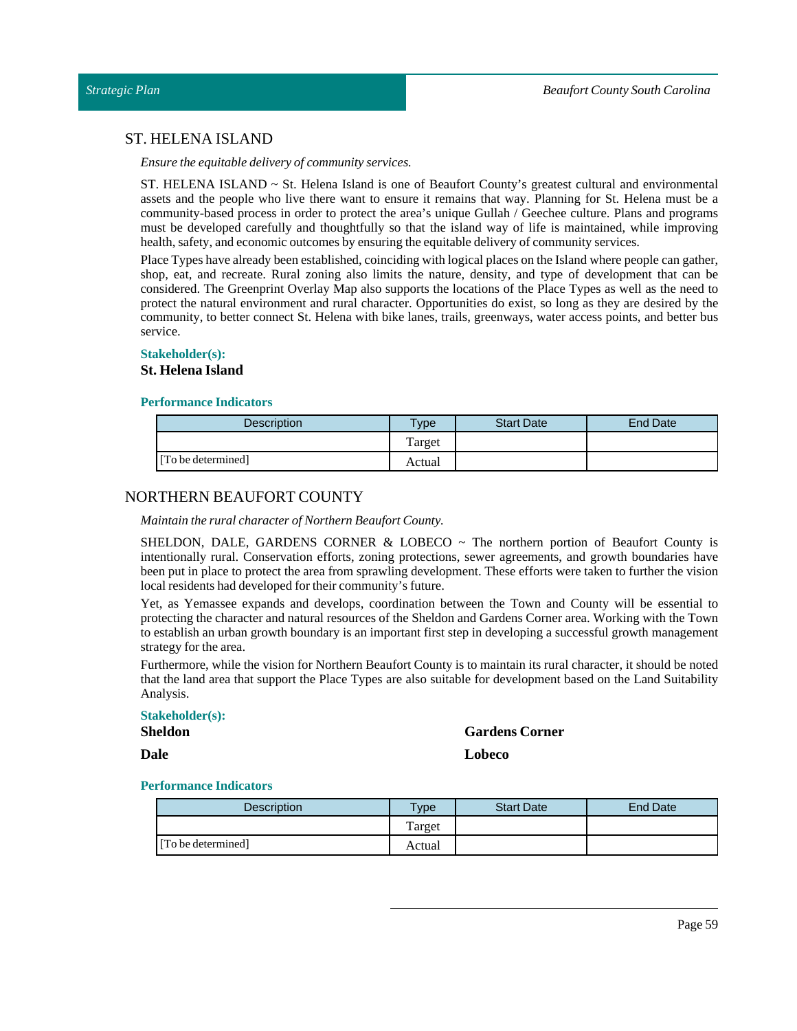## ST. HELENA ISLAND

*Ensure the equitable delivery of community services.*

ST. HELENA ISLAND ~ St. Helena Island is one of Beaufort County's greatest cultural and environmental assets and the people who live there want to ensure it remains that way. Planning for St. Helena must be a community-based process in order to protect the area's unique Gullah / Geechee culture. Plans and programs must be developed carefully and thoughtfully so that the island way of life is maintained, while improving health, safety, and economic outcomes by ensuring the equitable delivery of community services.

Place Types have already been established, coinciding with logical places on the Island where people can gather, shop, eat, and recreate. Rural zoning also limits the nature, density, and type of development that can be considered. The Greenprint Overlay Map also supports the locations of the Place Types as well as the need to protect the natural environment and rural character. Opportunities do exist, so long as they are desired by the community, to better connect St. Helena with bike lanes, trails, greenways, water access points, and better bus service.

**Stakeholder(s):**

**St. Helena Island**

**Performance Indicators**

| Description | Type | Start Date | End Date |
|---|---|---|---|
| [To be determined] | Target | | |
| | Actual | | |

## NORTHERN BEAUFORT COUNTY

*Maintain the rural character of Northern Beaufort County.*

SHELDON, DALE, GARDENS CORNER & LOBECO ~ The northern portion of Beaufort County is intentionally rural. Conservation efforts, zoning protections, sewer agreements, and growth boundaries have been put in place to protect the area from sprawling development. These efforts were taken to further the vision local residents had developed for their community's future.

Yet, as Yemassee expands and develops, coordination between the Town and County will be essential to protecting the character and natural resources of the Sheldon and Gardens Corner area. Working with the Town to establish an urban growth boundary is an important first step in developing a successful growth management strategy for the area.

Furthermore, while the vision for Northern Beaufort County is to maintain its rural character, it should be noted that the land area that support the Place Types are also suitable for development based on the Land Suitability Analysis.

**Stakeholder(s):**

**Sheldon**

**Gardens Corner**

**Dale**

**Lobeco**

**Performance Indicators**

| Description | Type | Start Date | End Date |
|---|---|---|---|
| [To be determined] | Target | | |
| | Actual | | |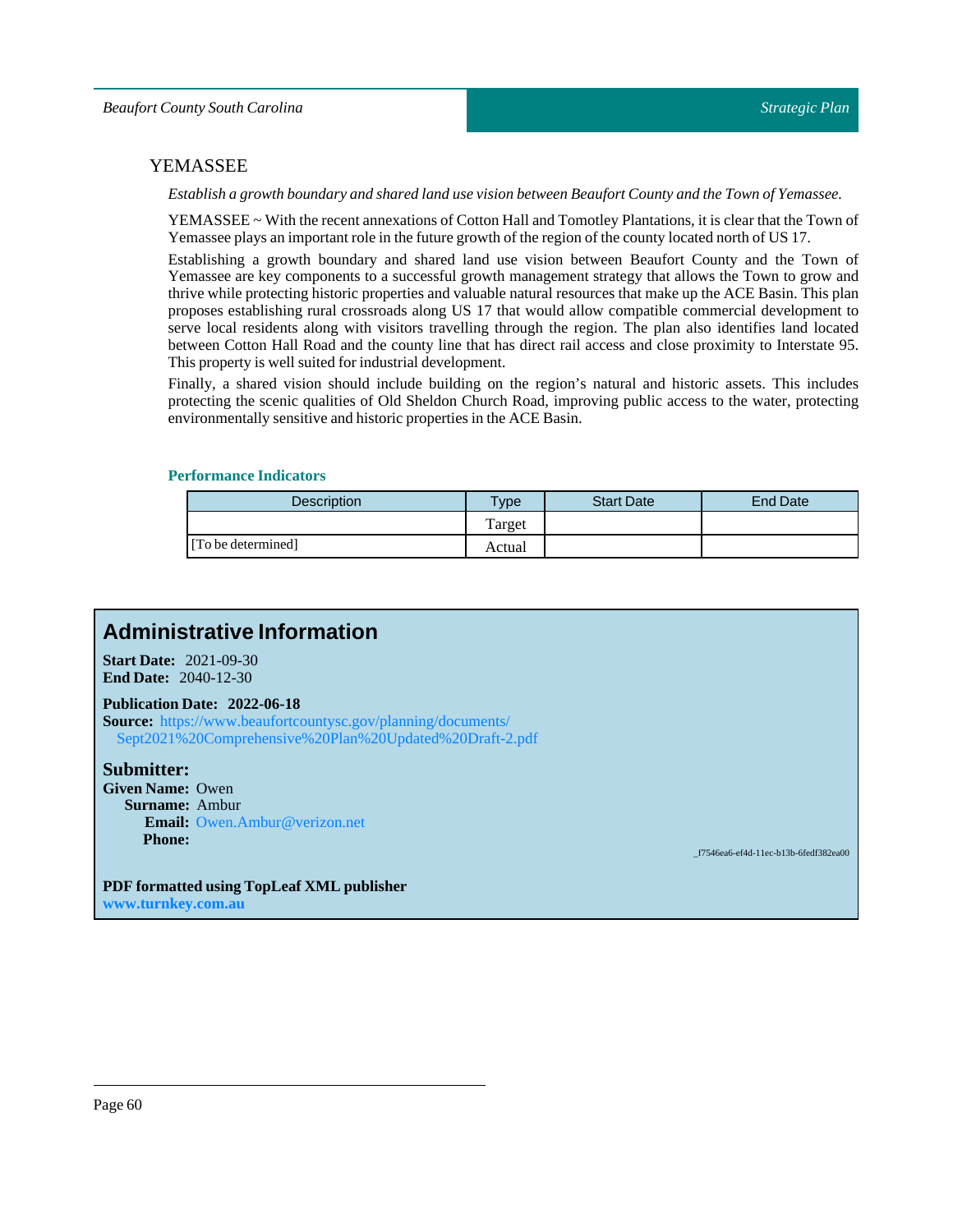## YEMASSEE

*Establish a growth boundary and shared land use vision between Beaufort County and the Town of Yemassee.*

YEMASSEE ~ With the recent annexations of Cotton Hall and Tomotley Plantations, it is clear that the Town of Yemassee plays an important role in the future growth of the region of the county located north of US 17.

Establishing a growth boundary and shared land use vision between Beaufort County and the Town of Yemassee are key components to a successful growth management strategy that allows the Town to grow and thrive while protecting historic properties and valuable natural resources that make up the ACE Basin. This plan proposes establishing rural crossroads along US 17 that would allow compatible commercial development to serve local residents along with visitors travelling through the region. The plan also identifies land located between Cotton Hall Road and the county line that has direct rail access and close proximity to Interstate 95. This property is well suited for industrial development.

Finally, a shared vision should include building on the region's natural and historic assets. This includes protecting the scenic qualities of Old Sheldon Church Road, improving public access to the water, protecting environmentally sensitive and historic properties in the ACE Basin.

### Performance Indicators

| Description | Type | Start Date | End Date |
|---|---|---|---|
| | Target | | |
| [To be determined] | Actual | | |

## Administrative Information

**Start Date:** 2021-09-30
**End Date:** 2040-12-30

**Publication Date: 2022-06-18**
**Source:** https://www.beaufortcountysc.gov/planning/documents/Sept2021%20Comprehensive%20Plan%20Updated%20Draft-2.pdf

### Submitter:

**Given Name:** Owen
**Surname:** Ambur
**Email:** Owen.Ambur@verizon.net
**Phone:**

_f7546ea6-ef4d-11ec-b13b-6fedf382ea00

**PDF formatted using TopLeaf XML publisher**
**www.turnkey.com.au**